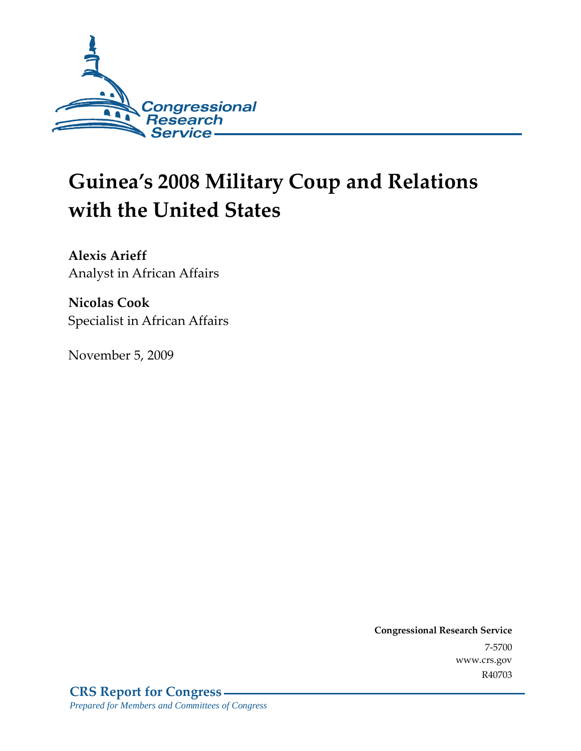Congressional Research Service

# Guinea's 2008 Military Coup and Relations with the United States

**Alexis Arieff**
Analyst in African Affairs

**Nicolas Cook**
Specialist in African Affairs

November 5, 2009

**Congressional Research Service**
7-5700
www.crs.gov
R40703

**CRS Report for Congress**
*Prepared for Members and Committees of Congress*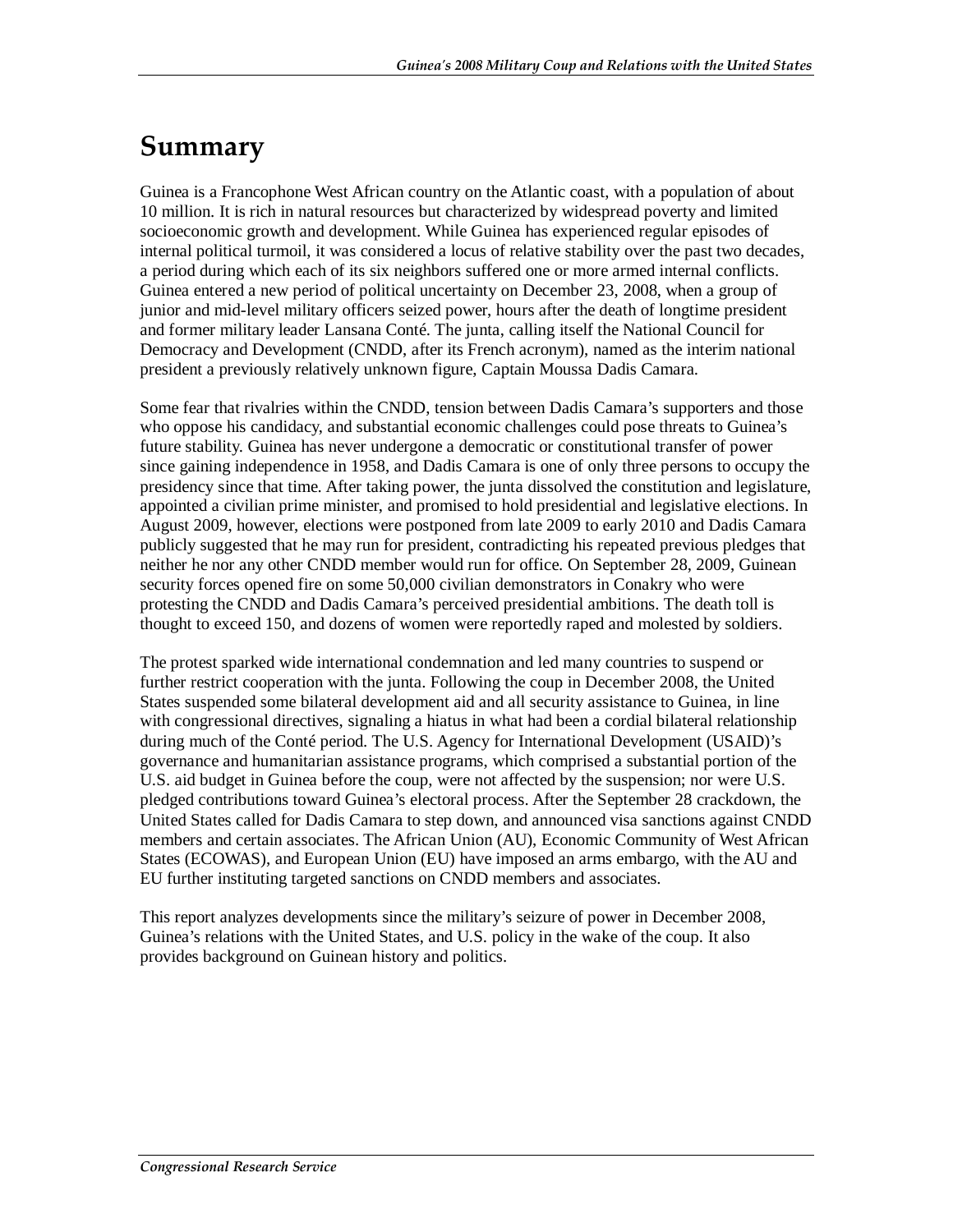# Summary

Guinea is a Francophone West African country on the Atlantic coast, with a population of about 10 million. It is rich in natural resources but characterized by widespread poverty and limited socioeconomic growth and development. While Guinea has experienced regular episodes of internal political turmoil, it was considered a locus of relative stability over the past two decades, a period during which each of its six neighbors suffered one or more armed internal conflicts. Guinea entered a new period of political uncertainty on December 23, 2008, when a group of junior and mid-level military officers seized power, hours after the death of longtime president and former military leader Lansana Conté. The junta, calling itself the National Council for Democracy and Development (CNDD, after its French acronym), named as the interim national president a previously relatively unknown figure, Captain Moussa Dadis Camara.

Some fear that rivalries within the CNDD, tension between Dadis Camara's supporters and those who oppose his candidacy, and substantial economic challenges could pose threats to Guinea's future stability. Guinea has never undergone a democratic or constitutional transfer of power since gaining independence in 1958, and Dadis Camara is one of only three persons to occupy the presidency since that time. After taking power, the junta dissolved the constitution and legislature, appointed a civilian prime minister, and promised to hold presidential and legislative elections. In August 2009, however, elections were postponed from late 2009 to early 2010 and Dadis Camara publicly suggested that he may run for president, contradicting his repeated previous pledges that neither he nor any other CNDD member would run for office. On September 28, 2009, Guinean security forces opened fire on some 50,000 civilian demonstrators in Conakry who were protesting the CNDD and Dadis Camara's perceived presidential ambitions. The death toll is thought to exceed 150, and dozens of women were reportedly raped and molested by soldiers.

The protest sparked wide international condemnation and led many countries to suspend or further restrict cooperation with the junta. Following the coup in December 2008, the United States suspended some bilateral development aid and all security assistance to Guinea, in line with congressional directives, signaling a hiatus in what had been a cordial bilateral relationship during much of the Conté period. The U.S. Agency for International Development (USAID)'s governance and humanitarian assistance programs, which comprised a substantial portion of the U.S. aid budget in Guinea before the coup, were not affected by the suspension; nor were U.S. pledged contributions toward Guinea's electoral process. After the September 28 crackdown, the United States called for Dadis Camara to step down, and announced visa sanctions against CNDD members and certain associates. The African Union (AU), Economic Community of West African States (ECOWAS), and European Union (EU) have imposed an arms embargo, with the AU and EU further instituting targeted sanctions on CNDD members and associates.

This report analyzes developments since the military's seizure of power in December 2008, Guinea's relations with the United States, and U.S. policy in the wake of the coup. It also provides background on Guinean history and politics.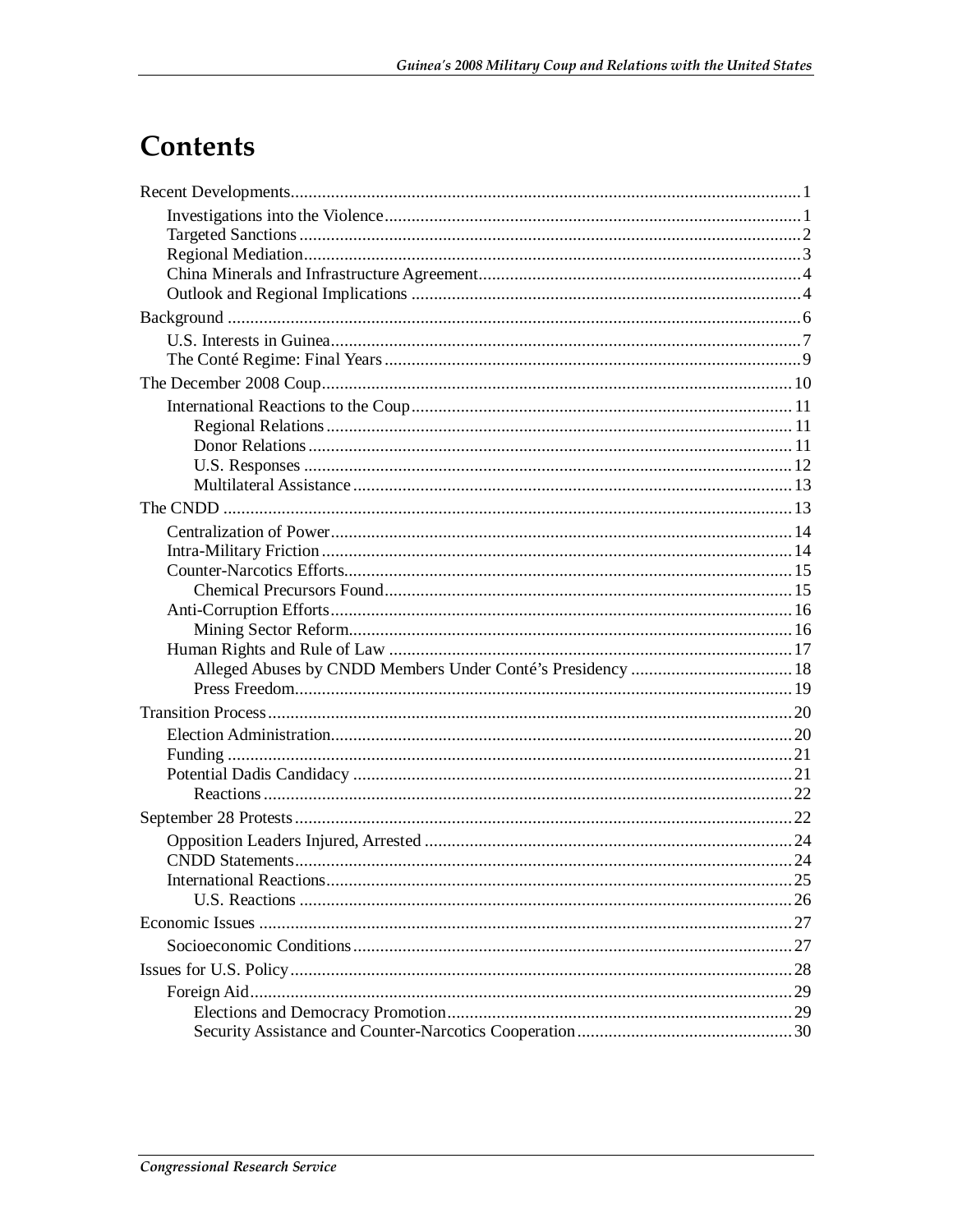# Contents

Recent Developments .................................................... 1
- Investigations into the Violence .................................................... 1
- Targeted Sanctions .................................................... 2
- Regional Mediation .................................................... 3
- China Minerals and Infrastructure Agreement .................................................... 4
- Outlook and Regional Implications .................................................... 4

Background .................................................... 6
- U.S. Interests in Guinea .................................................... 7
- The Conté Regime: Final Years .................................................... 9

The December 2008 Coup .................................................... 10
- International Reactions to the Coup .................................................... 11
  - Regional Relations .................................................... 11
  - Donor Relations .................................................... 11
  - U.S. Responses .................................................... 12
  - Multilateral Assistance .................................................... 13

The CNDD .................................................... 13
- Centralization of Power .................................................... 14
- Intra-Military Friction .................................................... 14
- Counter-Narcotics Efforts .................................................... 15
  - Chemical Precursors Found .................................................... 15
- Anti-Corruption Efforts .................................................... 16
  - Mining Sector Reform .................................................... 16
- Human Rights and Rule of Law .................................................... 17
  - Alleged Abuses by CNDD Members Under Conté's Presidency .................................................... 18
  - Press Freedom .................................................... 19

Transition Process .................................................... 20
- Election Administration .................................................... 20
- Funding .................................................... 21
- Potential Dadis Candidacy .................................................... 21
  - Reactions .................................................... 22

September 28 Protests .................................................... 22
- Opposition Leaders Injured, Arrested .................................................... 24
- CNDD Statements .................................................... 24
- International Reactions .................................................... 25
  - U.S. Reactions .................................................... 26

Economic Issues .................................................... 27
- Socioeconomic Conditions .................................................... 27

Issues for U.S. Policy .................................................... 28
- Foreign Aid .................................................... 29
  - Elections and Democracy Promotion .................................................... 29
  - Security Assistance and Counter-Narcotics Cooperation .................................................... 30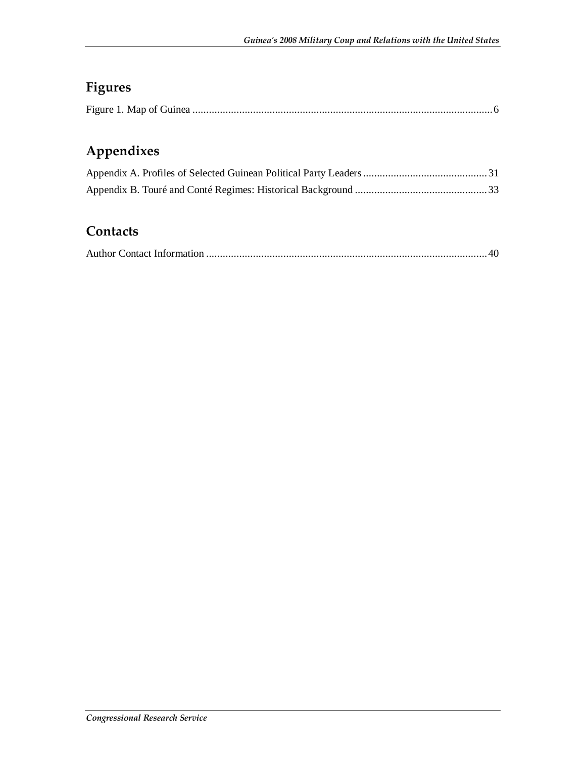## Figures

Figure 1. Map of Guinea ............................................................................................................. 6

## Appendixes

Appendix A. Profiles of Selected Guinean Political Party Leaders ............................................. 31

Appendix B. Touré and Conté Regimes: Historical Background ................................................ 33

## Contacts

Author Contact Information ...................................................................................................... 40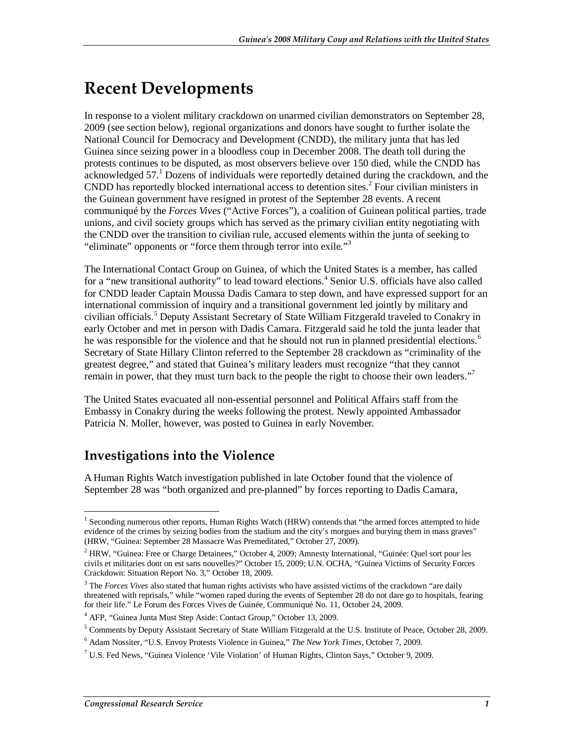# Recent Developments

In response to a violent military crackdown on unarmed civilian demonstrators on September 28, 2009 (see section below), regional organizations and donors have sought to further isolate the National Council for Democracy and Development (CNDD), the military junta that has led Guinea since seizing power in a bloodless coup in December 2008. The death toll during the protests continues to be disputed, as most observers believe over 150 died, while the CNDD has acknowledged 57.[1] Dozens of individuals were reportedly detained during the crackdown, and the CNDD has reportedly blocked international access to detention sites.[2] Four civilian ministers in the Guinean government have resigned in protest of the September 28 events. A recent communiqué by the *Forces Vives* ("Active Forces"), a coalition of Guinean political parties, trade unions, and civil society groups which has served as the primary civilian entity negotiating with the CNDD over the transition to civilian rule, accused elements within the junta of seeking to "eliminate" opponents or "force them through terror into exile."[3]

The International Contact Group on Guinea, of which the United States is a member, has called for a "new transitional authority" to lead toward elections.[4] Senior U.S. officials have also called for CNDD leader Captain Moussa Dadis Camara to step down, and have expressed support for an international commission of inquiry and a transitional government led jointly by military and civilian officials.[5] Deputy Assistant Secretary of State William Fitzgerald traveled to Conakry in early October and met in person with Dadis Camara. Fitzgerald said he told the junta leader that he was responsible for the violence and that he should not run in planned presidential elections.[6] Secretary of State Hillary Clinton referred to the September 28 crackdown as "criminality of the greatest degree," and stated that Guinea's military leaders must recognize "that they cannot remain in power, that they must turn back to the people the right to choose their own leaders."[7]

The United States evacuated all non-essential personnel and Political Affairs staff from the Embassy in Conakry during the weeks following the protest. Newly appointed Ambassador Patricia N. Moller, however, was posted to Guinea in early November.

## Investigations into the Violence

A Human Rights Watch investigation published in late October found that the violence of September 28 was "both organized and pre-planned" by forces reporting to Dadis Camara,

---

[1] Seconding numerous other reports, Human Rights Watch (HRW) contends that "the armed forces attempted to hide evidence of the crimes by seizing bodies from the stadium and the city's morgues and burying them in mass graves" (HRW, "Guinea: September 28 Massacre Was Premeditated," October 27, 2009).

[2] HRW, "Guinea: Free or Charge Detainees," October 4, 2009; Amnesty International, "Guinée: Quel sort pour les civils et militaries dont on est sans nouvelles?" October 15, 2009; U.N. OCHA, "Guinea Victims of Security Forces Crackdown: Situation Report No. 3," October 18, 2009.

[3] The *Forces Vives* also stated that human rights activists who have assisted victims of the crackdown "are daily threatened with reprisals," while "women raped during the events of September 28 do not dare go to hospitals, fearing for their life." Le Forum des Forces Vives de Guinée, Communiqué No. 11, October 24, 2009.

[4] AFP, "Guinea Junta Must Step Aside: Contact Group," October 13, 2009.

[5] Comments by Deputy Assistant Secretary of State William Fitzgerald at the U.S. Institute of Peace, October 28, 2009.

[6] Adam Nossiter, "U.S. Envoy Protests Violence in Guinea," *The New York Times*, October 7, 2009.

[7] U.S. Fed News, "Guinea Violence 'Vile Violation' of Human Rights, Clinton Says," October 9, 2009.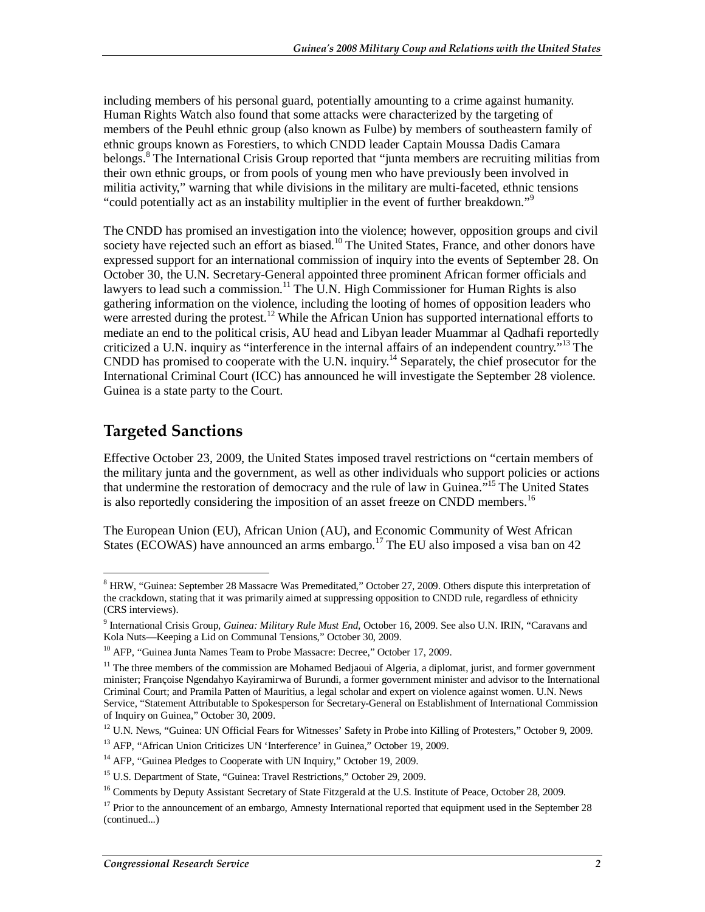including members of his personal guard, potentially amounting to a crime against humanity. Human Rights Watch also found that some attacks were characterized by the targeting of members of the Peuhl ethnic group (also known as Fulbe) by members of southeastern family of ethnic groups known as Forestiers, to which CNDD leader Captain Moussa Dadis Camara belongs.[8] The International Crisis Group reported that "junta members are recruiting militias from their own ethnic groups, or from pools of young men who have previously been involved in militia activity," warning that while divisions in the military are multi-faceted, ethnic tensions "could potentially act as an instability multiplier in the event of further breakdown."[9]

The CNDD has promised an investigation into the violence; however, opposition groups and civil society have rejected such an effort as biased.[10] The United States, France, and other donors have expressed support for an international commission of inquiry into the events of September 28. On October 30, the U.N. Secretary-General appointed three prominent African former officials and lawyers to lead such a commission.[11] The U.N. High Commissioner for Human Rights is also gathering information on the violence, including the looting of homes of opposition leaders who were arrested during the protest.[12] While the African Union has supported international efforts to mediate an end to the political crisis, AU head and Libyan leader Muammar al Qadhafi reportedly criticized a U.N. inquiry as "interference in the internal affairs of an independent country."[13] The CNDD has promised to cooperate with the U.N. inquiry.[14] Separately, the chief prosecutor for the International Criminal Court (ICC) has announced he will investigate the September 28 violence. Guinea is a state party to the Court.

## Targeted Sanctions

Effective October 23, 2009, the United States imposed travel restrictions on "certain members of the military junta and the government, as well as other individuals who support policies or actions that undermine the restoration of democracy and the rule of law in Guinea."[15] The United States is also reportedly considering the imposition of an asset freeze on CNDD members.[16]

The European Union (EU), African Union (AU), and Economic Community of West African States (ECOWAS) have announced an arms embargo.[17] The EU also imposed a visa ban on 42

---

[8] HRW, "Guinea: September 28 Massacre Was Premeditated," October 27, 2009. Others dispute this interpretation of the crackdown, stating that it was primarily aimed at suppressing opposition to CNDD rule, regardless of ethnicity (CRS interviews).

[9] International Crisis Group, *Guinea: Military Rule Must End*, October 16, 2009. See also U.N. IRIN, "Caravans and Kola Nuts—Keeping a Lid on Communal Tensions," October 30, 2009.

[10] AFP, "Guinea Junta Names Team to Probe Massacre: Decree," October 17, 2009.

[11] The three members of the commission are Mohamed Bedjaoui of Algeria, a diplomat, jurist, and former government minister; Françoise Ngendahyo Kayiramirwa of Burundi, a former government minister and advisor to the International Criminal Court; and Pramila Patten of Mauritius, a legal scholar and expert on violence against women. U.N. News Service, "Statement Attributable to Spokesperson for Secretary-General on Establishment of International Commission of Inquiry on Guinea," October 30, 2009.

[12] U.N. News, "Guinea: UN Official Fears for Witnesses' Safety in Probe into Killing of Protesters," October 9, 2009.

[13] AFP, "African Union Criticizes UN 'Interference' in Guinea," October 19, 2009.

[14] AFP, "Guinea Pledges to Cooperate with UN Inquiry," October 19, 2009.

[15] U.S. Department of State, "Guinea: Travel Restrictions," October 29, 2009.

[16] Comments by Deputy Assistant Secretary of State Fitzgerald at the U.S. Institute of Peace, October 28, 2009.

[17] Prior to the announcement of an embargo, Amnesty International reported that equipment used in the September 28 (continued...)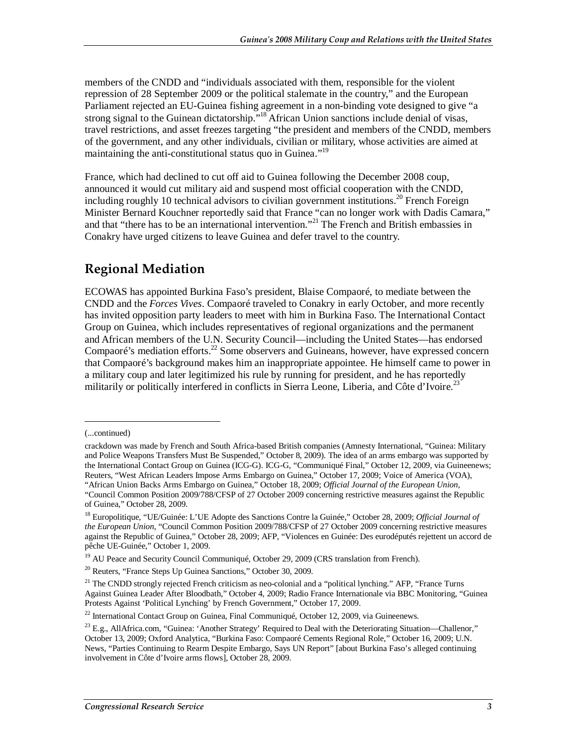members of the CNDD and "individuals associated with them, responsible for the violent repression of 28 September 2009 or the political stalemate in the country," and the European Parliament rejected an EU-Guinea fishing agreement in a non-binding vote designed to give "a strong signal to the Guinean dictatorship."[18] African Union sanctions include denial of visas, travel restrictions, and asset freezes targeting "the president and members of the CNDD, members of the government, and any other individuals, civilian or military, whose activities are aimed at maintaining the anti-constitutional status quo in Guinea."[19]

France, which had declined to cut off aid to Guinea following the December 2008 coup, announced it would cut military aid and suspend most official cooperation with the CNDD, including roughly 10 technical advisors to civilian government institutions.[20] French Foreign Minister Bernard Kouchner reportedly said that France "can no longer work with Dadis Camara," and that "there has to be an international intervention."[21] The French and British embassies in Conakry have urged citizens to leave Guinea and defer travel to the country.

## Regional Mediation

ECOWAS has appointed Burkina Faso's president, Blaise Compaoré, to mediate between the CNDD and the *Forces Vives*. Compaoré traveled to Conakry in early October, and more recently has invited opposition party leaders to meet with him in Burkina Faso. The International Contact Group on Guinea, which includes representatives of regional organizations and the permanent and African members of the U.N. Security Council—including the United States—has endorsed Compaoré's mediation efforts.[22] Some observers and Guineans, however, have expressed concern that Compaoré's background makes him an inappropriate appointee. He himself came to power in a military coup and later legitimized his rule by running for president, and he has reportedly militarily or politically interfered in conflicts in Sierra Leone, Liberia, and Côte d'Ivoire.[23]

---

(...continued)

crackdown was made by French and South Africa-based British companies (Amnesty International, "Guinea: Military and Police Weapons Transfers Must Be Suspended," October 8, 2009). The idea of an arms embargo was supported by the International Contact Group on Guinea (ICG-G). ICG-G, "Communiqué Final," October 12, 2009, via Guineenews; Reuters, "West African Leaders Impose Arms Embargo on Guinea," October 17, 2009; Voice of America (VOA), "African Union Backs Arms Embargo on Guinea," October 18, 2009; *Official Journal of the European Union*, "Council Common Position 2009/788/CFSP of 27 October 2009 concerning restrictive measures against the Republic of Guinea," October 28, 2009.

[18] Europolitique, "UE/Guinée: L'UE Adopte des Sanctions Contre la Guinée," October 28, 2009; *Official Journal of the European Union*, "Council Common Position 2009/788/CFSP of 27 October 2009 concerning restrictive measures against the Republic of Guinea," October 28, 2009; AFP, "Violences en Guinée: Des eurodéputés rejettent un accord de pêche UE-Guinée," October 1, 2009.

[19] AU Peace and Security Council Communiqué, October 29, 2009 (CRS translation from French).

[20] Reuters, "France Steps Up Guinea Sanctions," October 30, 2009.

[21] The CNDD strongly rejected French criticism as neo-colonial and a "political lynching." AFP, "France Turns Against Guinea Leader After Bloodbath," October 4, 2009; Radio France Internationale via BBC Monitoring, "Guinea Protests Against 'Political Lynching' by French Government," October 17, 2009.

[22] International Contact Group on Guinea, Final Communiqué, October 12, 2009, via Guineenews.

[23] E.g., AllAfrica.com, "Guinea: 'Another Strategy' Required to Deal with the Deteriorating Situation—Challenor," October 13, 2009; Oxford Analytica, "Burkina Faso: Compaoré Cements Regional Role," October 16, 2009; U.N. News, "Parties Continuing to Rearm Despite Embargo, Says UN Report" [about Burkina Faso's alleged continuing involvement in Côte d'Ivoire arms flows], October 28, 2009.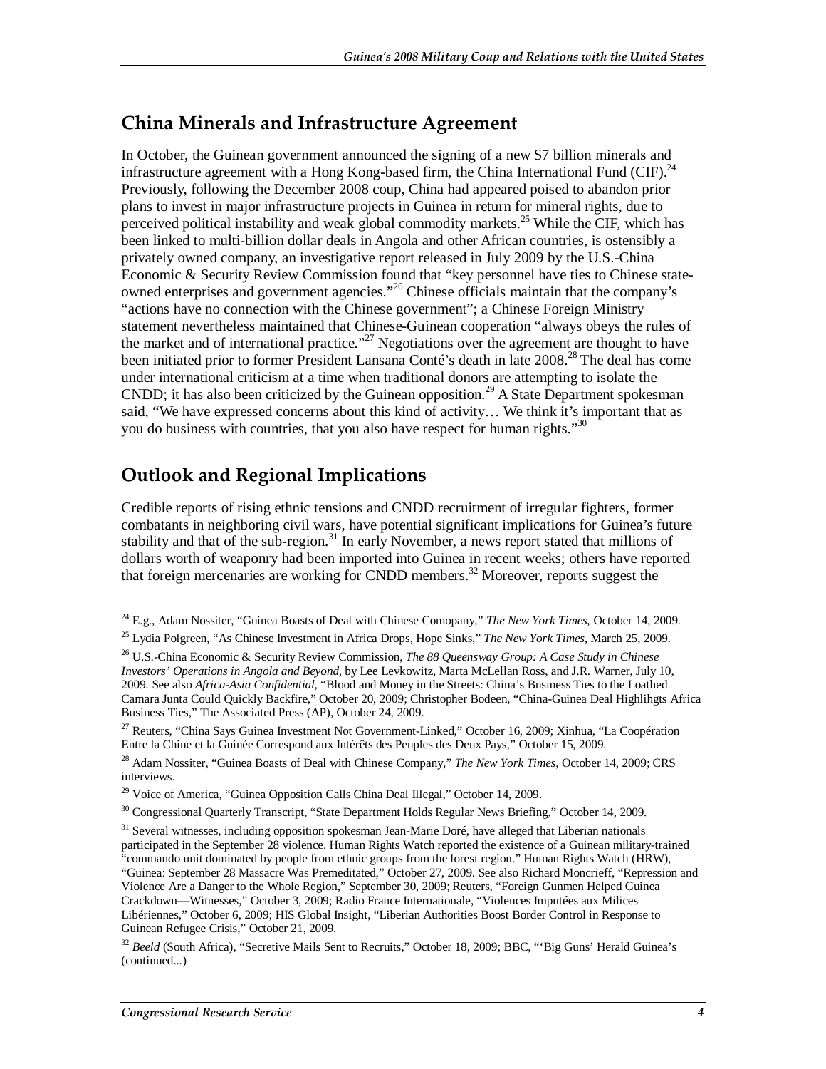## China Minerals and Infrastructure Agreement

In October, the Guinean government announced the signing of a new $7 billion minerals and infrastructure agreement with a Hong Kong-based firm, the China International Fund (CIF).[24] Previously, following the December 2008 coup, China had appeared poised to abandon prior plans to invest in major infrastructure projects in Guinea in return for mineral rights, due to perceived political instability and weak global commodity markets.[25] While the CIF, which has been linked to multi-billion dollar deals in Angola and other African countries, is ostensibly a privately owned company, an investigative report released in July 2009 by the U.S.-China Economic & Security Review Commission found that "key personnel have ties to Chinese state-owned enterprises and government agencies."[26] Chinese officials maintain that the company's "actions have no connection with the Chinese government"; a Chinese Foreign Ministry statement nevertheless maintained that Chinese-Guinean cooperation "always obeys the rules of the market and of international practice."[27] Negotiations over the agreement are thought to have been initiated prior to former President Lansana Conté's death in late 2008.[28] The deal has come under international criticism at a time when traditional donors are attempting to isolate the CNDD; it has also been criticized by the Guinean opposition.[29] A State Department spokesman said, "We have expressed concerns about this kind of activity… We think it's important that as you do business with countries, that you also have respect for human rights."[30]

## Outlook and Regional Implications

Credible reports of rising ethnic tensions and CNDD recruitment of irregular fighters, former combatants in neighboring civil wars, have potential significant implications for Guinea's future stability and that of the sub-region.[31] In early November, a news report stated that millions of dollars worth of weaponry had been imported into Guinea in recent weeks; others have reported that foreign mercenaries are working for CNDD members.[32] Moreover, reports suggest the

---

[24] E.g., Adam Nossiter, "Guinea Boasts of Deal with Chinese Comopany," *The New York Times*, October 14, 2009.

[25] Lydia Polgreen, "As Chinese Investment in Africa Drops, Hope Sinks," *The New York Times*, March 25, 2009.

[26] U.S.-China Economic & Security Review Commission, *The 88 Queensway Group: A Case Study in Chinese Investors' Operations in Angola and Beyond*, by Lee Levkowitz, Marta McLellan Ross, and J.R. Warner, July 10, 2009. See also *Africa-Asia Confidential*, "Blood and Money in the Streets: China's Business Ties to the Loathed Camara Junta Could Quickly Backfire," October 20, 2009; Christopher Bodeen, "China-Guinea Deal Highlihgts Africa Business Ties," The Associated Press (AP), October 24, 2009.

[27] Reuters, "China Says Guinea Investment Not Government-Linked," October 16, 2009; Xinhua, "La Coopération Entre la Chine et la Guinée Correspond aux Intérêts des Peuples des Deux Pays," October 15, 2009.

[28] Adam Nossiter, "Guinea Boasts of Deal with Chinese Company," *The New York Times*, October 14, 2009; CRS interviews.

[29] Voice of America, "Guinea Opposition Calls China Deal Illegal," October 14, 2009.

[30] Congressional Quarterly Transcript, "State Department Holds Regular News Briefing," October 14, 2009.

[31] Several witnesses, including opposition spokesman Jean-Marie Doré, have alleged that Liberian nationals participated in the September 28 violence. Human Rights Watch reported the existence of a Guinean military-trained "commando unit dominated by people from ethnic groups from the forest region." Human Rights Watch (HRW), "Guinea: September 28 Massacre Was Premeditated," October 27, 2009. See also Richard Moncrieff, "Repression and Violence Are a Danger to the Whole Region," September 30, 2009; Reuters, "Foreign Gunmen Helped Guinea Crackdown—Witnesses," October 3, 2009; Radio France Internationale, "Violences Imputées aux Milices Libériennes," October 6, 2009; HIS Global Insight, "Liberian Authorities Boost Border Control in Response to Guinean Refugee Crisis," October 21, 2009.

[32] *Beeld* (South Africa), "Secretive Mails Sent to Recruits," October 18, 2009; BBC, "'Big Guns' Herald Guinea's (continued...)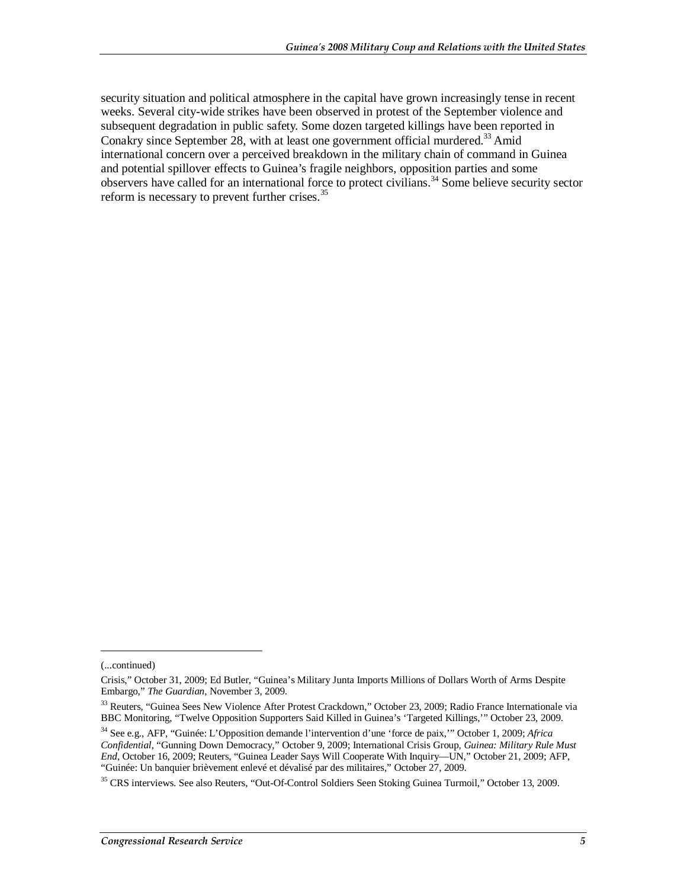security situation and political atmosphere in the capital have grown increasingly tense in recent weeks. Several city-wide strikes have been observed in protest of the September violence and subsequent degradation in public safety. Some dozen targeted killings have been reported in Conakry since September 28, with at least one government official murdered.[33] Amid international concern over a perceived breakdown in the military chain of command in Guinea and potential spillover effects to Guinea's fragile neighbors, opposition parties and some observers have called for an international force to protect civilians.[34] Some believe security sector reform is necessary to prevent further crises.[35]

---

(...continued)

Crisis," October 31, 2009; Ed Butler, "Guinea's Military Junta Imports Millions of Dollars Worth of Arms Despite Embargo," *The Guardian*, November 3, 2009.

[33] Reuters, "Guinea Sees New Violence After Protest Crackdown," October 23, 2009; Radio France Internationale via BBC Monitoring, "Twelve Opposition Supporters Said Killed in Guinea's 'Targeted Killings,'" October 23, 2009.

[34] See e.g., AFP, "Guinée: L'Opposition demande l'intervention d'une 'force de paix,'" October 1, 2009; *Africa Confidential*, "Gunning Down Democracy," October 9, 2009; International Crisis Group, *Guinea: Military Rule Must End*, October 16, 2009; Reuters, "Guinea Leader Says Will Cooperate With Inquiry—UN," October 21, 2009; AFP, "Guinée: Un banquier brièvement enlevé et dévalisé par des militaires," October 27, 2009.

[35] CRS interviews. See also Reuters, "Out-Of-Control Soldiers Seen Stoking Guinea Turmoil," October 13, 2009.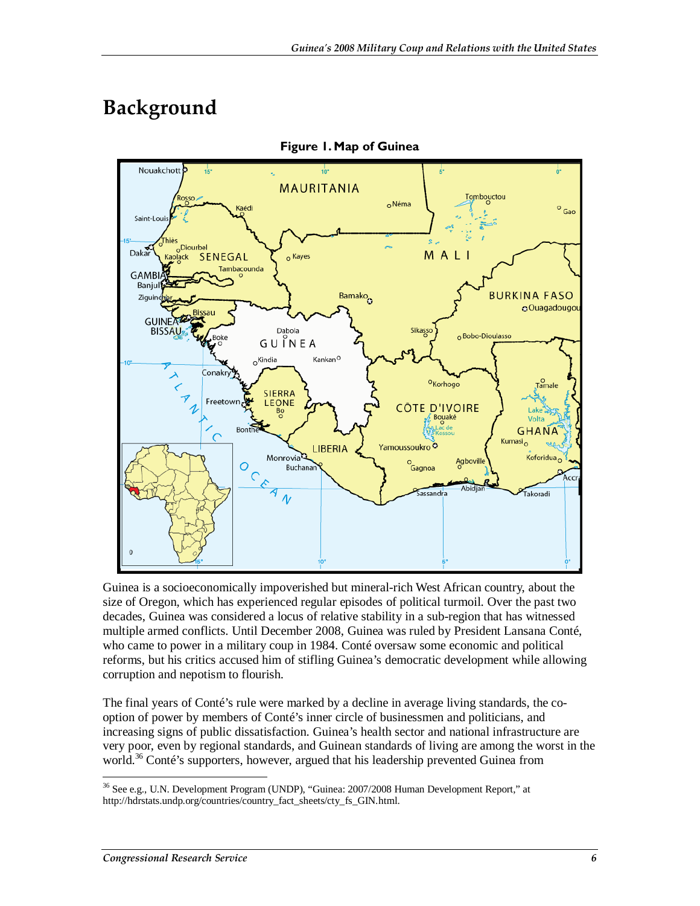# Background

**Figure 1. Map of Guinea**

Guinea is a socioeconomically impoverished but mineral-rich West African country, about the size of Oregon, which has experienced regular episodes of political turmoil. Over the past two decades, Guinea was considered a locus of relative stability in a sub-region that has witnessed multiple armed conflicts. Until December 2008, Guinea was ruled by President Lansana Conté, who came to power in a military coup in 1984. Conté oversaw some economic and political reforms, but his critics accused him of stifling Guinea's democratic development while allowing corruption and nepotism to flourish.

The final years of Conté's rule were marked by a decline in average living standards, the co-option of power by members of Conté's inner circle of businessmen and politicians, and increasing signs of public dissatisfaction. Guinea's health sector and national infrastructure are very poor, even by regional standards, and Guinean standards of living are among the worst in the world.[36] Conté's supporters, however, argued that his leadership prevented Guinea from

[36] See e.g., U.N. Development Program (UNDP), "Guinea: 2007/2008 Human Development Report," at http://hdrstats.undp.org/countries/country_fact_sheets/cty_fs_GIN.html.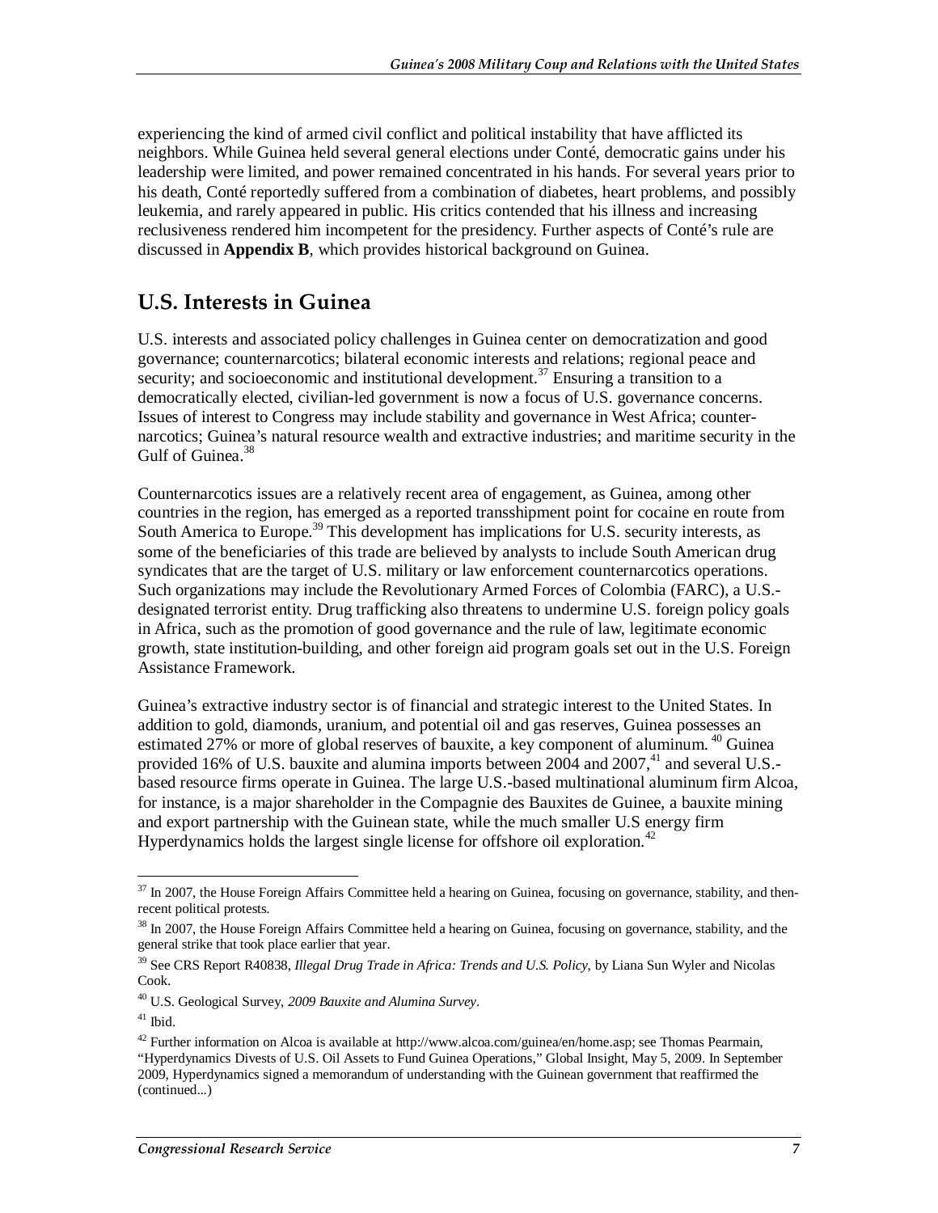experiencing the kind of armed civil conflict and political instability that have afflicted its neighbors. While Guinea held several general elections under Conté, democratic gains under his leadership were limited, and power remained concentrated in his hands. For several years prior to his death, Conté reportedly suffered from a combination of diabetes, heart problems, and possibly leukemia, and rarely appeared in public. His critics contended that his illness and increasing reclusiveness rendered him incompetent for the presidency. Further aspects of Conté's rule are discussed in **Appendix B**, which provides historical background on Guinea.

## U.S. Interests in Guinea

U.S. interests and associated policy challenges in Guinea center on democratization and good governance; counternarcotics; bilateral economic interests and relations; regional peace and security; and socioeconomic and institutional development.[37] Ensuring a transition to a democratically elected, civilian-led government is now a focus of U.S. governance concerns. Issues of interest to Congress may include stability and governance in West Africa; counter-narcotics; Guinea's natural resource wealth and extractive industries; and maritime security in the Gulf of Guinea.[38]

Counternarcotics issues are a relatively recent area of engagement, as Guinea, among other countries in the region, has emerged as a reported transshipment point for cocaine en route from South America to Europe.[39] This development has implications for U.S. security interests, as some of the beneficiaries of this trade are believed by analysts to include South American drug syndicates that are the target of U.S. military or law enforcement counternarcotics operations. Such organizations may include the Revolutionary Armed Forces of Colombia (FARC), a U.S.-designated terrorist entity. Drug trafficking also threatens to undermine U.S. foreign policy goals in Africa, such as the promotion of good governance and the rule of law, legitimate economic growth, state institution-building, and other foreign aid program goals set out in the U.S. Foreign Assistance Framework.

Guinea's extractive industry sector is of financial and strategic interest to the United States. In addition to gold, diamonds, uranium, and potential oil and gas reserves, Guinea possesses an estimated 27% or more of global reserves of bauxite, a key component of aluminum.[40] Guinea provided 16% of U.S. bauxite and alumina imports between 2004 and 2007,[41] and several U.S.-based resource firms operate in Guinea. The large U.S.-based multinational aluminum firm Alcoa, for instance, is a major shareholder in the Compagnie des Bauxites de Guinee, a bauxite mining and export partnership with the Guinean state, while the much smaller U.S energy firm Hyperdynamics holds the largest single license for offshore oil exploration.[42]

---

[37] In 2007, the House Foreign Affairs Committee held a hearing on Guinea, focusing on governance, stability, and then-recent political protests.

[38] In 2007, the House Foreign Affairs Committee held a hearing on Guinea, focusing on governance, stability, and the general strike that took place earlier that year.

[39] See CRS Report R40838, *Illegal Drug Trade in Africa: Trends and U.S. Policy*, by Liana Sun Wyler and Nicolas Cook.

[40] U.S. Geological Survey, *2009 Bauxite and Alumina Survey*.

[41] Ibid.

[42] Further information on Alcoa is available at http://www.alcoa.com/guinea/en/home.asp; see Thomas Pearmain, "Hyperdynamics Divests of U.S. Oil Assets to Fund Guinea Operations," Global Insight, May 5, 2009. In September 2009, Hyperdynamics signed a memorandum of understanding with the Guinean government that reaffirmed the (continued...)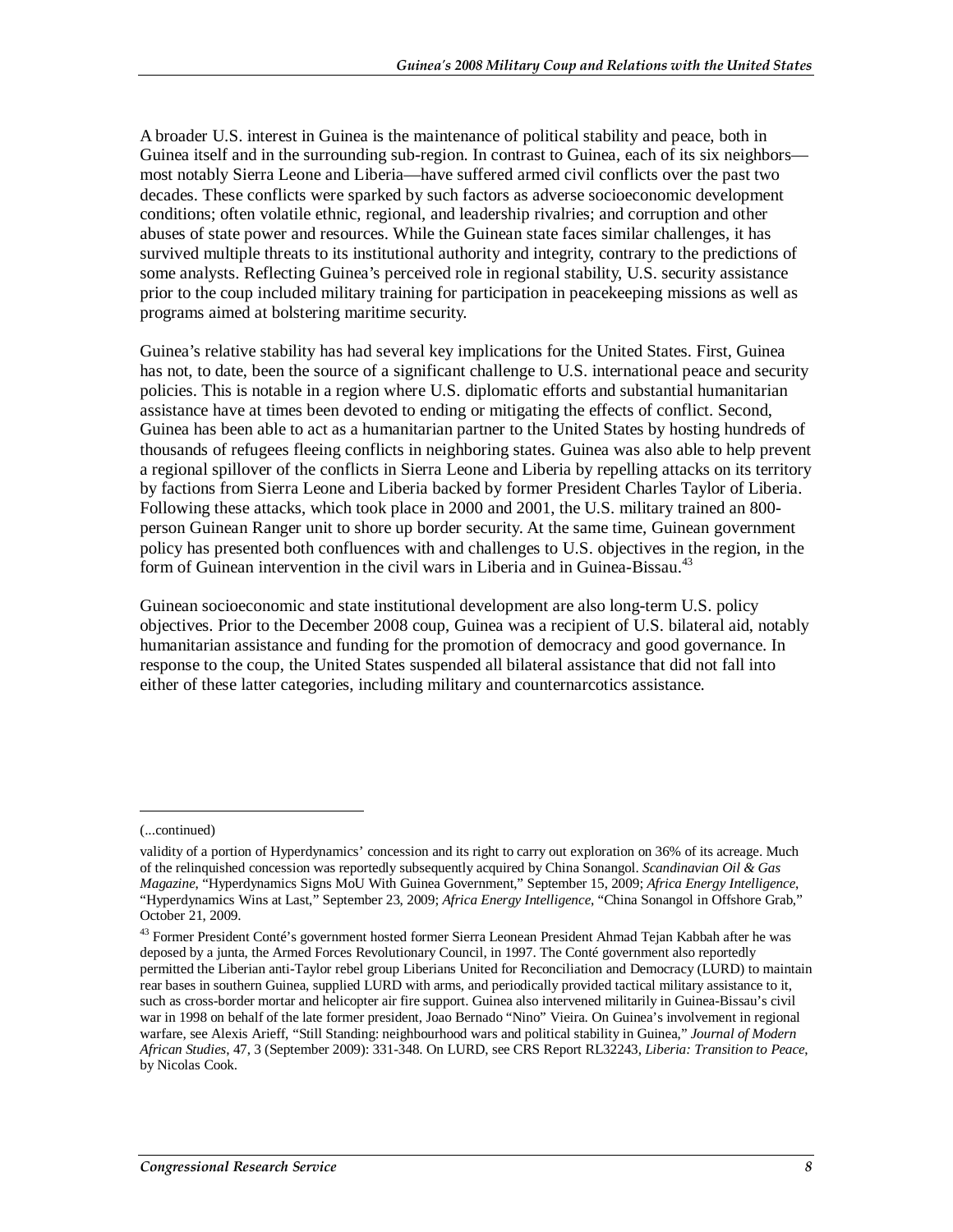A broader U.S. interest in Guinea is the maintenance of political stability and peace, both in Guinea itself and in the surrounding sub-region. In contrast to Guinea, each of its six neighbors—most notably Sierra Leone and Liberia—have suffered armed civil conflicts over the past two decades. These conflicts were sparked by such factors as adverse socioeconomic development conditions; often volatile ethnic, regional, and leadership rivalries; and corruption and other abuses of state power and resources. While the Guinean state faces similar challenges, it has survived multiple threats to its institutional authority and integrity, contrary to the predictions of some analysts. Reflecting Guinea's perceived role in regional stability, U.S. security assistance prior to the coup included military training for participation in peacekeeping missions as well as programs aimed at bolstering maritime security.

Guinea's relative stability has had several key implications for the United States. First, Guinea has not, to date, been the source of a significant challenge to U.S. international peace and security policies. This is notable in a region where U.S. diplomatic efforts and substantial humanitarian assistance have at times been devoted to ending or mitigating the effects of conflict. Second, Guinea has been able to act as a humanitarian partner to the United States by hosting hundreds of thousands of refugees fleeing conflicts in neighboring states. Guinea was also able to help prevent a regional spillover of the conflicts in Sierra Leone and Liberia by repelling attacks on its territory by factions from Sierra Leone and Liberia backed by former President Charles Taylor of Liberia. Following these attacks, which took place in 2000 and 2001, the U.S. military trained an 800-person Guinean Ranger unit to shore up border security. At the same time, Guinean government policy has presented both confluences with and challenges to U.S. objectives in the region, in the form of Guinean intervention in the civil wars in Liberia and in Guinea-Bissau.[43]

Guinean socioeconomic and state institutional development are also long-term U.S. policy objectives. Prior to the December 2008 coup, Guinea was a recipient of U.S. bilateral aid, notably humanitarian assistance and funding for the promotion of democracy and good governance. In response to the coup, the United States suspended all bilateral assistance that did not fall into either of these latter categories, including military and counternarcotics assistance.

---

(...continued)

validity of a portion of Hyperdynamics' concession and its right to carry out exploration on 36% of its acreage. Much of the relinquished concession was reportedly subsequently acquired by China Sonangol. *Scandinavian Oil & Gas Magazine*, "Hyperdynamics Signs MoU With Guinea Government," September 15, 2009; *Africa Energy Intelligence*, "Hyperdynamics Wins at Last," September 23, 2009; *Africa Energy Intelligence*, "China Sonangol in Offshore Grab," October 21, 2009.

[43] Former President Conté's government hosted former Sierra Leonean President Ahmad Tejan Kabbah after he was deposed by a junta, the Armed Forces Revolutionary Council, in 1997. The Conté government also reportedly permitted the Liberian anti-Taylor rebel group Liberians United for Reconciliation and Democracy (LURD) to maintain rear bases in southern Guinea, supplied LURD with arms, and periodically provided tactical military assistance to it, such as cross-border mortar and helicopter air fire support. Guinea also intervened militarily in Guinea-Bissau's civil war in 1998 on behalf of the late former president, Joao Bernado "Nino" Vieira. On Guinea's involvement in regional warfare, see Alexis Arieff, "Still Standing: neighbourhood wars and political stability in Guinea," *Journal of Modern African Studies*, 47, 3 (September 2009): 331-348. On LURD, see CRS Report RL32243, *Liberia: Transition to Peace*, by Nicolas Cook.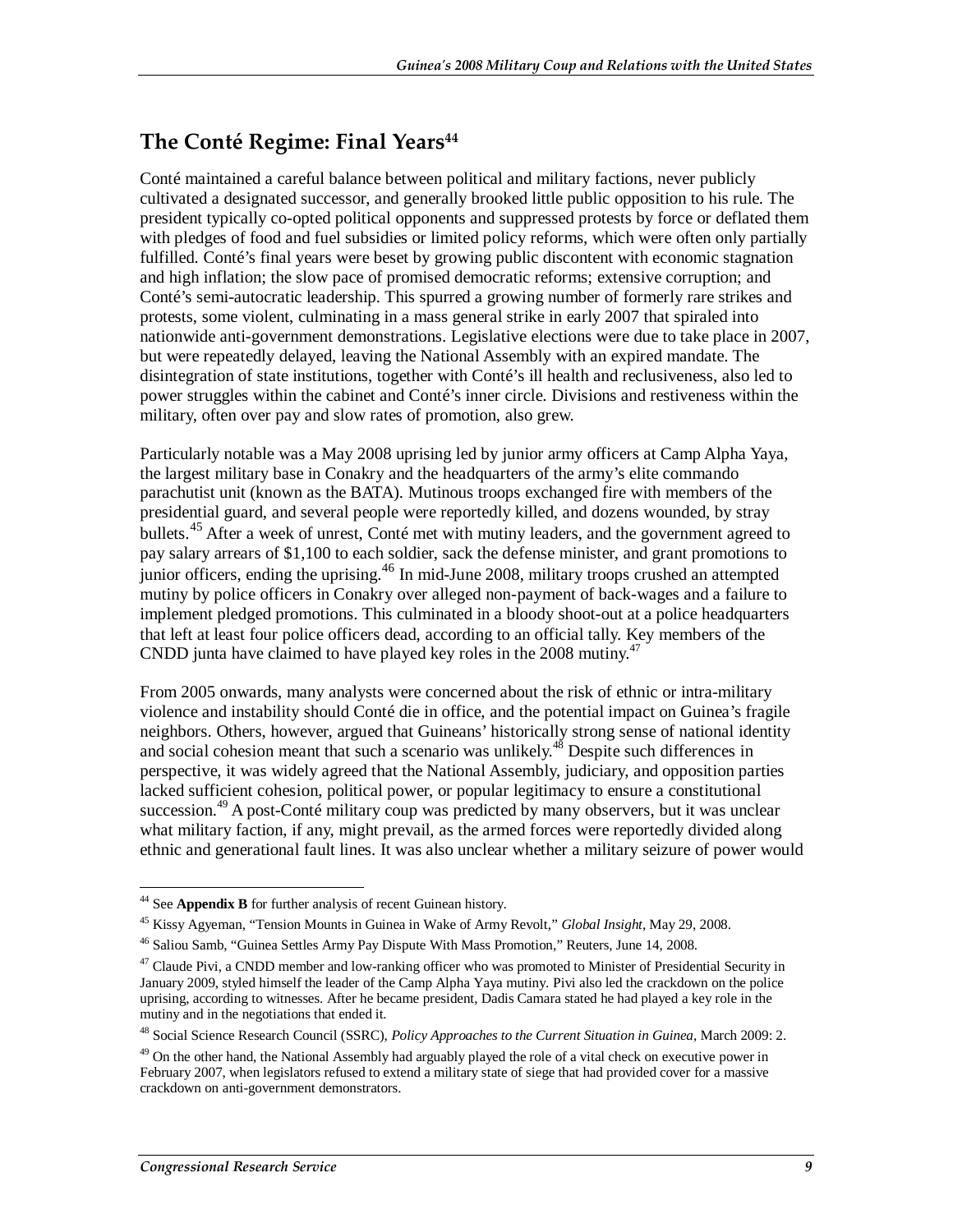## The Conté Regime: Final Years[44]

Conté maintained a careful balance between political and military factions, never publicly cultivated a designated successor, and generally brooked little public opposition to his rule. The president typically co-opted political opponents and suppressed protests by force or deflated them with pledges of food and fuel subsidies or limited policy reforms, which were often only partially fulfilled. Conté's final years were beset by growing public discontent with economic stagnation and high inflation; the slow pace of promised democratic reforms; extensive corruption; and Conté's semi-autocratic leadership. This spurred a growing number of formerly rare strikes and protests, some violent, culminating in a mass general strike in early 2007 that spiraled into nationwide anti-government demonstrations. Legislative elections were due to take place in 2007, but were repeatedly delayed, leaving the National Assembly with an expired mandate. The disintegration of state institutions, together with Conté's ill health and reclusiveness, also led to power struggles within the cabinet and Conté's inner circle. Divisions and restiveness within the military, often over pay and slow rates of promotion, also grew.

Particularly notable was a May 2008 uprising led by junior army officers at Camp Alpha Yaya, the largest military base in Conakry and the headquarters of the army's elite commando parachutist unit (known as the BATA). Mutinous troops exchanged fire with members of the presidential guard, and several people were reportedly killed, and dozens wounded, by stray bullets.[45] After a week of unrest, Conté met with mutiny leaders, and the government agreed to pay salary arrears of $1,100 to each soldier, sack the defense minister, and grant promotions to junior officers, ending the uprising.[46] In mid-June 2008, military troops crushed an attempted mutiny by police officers in Conakry over alleged non-payment of back-wages and a failure to implement pledged promotions. This culminated in a bloody shoot-out at a police headquarters that left at least four police officers dead, according to an official tally. Key members of the CNDD junta have claimed to have played key roles in the 2008 mutiny.[47]

From 2005 onwards, many analysts were concerned about the risk of ethnic or intra-military violence and instability should Conté die in office, and the potential impact on Guinea's fragile neighbors. Others, however, argued that Guineans' historically strong sense of national identity and social cohesion meant that such a scenario was unlikely.[48] Despite such differences in perspective, it was widely agreed that the National Assembly, judiciary, and opposition parties lacked sufficient cohesion, political power, or popular legitimacy to ensure a constitutional succession.[49] A post-Conté military coup was predicted by many observers, but it was unclear what military faction, if any, might prevail, as the armed forces were reportedly divided along ethnic and generational fault lines. It was also unclear whether a military seizure of power would

---

[44] See **Appendix B** for further analysis of recent Guinean history.

[45] Kissy Agyeman, "Tension Mounts in Guinea in Wake of Army Revolt," *Global Insight*, May 29, 2008.

[46] Saliou Samb, "Guinea Settles Army Pay Dispute With Mass Promotion," Reuters, June 14, 2008.

[47] Claude Pivi, a CNDD member and low-ranking officer who was promoted to Minister of Presidential Security in January 2009, styled himself the leader of the Camp Alpha Yaya mutiny. Pivi also led the crackdown on the police uprising, according to witnesses. After he became president, Dadis Camara stated he had played a key role in the mutiny and in the negotiations that ended it.

[48] Social Science Research Council (SSRC), *Policy Approaches to the Current Situation in Guinea*, March 2009: 2.

[49] On the other hand, the National Assembly had arguably played the role of a vital check on executive power in February 2007, when legislators refused to extend a military state of siege that had provided cover for a massive crackdown on anti-government demonstrators.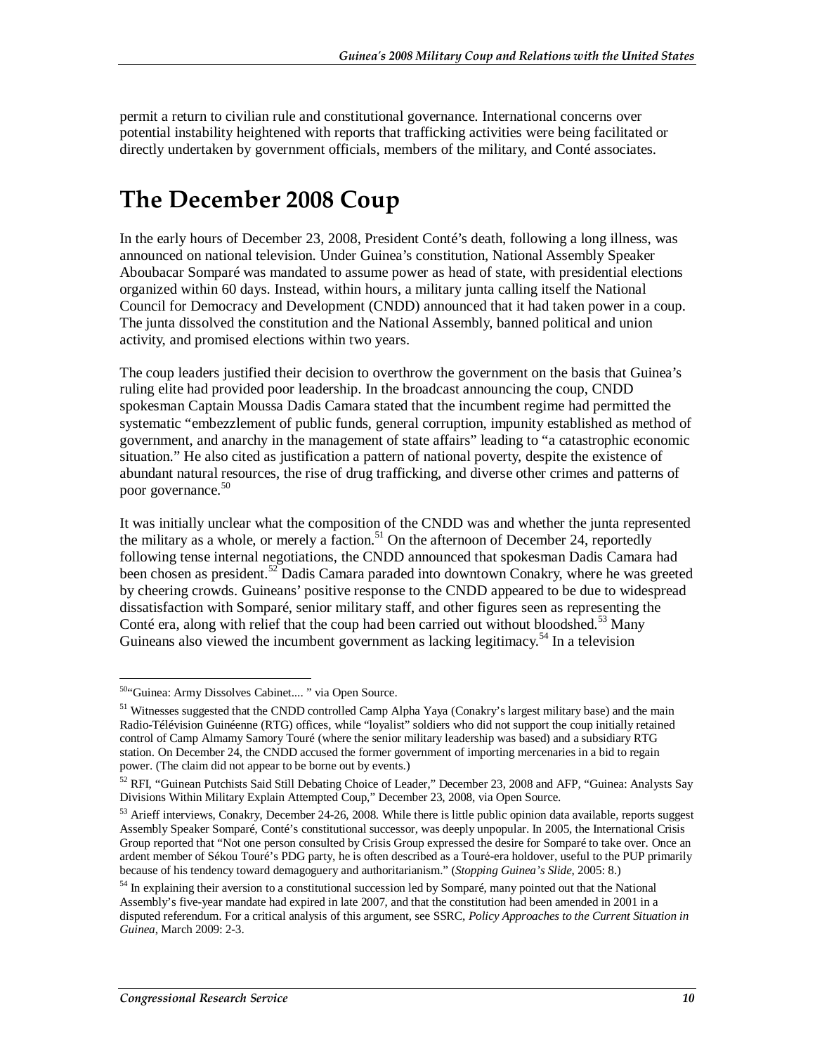permit a return to civilian rule and constitutional governance. International concerns over potential instability heightened with reports that trafficking activities were being facilitated or directly undertaken by government officials, members of the military, and Conté associates.

# The December 2008 Coup

In the early hours of December 23, 2008, President Conté's death, following a long illness, was announced on national television. Under Guinea's constitution, National Assembly Speaker Aboubacar Somparé was mandated to assume power as head of state, with presidential elections organized within 60 days. Instead, within hours, a military junta calling itself the National Council for Democracy and Development (CNDD) announced that it had taken power in a coup. The junta dissolved the constitution and the National Assembly, banned political and union activity, and promised elections within two years.

The coup leaders justified their decision to overthrow the government on the basis that Guinea's ruling elite had provided poor leadership. In the broadcast announcing the coup, CNDD spokesman Captain Moussa Dadis Camara stated that the incumbent regime had permitted the systematic "embezzlement of public funds, general corruption, impunity established as method of government, and anarchy in the management of state affairs" leading to "a catastrophic economic situation." He also cited as justification a pattern of national poverty, despite the existence of abundant natural resources, the rise of drug trafficking, and diverse other crimes and patterns of poor governance.[50]

It was initially unclear what the composition of the CNDD was and whether the junta represented the military as a whole, or merely a faction.[51] On the afternoon of December 24, reportedly following tense internal negotiations, the CNDD announced that spokesman Dadis Camara had been chosen as president.[52] Dadis Camara paraded into downtown Conakry, where he was greeted by cheering crowds. Guineans' positive response to the CNDD appeared to be due to widespread dissatisfaction with Somparé, senior military staff, and other figures seen as representing the Conté era, along with relief that the coup had been carried out without bloodshed.[53] Many Guineans also viewed the incumbent government as lacking legitimacy.[54] In a television

---

[50] "Guinea: Army Dissolves Cabinet.... " via Open Source.

[51] Witnesses suggested that the CNDD controlled Camp Alpha Yaya (Conakry's largest military base) and the main Radio-Télévision Guinéenne (RTG) offices, while "loyalist" soldiers who did not support the coup initially retained control of Camp Almamy Samory Touré (where the senior military leadership was based) and a subsidiary RTG station. On December 24, the CNDD accused the former government of importing mercenaries in a bid to regain power. (The claim did not appear to be borne out by events.)

[52] RFI, "Guinean Putchists Said Still Debating Choice of Leader," December 23, 2008 and AFP, "Guinea: Analysts Say Divisions Within Military Explain Attempted Coup," December 23, 2008, via Open Source.

[53] Arieff interviews, Conakry, December 24-26, 2008. While there is little public opinion data available, reports suggest Assembly Speaker Somparé, Conté's constitutional successor, was deeply unpopular. In 2005, the International Crisis Group reported that "Not one person consulted by Crisis Group expressed the desire for Somparé to take over. Once an ardent member of Sékou Touré's PDG party, he is often described as a Touré-era holdover, useful to the PUP primarily because of his tendency toward demagoguery and authoritarianism." (*Stopping Guinea's Slide*, 2005: 8.)

[54] In explaining their aversion to a constitutional succession led by Somparé, many pointed out that the National Assembly's five-year mandate had expired in late 2007, and that the constitution had been amended in 2001 in a disputed referendum. For a critical analysis of this argument, see SSRC, *Policy Approaches to the Current Situation in Guinea*, March 2009: 2-3.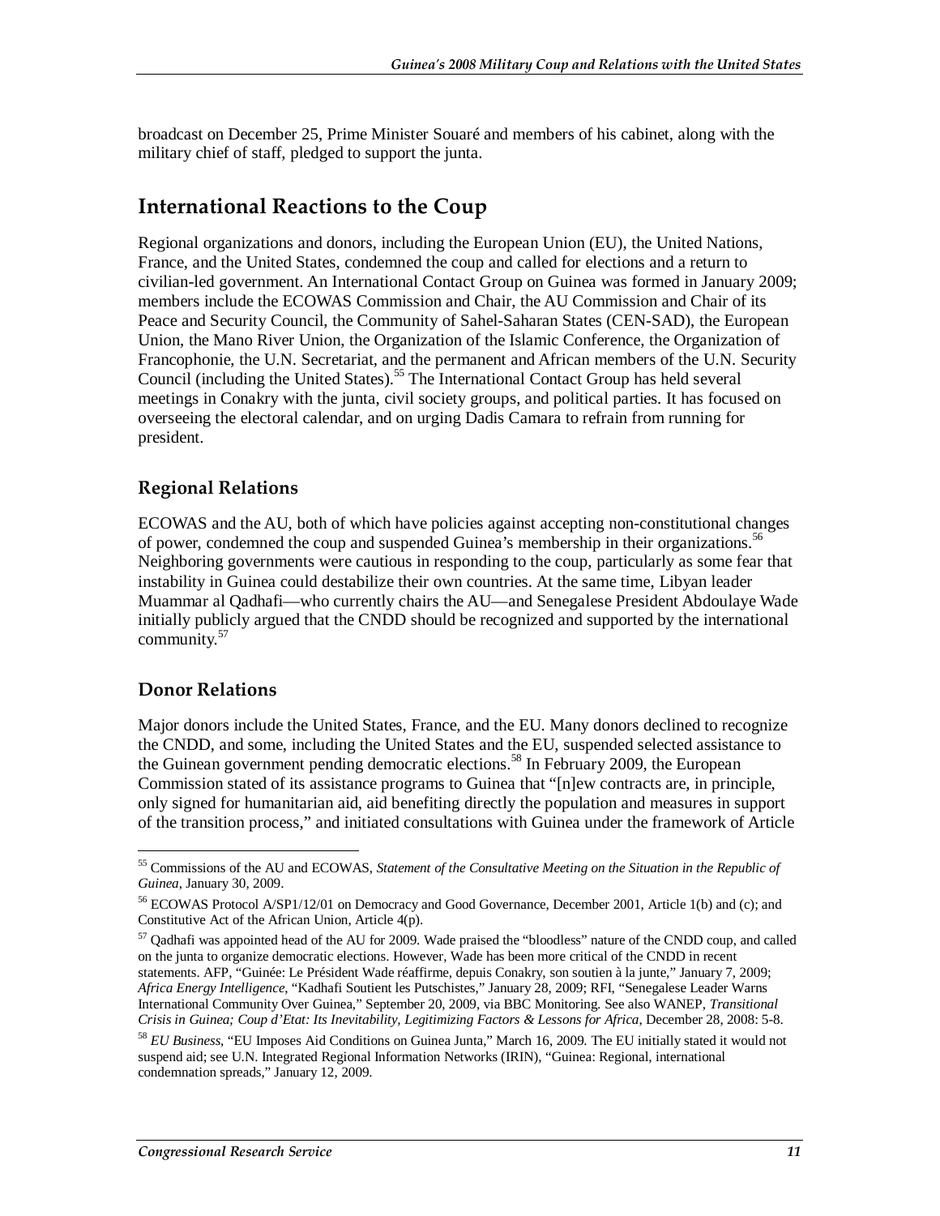broadcast on December 25, Prime Minister Souaré and members of his cabinet, along with the military chief of staff, pledged to support the junta.

## International Reactions to the Coup

Regional organizations and donors, including the European Union (EU), the United Nations, France, and the United States, condemned the coup and called for elections and a return to civilian-led government. An International Contact Group on Guinea was formed in January 2009; members include the ECOWAS Commission and Chair, the AU Commission and Chair of its Peace and Security Council, the Community of Sahel-Saharan States (CEN-SAD), the European Union, the Mano River Union, the Organization of the Islamic Conference, the Organization of Francophonie, the U.N. Secretariat, and the permanent and African members of the U.N. Security Council (including the United States).[55] The International Contact Group has held several meetings in Conakry with the junta, civil society groups, and political parties. It has focused on overseeing the electoral calendar, and on urging Dadis Camara to refrain from running for president.

### Regional Relations

ECOWAS and the AU, both of which have policies against accepting non-constitutional changes of power, condemned the coup and suspended Guinea's membership in their organizations.[56] Neighboring governments were cautious in responding to the coup, particularly as some fear that instability in Guinea could destabilize their own countries. At the same time, Libyan leader Muammar al Qadhafi—who currently chairs the AU—and Senegalese President Abdoulaye Wade initially publicly argued that the CNDD should be recognized and supported by the international community.[57]

### Donor Relations

Major donors include the United States, France, and the EU. Many donors declined to recognize the CNDD, and some, including the United States and the EU, suspended selected assistance to the Guinean government pending democratic elections.[58] In February 2009, the European Commission stated of its assistance programs to Guinea that "[n]ew contracts are, in principle, only signed for humanitarian aid, aid benefiting directly the population and measures in support of the transition process," and initiated consultations with Guinea under the framework of Article

---

[55] Commissions of the AU and ECOWAS, *Statement of the Consultative Meeting on the Situation in the Republic of Guinea*, January 30, 2009.

[56] ECOWAS Protocol A/SP1/12/01 on Democracy and Good Governance, December 2001, Article 1(b) and (c); and Constitutive Act of the African Union, Article 4(p).

[57] Qadhafi was appointed head of the AU for 2009. Wade praised the "bloodless" nature of the CNDD coup, and called on the junta to organize democratic elections. However, Wade has been more critical of the CNDD in recent statements. AFP, "Guinée: Le Président Wade réaffirme, depuis Conakry, son soutien à la junte," January 7, 2009; *Africa Energy Intelligence*, "Kadhafi Soutient les Putschistes," January 28, 2009; RFI, "Senegalese Leader Warns International Community Over Guinea," September 20, 2009, via BBC Monitoring. See also WANEP, *Transitional Crisis in Guinea; Coup d'Etat: Its Inevitability, Legitimizing Factors & Lessons for Africa*, December 28, 2008: 5-8.

[58] *EU Business*, "EU Imposes Aid Conditions on Guinea Junta," March 16, 2009. The EU initially stated it would not suspend aid; see U.N. Integrated Regional Information Networks (IRIN), "Guinea: Regional, international condemnation spreads," January 12, 2009.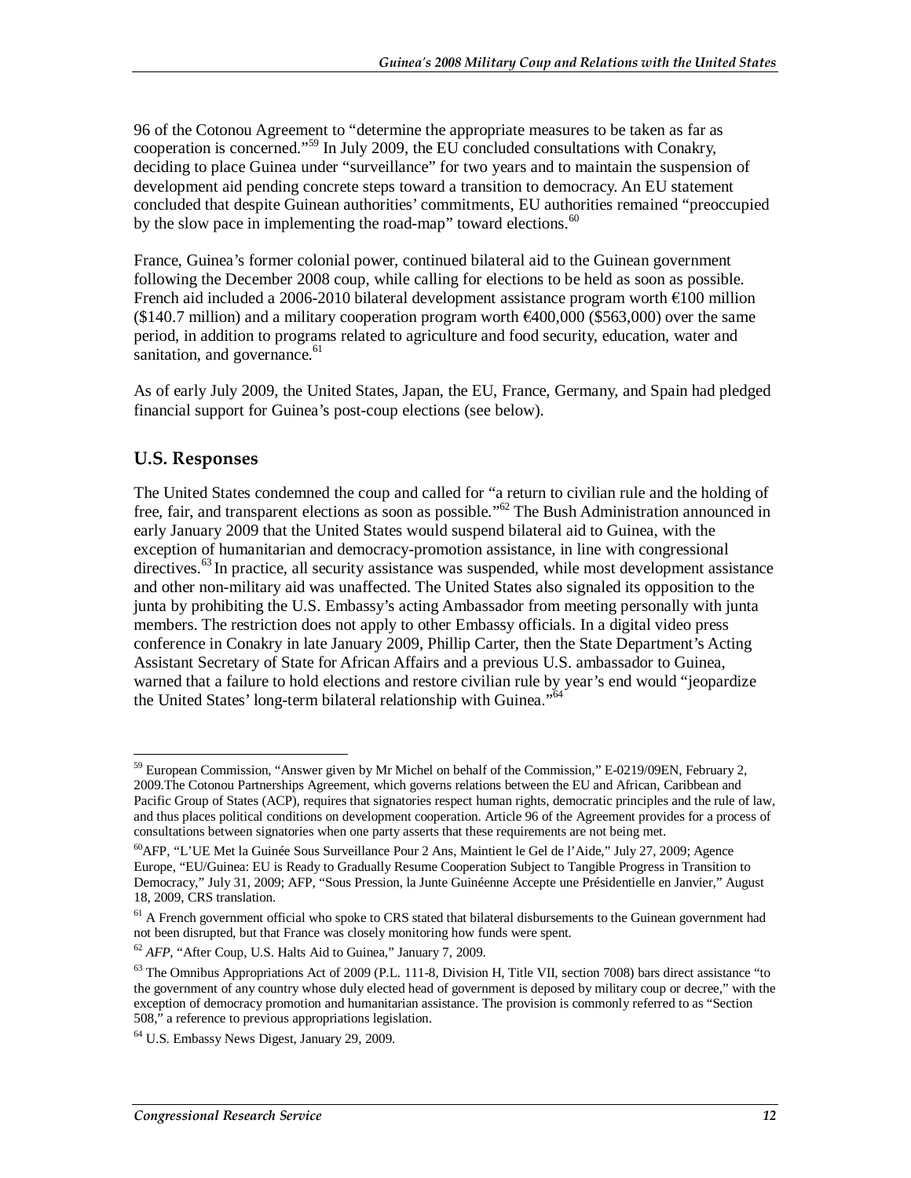96 of the Cotonou Agreement to "determine the appropriate measures to be taken as far as cooperation is concerned."[59] In July 2009, the EU concluded consultations with Conakry, deciding to place Guinea under "surveillance" for two years and to maintain the suspension of development aid pending concrete steps toward a transition to democracy. An EU statement concluded that despite Guinean authorities' commitments, EU authorities remained "preoccupied by the slow pace in implementing the road-map" toward elections.[60]

France, Guinea's former colonial power, continued bilateral aid to the Guinean government following the December 2008 coup, while calling for elections to be held as soon as possible. French aid included a 2006-2010 bilateral development assistance program worth €100 million ($140.7 million) and a military cooperation program worth €400,000 ($563,000) over the same period, in addition to programs related to agriculture and food security, education, water and sanitation, and governance.[61]

As of early July 2009, the United States, Japan, the EU, France, Germany, and Spain had pledged financial support for Guinea's post-coup elections (see below).

## U.S. Responses

The United States condemned the coup and called for "a return to civilian rule and the holding of free, fair, and transparent elections as soon as possible."[62] The Bush Administration announced in early January 2009 that the United States would suspend bilateral aid to Guinea, with the exception of humanitarian and democracy-promotion assistance, in line with congressional directives.[63] In practice, all security assistance was suspended, while most development assistance and other non-military aid was unaffected. The United States also signaled its opposition to the junta by prohibiting the U.S. Embassy's acting Ambassador from meeting personally with junta members. The restriction does not apply to other Embassy officials. In a digital video press conference in Conakry in late January 2009, Phillip Carter, then the State Department's Acting Assistant Secretary of State for African Affairs and a previous U.S. ambassador to Guinea, warned that a failure to hold elections and restore civilian rule by year's end would "jeopardize the United States' long-term bilateral relationship with Guinea."[64]

---

[59] European Commission, "Answer given by Mr Michel on behalf of the Commission," E-0219/09EN, February 2, 2009.The Cotonou Partnerships Agreement, which governs relations between the EU and African, Caribbean and Pacific Group of States (ACP), requires that signatories respect human rights, democratic principles and the rule of law, and thus places political conditions on development cooperation. Article 96 of the Agreement provides for a process of consultations between signatories when one party asserts that these requirements are not being met.

[60] AFP, "L'UE Met la Guinée Sous Surveillance Pour 2 Ans, Maintient le Gel de l'Aide," July 27, 2009; Agence Europe, "EU/Guinea: EU is Ready to Gradually Resume Cooperation Subject to Tangible Progress in Transition to Democracy," July 31, 2009; AFP, "Sous Pression, la Junte Guinéenne Accepte une Présidentielle en Janvier," August 18, 2009, CRS translation.

[61] A French government official who spoke to CRS stated that bilateral disbursements to the Guinean government had not been disrupted, but that France was closely monitoring how funds were spent.

[62] *AFP*, "After Coup, U.S. Halts Aid to Guinea," January 7, 2009.

[63] The Omnibus Appropriations Act of 2009 (P.L. 111-8, Division H, Title VII, section 7008) bars direct assistance "to the government of any country whose duly elected head of government is deposed by military coup or decree," with the exception of democracy promotion and humanitarian assistance. The provision is commonly referred to as "Section 508," a reference to previous appropriations legislation.

[64] U.S. Embassy News Digest, January 29, 2009.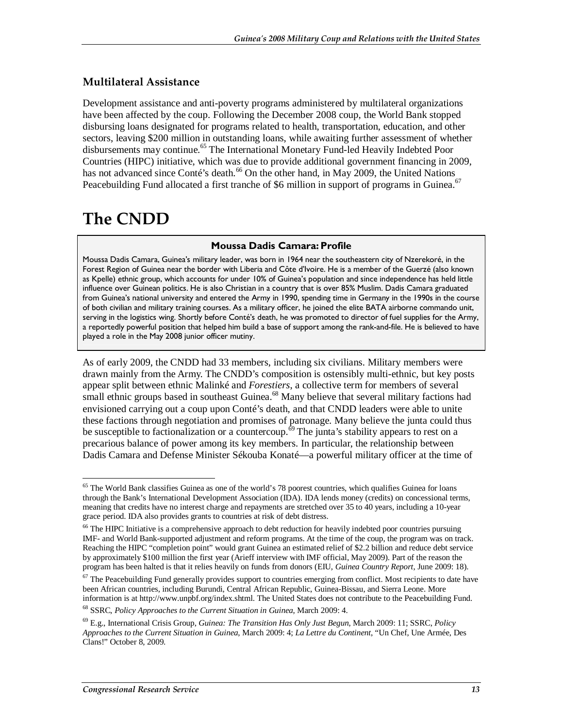### Multilateral Assistance

Development assistance and anti-poverty programs administered by multilateral organizations have been affected by the coup. Following the December 2008 coup, the World Bank stopped disbursing loans designated for programs related to health, transportation, education, and other sectors, leaving $200 million in outstanding loans, while awaiting further assessment of whether disbursements may continue.[65] The International Monetary Fund-led Heavily Indebted Poor Countries (HIPC) initiative, which was due to provide additional government financing in 2009, has not advanced since Conté's death.[66] On the other hand, in May 2009, the United Nations Peacebuilding Fund allocated a first tranche of $6 million in support of programs in Guinea.[67]

# The CNDD

**Moussa Dadis Camara: Profile**

Moussa Dadis Camara, Guinea's military leader, was born in 1964 near the southeastern city of Nzerekoré, in the Forest Region of Guinea near the border with Liberia and Côte d'Ivoire. He is a member of the Guerzé (also known as Kpelle) ethnic group, which accounts for under 10% of Guinea's population and since independence has held little influence over Guinean politics. He is also Christian in a country that is over 85% Muslim. Dadis Camara graduated from Guinea's national university and entered the Army in 1990, spending time in Germany in the 1990s in the course of both civilian and military training courses. As a military officer, he joined the elite BATA airborne commando unit, serving in the logistics wing. Shortly before Conté's death, he was promoted to director of fuel supplies for the Army, a reportedly powerful position that helped him build a base of support among the rank-and-file. He is believed to have played a role in the May 2008 junior officer mutiny.

As of early 2009, the CNDD had 33 members, including six civilians. Military members were drawn mainly from the Army. The CNDD's composition is ostensibly multi-ethnic, but key posts appear split between ethnic Malinké and *Forestiers*, a collective term for members of several small ethnic groups based in southeast Guinea.[68] Many believe that several military factions had envisioned carrying out a coup upon Conté's death, and that CNDD leaders were able to unite these factions through negotiation and promises of patronage. Many believe the junta could thus be susceptible to factionalization or a countercoup.[69] The junta's stability appears to rest on a precarious balance of power among its key members. In particular, the relationship between Dadis Camara and Defense Minister Sékouba Konaté—a powerful military officer at the time of

---

[65] The World Bank classifies Guinea as one of the world's 78 poorest countries, which qualifies Guinea for loans through the Bank's International Development Association (IDA). IDA lends money (credits) on concessional terms, meaning that credits have no interest charge and repayments are stretched over 35 to 40 years, including a 10-year grace period. IDA also provides grants to countries at risk of debt distress.

[66] The HIPC Initiative is a comprehensive approach to debt reduction for heavily indebted poor countries pursuing IMF- and World Bank-supported adjustment and reform programs. At the time of the coup, the program was on track. Reaching the HIPC "completion point" would grant Guinea an estimated relief of $2.2 billion and reduce debt service by approximately $100 million the first year (Arieff interview with IMF official, May 2009). Part of the reason the program has been halted is that it relies heavily on funds from donors (EIU, *Guinea Country Report*, June 2009: 18).

[67] The Peacebuilding Fund generally provides support to countries emerging from conflict. Most recipients to date have been African countries, including Burundi, Central African Republic, Guinea-Bissau, and Sierra Leone. More information is at http://www.unpbf.org/index.shtml. The United States does not contribute to the Peacebuilding Fund.

[68] SSRC, *Policy Approaches to the Current Situation in Guinea*, March 2009: 4.

[69] E.g., International Crisis Group, *Guinea: The Transition Has Only Just Begun*, March 2009: 11; SSRC, *Policy Approaches to the Current Situation in Guinea*, March 2009: 4; *La Lettre du Continent*, "Un Chef, Une Armée, Des Clans!" October 8, 2009.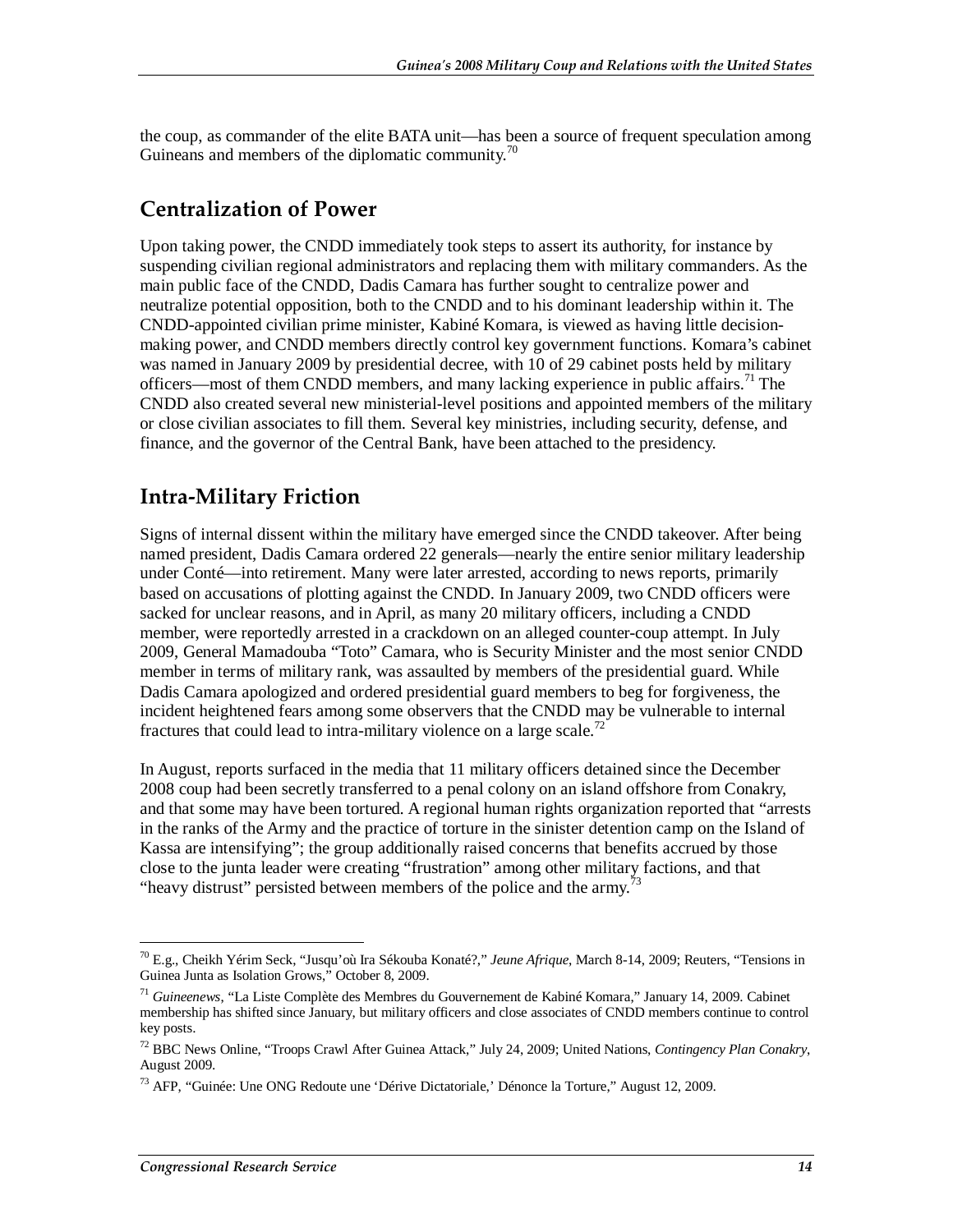the coup, as commander of the elite BATA unit—has been a source of frequent speculation among Guineans and members of the diplomatic community.[70]

## Centralization of Power

Upon taking power, the CNDD immediately took steps to assert its authority, for instance by suspending civilian regional administrators and replacing them with military commanders. As the main public face of the CNDD, Dadis Camara has further sought to centralize power and neutralize potential opposition, both to the CNDD and to his dominant leadership within it. The CNDD-appointed civilian prime minister, Kabiné Komara, is viewed as having little decision-making power, and CNDD members directly control key government functions. Komara's cabinet was named in January 2009 by presidential decree, with 10 of 29 cabinet posts held by military officers—most of them CNDD members, and many lacking experience in public affairs.[71] The CNDD also created several new ministerial-level positions and appointed members of the military or close civilian associates to fill them. Several key ministries, including security, defense, and finance, and the governor of the Central Bank, have been attached to the presidency.

## Intra-Military Friction

Signs of internal dissent within the military have emerged since the CNDD takeover. After being named president, Dadis Camara ordered 22 generals—nearly the entire senior military leadership under Conté—into retirement. Many were later arrested, according to news reports, primarily based on accusations of plotting against the CNDD. In January 2009, two CNDD officers were sacked for unclear reasons, and in April, as many 20 military officers, including a CNDD member, were reportedly arrested in a crackdown on an alleged counter-coup attempt. In July 2009, General Mamadouba "Toto" Camara, who is Security Minister and the most senior CNDD member in terms of military rank, was assaulted by members of the presidential guard. While Dadis Camara apologized and ordered presidential guard members to beg for forgiveness, the incident heightened fears among some observers that the CNDD may be vulnerable to internal fractures that could lead to intra-military violence on a large scale.[72]

In August, reports surfaced in the media that 11 military officers detained since the December 2008 coup had been secretly transferred to a penal colony on an island offshore from Conakry, and that some may have been tortured. A regional human rights organization reported that "arrests in the ranks of the Army and the practice of torture in the sinister detention camp on the Island of Kassa are intensifying"; the group additionally raised concerns that benefits accrued by those close to the junta leader were creating "frustration" among other military factions, and that "heavy distrust" persisted between members of the police and the army.[73]

---

[70] E.g., Cheikh Yérim Seck, "Jusqu'où Ira Sékouba Konaté?," *Jeune Afrique*, March 8-14, 2009; Reuters, "Tensions in Guinea Junta as Isolation Grows," October 8, 2009.

[71] *Guineenews*, "La Liste Complète des Membres du Gouvernement de Kabiné Komara," January 14, 2009. Cabinet membership has shifted since January, but military officers and close associates of CNDD members continue to control key posts.

[72] BBC News Online, "Troops Crawl After Guinea Attack," July 24, 2009; United Nations, *Contingency Plan Conakry*, August 2009.

[73] AFP, "Guinée: Une ONG Redoute une 'Dérive Dictatoriale,' Dénonce la Torture," August 12, 2009.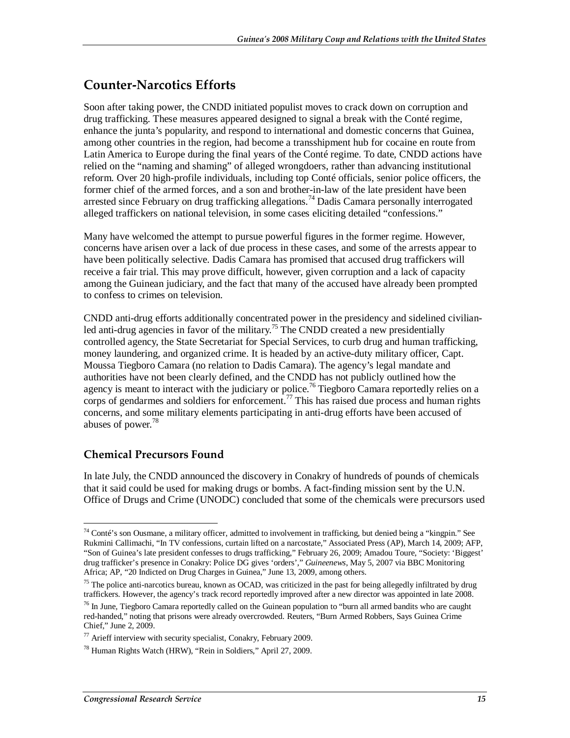## Counter-Narcotics Efforts

Soon after taking power, the CNDD initiated populist moves to crack down on corruption and drug trafficking. These measures appeared designed to signal a break with the Conté regime, enhance the junta's popularity, and respond to international and domestic concerns that Guinea, among other countries in the region, had become a transshipment hub for cocaine en route from Latin America to Europe during the final years of the Conté regime. To date, CNDD actions have relied on the "naming and shaming" of alleged wrongdoers, rather than advancing institutional reform. Over 20 high-profile individuals, including top Conté officials, senior police officers, the former chief of the armed forces, and a son and brother-in-law of the late president have been arrested since February on drug trafficking allegations.[74] Dadis Camara personally interrogated alleged traffickers on national television, in some cases eliciting detailed "confessions."

Many have welcomed the attempt to pursue powerful figures in the former regime. However, concerns have arisen over a lack of due process in these cases, and some of the arrests appear to have been politically selective. Dadis Camara has promised that accused drug traffickers will receive a fair trial. This may prove difficult, however, given corruption and a lack of capacity among the Guinean judiciary, and the fact that many of the accused have already been prompted to confess to crimes on television.

CNDD anti-drug efforts additionally concentrated power in the presidency and sidelined civilian-led anti-drug agencies in favor of the military.[75] The CNDD created a new presidentially controlled agency, the State Secretariat for Special Services, to curb drug and human trafficking, money laundering, and organized crime. It is headed by an active-duty military officer, Capt. Moussa Tiegboro Camara (no relation to Dadis Camara). The agency's legal mandate and authorities have not been clearly defined, and the CNDD has not publicly outlined how the agency is meant to interact with the judiciary or police.[76] Tiegboro Camara reportedly relies on a corps of gendarmes and soldiers for enforcement.[77] This has raised due process and human rights concerns, and some military elements participating in anti-drug efforts have been accused of abuses of power.[78]

### Chemical Precursors Found

In late July, the CNDD announced the discovery in Conakry of hundreds of pounds of chemicals that it said could be used for making drugs or bombs. A fact-finding mission sent by the U.N. Office of Drugs and Crime (UNODC) concluded that some of the chemicals were precursors used

---

[74] Conté's son Ousmane, a military officer, admitted to involvement in trafficking, but denied being a "kingpin." See Rukmini Callimachi, "In TV confessions, curtain lifted on a narcostate," Associated Press (AP), March 14, 2009; AFP, "Son of Guinea's late president confesses to drugs trafficking," February 26, 2009; Amadou Toure, "Society: 'Biggest' drug trafficker's presence in Conakry: Police DG gives 'orders'," *Guineenews*, May 5, 2007 via BBC Monitoring Africa; AP, "20 Indicted on Drug Charges in Guinea," June 13, 2009, among others.

[75] The police anti-narcotics bureau, known as OCAD, was criticized in the past for being allegedly infiltrated by drug traffickers. However, the agency's track record reportedly improved after a new director was appointed in late 2008.

[76] In June, Tiegboro Camara reportedly called on the Guinean population to "burn all armed bandits who are caught red-handed," noting that prisons were already overcrowded. Reuters, "Burn Armed Robbers, Says Guinea Crime Chief," June 2, 2009.

[77] Arieff interview with security specialist, Conakry, February 2009.

[78] Human Rights Watch (HRW), "Rein in Soldiers," April 27, 2009.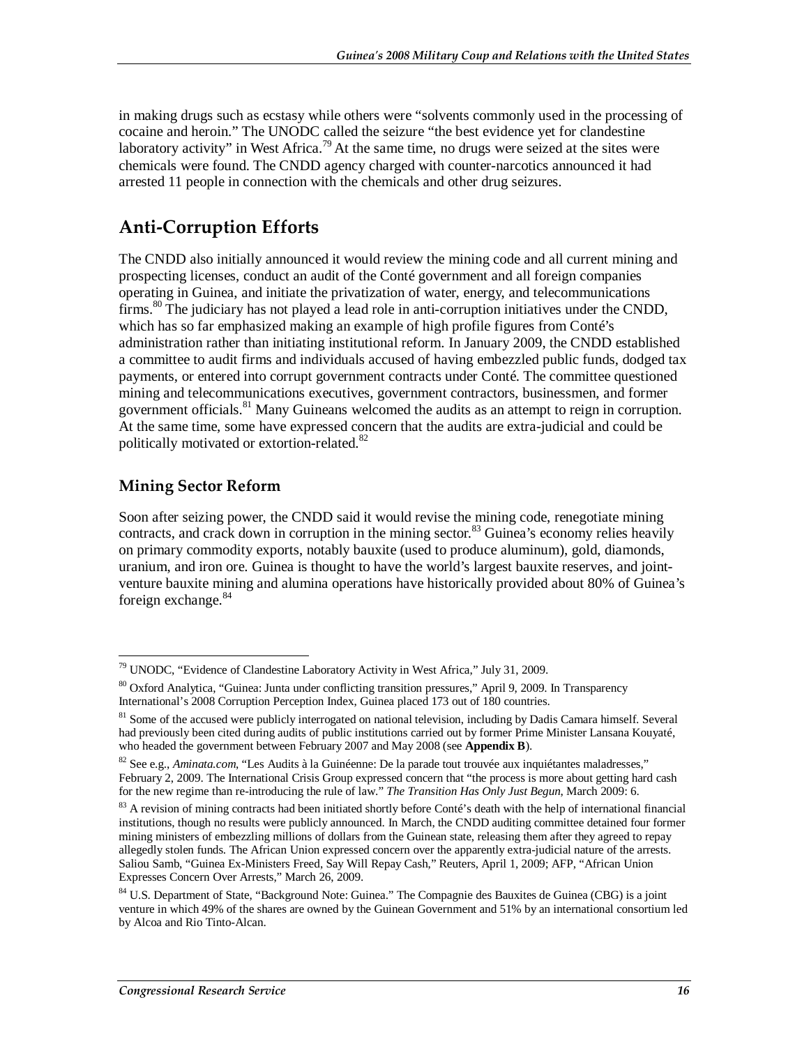in making drugs such as ecstasy while others were "solvents commonly used in the processing of cocaine and heroin." The UNODC called the seizure "the best evidence yet for clandestine laboratory activity" in West Africa.[79] At the same time, no drugs were seized at the sites were chemicals were found. The CNDD agency charged with counter-narcotics announced it had arrested 11 people in connection with the chemicals and other drug seizures.

## Anti-Corruption Efforts

The CNDD also initially announced it would review the mining code and all current mining and prospecting licenses, conduct an audit of the Conté government and all foreign companies operating in Guinea, and initiate the privatization of water, energy, and telecommunications firms.[80] The judiciary has not played a lead role in anti-corruption initiatives under the CNDD, which has so far emphasized making an example of high profile figures from Conté's administration rather than initiating institutional reform. In January 2009, the CNDD established a committee to audit firms and individuals accused of having embezzled public funds, dodged tax payments, or entered into corrupt government contracts under Conté. The committee questioned mining and telecommunications executives, government contractors, businessmen, and former government officials.[81] Many Guineans welcomed the audits as an attempt to reign in corruption. At the same time, some have expressed concern that the audits are extra-judicial and could be politically motivated or extortion-related.[82]

### Mining Sector Reform

Soon after seizing power, the CNDD said it would revise the mining code, renegotiate mining contracts, and crack down in corruption in the mining sector.[83] Guinea's economy relies heavily on primary commodity exports, notably bauxite (used to produce aluminum), gold, diamonds, uranium, and iron ore. Guinea is thought to have the world's largest bauxite reserves, and joint-venture bauxite mining and alumina operations have historically provided about 80% of Guinea's foreign exchange.[84]

---

[79] UNODC, "Evidence of Clandestine Laboratory Activity in West Africa," July 31, 2009.

[80] Oxford Analytica, "Guinea: Junta under conflicting transition pressures," April 9, 2009. In Transparency International's 2008 Corruption Perception Index, Guinea placed 173 out of 180 countries.

[81] Some of the accused were publicly interrogated on national television, including by Dadis Camara himself. Several had previously been cited during audits of public institutions carried out by former Prime Minister Lansana Kouyaté, who headed the government between February 2007 and May 2008 (see **Appendix B**).

[82] See e.g., *Aminata.com*, "Les Audits à la Guinéenne: De la parade tout trouvée aux inquiétantes maladresses," February 2, 2009. The International Crisis Group expressed concern that "the process is more about getting hard cash for the new regime than re-introducing the rule of law." *The Transition Has Only Just Begun*, March 2009: 6.

[83] A revision of mining contracts had been initiated shortly before Conté's death with the help of international financial institutions, though no results were publicly announced. In March, the CNDD auditing committee detained four former mining ministers of embezzling millions of dollars from the Guinean state, releasing them after they agreed to repay allegedly stolen funds. The African Union expressed concern over the apparently extra-judicial nature of the arrests. Saliou Samb, "Guinea Ex-Ministers Freed, Say Will Repay Cash," Reuters, April 1, 2009; AFP, "African Union Expresses Concern Over Arrests," March 26, 2009.

[84] U.S. Department of State, "Background Note: Guinea." The Compagnie des Bauxites de Guinea (CBG) is a joint venture in which 49% of the shares are owned by the Guinean Government and 51% by an international consortium led by Alcoa and Rio Tinto-Alcan.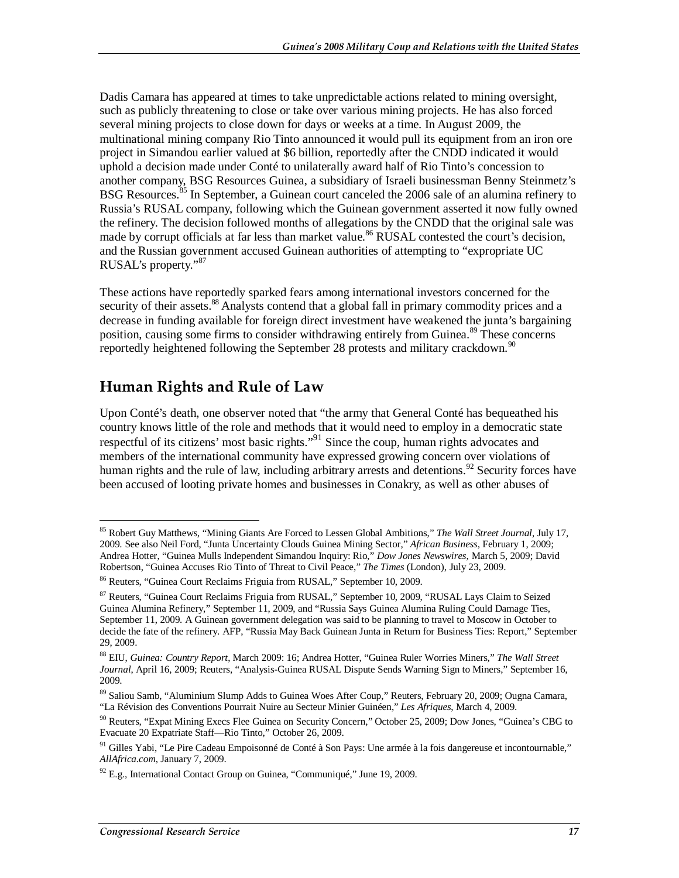Dadis Camara has appeared at times to take unpredictable actions related to mining oversight, such as publicly threatening to close or take over various mining projects. He has also forced several mining projects to close down for days or weeks at a time. In August 2009, the multinational mining company Rio Tinto announced it would pull its equipment from an iron ore project in Simandou earlier valued at $6 billion, reportedly after the CNDD indicated it would uphold a decision made under Conté to unilaterally award half of Rio Tinto's concession to another company, BSG Resources Guinea, a subsidiary of Israeli businessman Benny Steinmetz's BSG Resources.[85] In September, a Guinean court canceled the 2006 sale of an alumina refinery to Russia's RUSAL company, following which the Guinean government asserted it now fully owned the refinery. The decision followed months of allegations by the CNDD that the original sale was made by corrupt officials at far less than market value.[86] RUSAL contested the court's decision, and the Russian government accused Guinean authorities of attempting to "expropriate UC RUSAL's property."[87]

These actions have reportedly sparked fears among international investors concerned for the security of their assets.[88] Analysts contend that a global fall in primary commodity prices and a decrease in funding available for foreign direct investment have weakened the junta's bargaining position, causing some firms to consider withdrawing entirely from Guinea.[89] These concerns reportedly heightened following the September 28 protests and military crackdown.[90]

## Human Rights and Rule of Law

Upon Conté's death, one observer noted that "the army that General Conté has bequeathed his country knows little of the role and methods that it would need to employ in a democratic state respectful of its citizens' most basic rights."[91] Since the coup, human rights advocates and members of the international community have expressed growing concern over violations of human rights and the rule of law, including arbitrary arrests and detentions.[92] Security forces have been accused of looting private homes and businesses in Conakry, as well as other abuses of

---

[85] Robert Guy Matthews, "Mining Giants Are Forced to Lessen Global Ambitions," *The Wall Street Journal*, July 17, 2009. See also Neil Ford, "Junta Uncertainty Clouds Guinea Mining Sector," *African Business*, February 1, 2009; Andrea Hotter, "Guinea Mulls Independent Simandou Inquiry: Rio," *Dow Jones Newswires*, March 5, 2009; David Robertson, "Guinea Accuses Rio Tinto of Threat to Civil Peace," *The Times* (London), July 23, 2009.

[86] Reuters, "Guinea Court Reclaims Friguia from RUSAL," September 10, 2009.

[87] Reuters, "Guinea Court Reclaims Friguia from RUSAL," September 10, 2009, "RUSAL Lays Claim to Seized Guinea Alumina Refinery," September 11, 2009, and "Russia Says Guinea Alumina Ruling Could Damage Ties, September 11, 2009. A Guinean government delegation was said to be planning to travel to Moscow in October to decide the fate of the refinery. AFP, "Russia May Back Guinean Junta in Return for Business Ties: Report," September 29, 2009.

[88] EIU, *Guinea: Country Report*, March 2009: 16; Andrea Hotter, "Guinea Ruler Worries Miners," *The Wall Street Journal*, April 16, 2009; Reuters, "Analysis-Guinea RUSAL Dispute Sends Warning Sign to Miners," September 16, 2009.

[89] Saliou Samb, "Aluminium Slump Adds to Guinea Woes After Coup," Reuters, February 20, 2009; Ougna Camara, "La Révision des Conventions Pourrait Nuire au Secteur Minier Guinéen," *Les Afriques*, March 4, 2009.

[90] Reuters, "Expat Mining Execs Flee Guinea on Security Concern," October 25, 2009; Dow Jones, "Guinea's CBG to Evacuate 20 Expatriate Staff—Rio Tinto," October 26, 2009.

[91] Gilles Yabi, "Le Pire Cadeau Empoisonné de Conté à Son Pays: Une armée à la fois dangereuse et incontournable," *AllAfrica.com*, January 7, 2009.

[92] E.g., International Contact Group on Guinea, "Communiqué," June 19, 2009.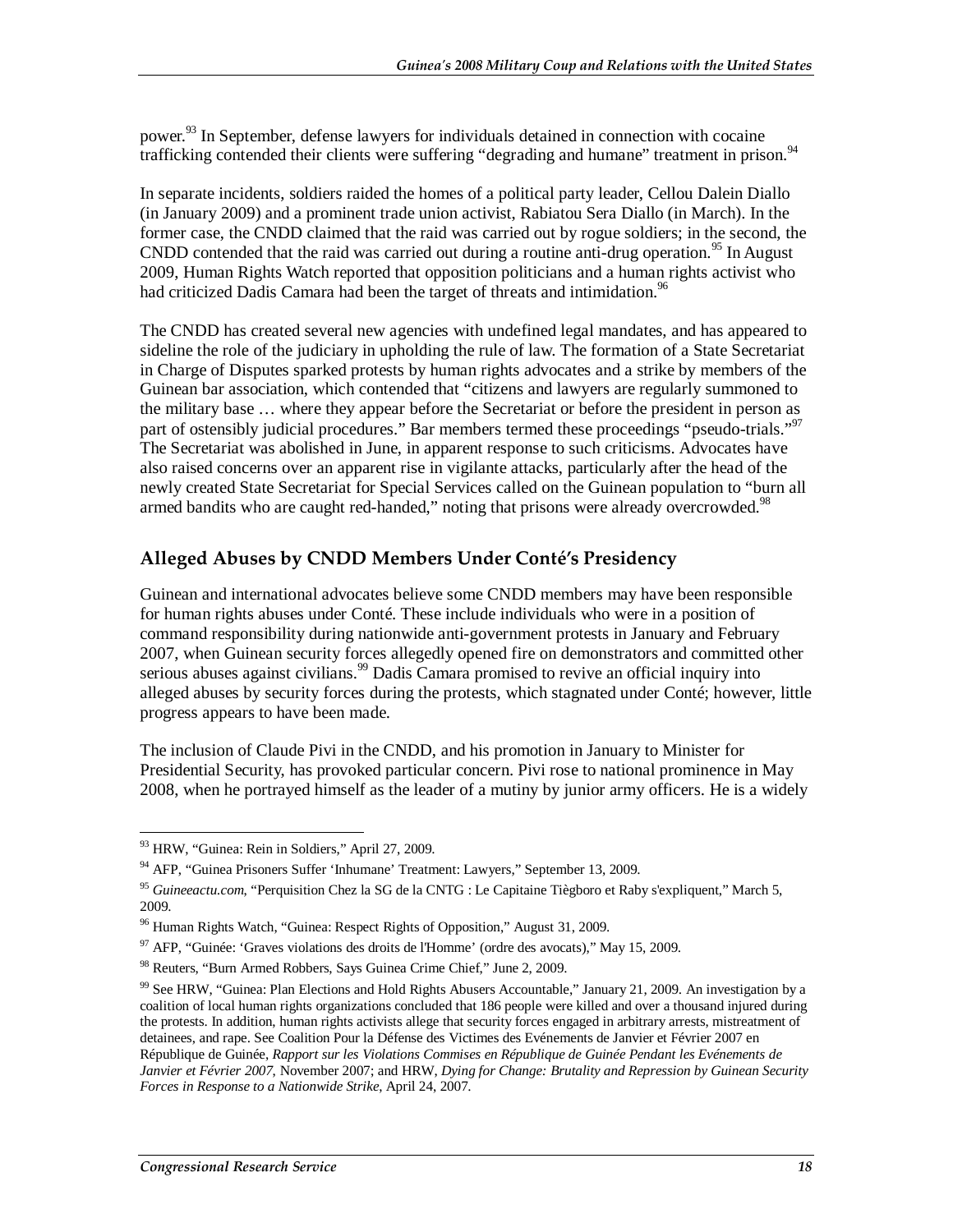power.[93] In September, defense lawyers for individuals detained in connection with cocaine trafficking contended their clients were suffering "degrading and humane" treatment in prison.[94]

In separate incidents, soldiers raided the homes of a political party leader, Cellou Dalein Diallo (in January 2009) and a prominent trade union activist, Rabiatou Sera Diallo (in March). In the former case, the CNDD claimed that the raid was carried out by rogue soldiers; in the second, the CNDD contended that the raid was carried out during a routine anti-drug operation.[95] In August 2009, Human Rights Watch reported that opposition politicians and a human rights activist who had criticized Dadis Camara had been the target of threats and intimidation.[96]

The CNDD has created several new agencies with undefined legal mandates, and has appeared to sideline the role of the judiciary in upholding the rule of law. The formation of a State Secretariat in Charge of Disputes sparked protests by human rights advocates and a strike by members of the Guinean bar association, which contended that "citizens and lawyers are regularly summoned to the military base … where they appear before the Secretariat or before the president in person as part of ostensibly judicial procedures." Bar members termed these proceedings "pseudo-trials."[97] The Secretariat was abolished in June, in apparent response to such criticisms. Advocates have also raised concerns over an apparent rise in vigilante attacks, particularly after the head of the newly created State Secretariat for Special Services called on the Guinean population to "burn all armed bandits who are caught red-handed," noting that prisons were already overcrowded.[98]

## Alleged Abuses by CNDD Members Under Conté's Presidency

Guinean and international advocates believe some CNDD members may have been responsible for human rights abuses under Conté. These include individuals who were in a position of command responsibility during nationwide anti-government protests in January and February 2007, when Guinean security forces allegedly opened fire on demonstrators and committed other serious abuses against civilians.[99] Dadis Camara promised to revive an official inquiry into alleged abuses by security forces during the protests, which stagnated under Conté; however, little progress appears to have been made.

The inclusion of Claude Pivi in the CNDD, and his promotion in January to Minister for Presidential Security, has provoked particular concern. Pivi rose to national prominence in May 2008, when he portrayed himself as the leader of a mutiny by junior army officers. He is a widely

---

[93] HRW, "Guinea: Rein in Soldiers," April 27, 2009.

[94] AFP, "Guinea Prisoners Suffer 'Inhumane' Treatment: Lawyers," September 13, 2009.

[95] *Guineeactu.com*, "Perquisition Chez la SG de la CNTG : Le Capitaine Tiègboro et Raby s'expliquent," March 5, 2009.

[96] Human Rights Watch, "Guinea: Respect Rights of Opposition," August 31, 2009.

[97] AFP, "Guinée: 'Graves violations des droits de l'Homme' (ordre des avocats)," May 15, 2009.

[98] Reuters, "Burn Armed Robbers, Says Guinea Crime Chief," June 2, 2009.

[99] See HRW, "Guinea: Plan Elections and Hold Rights Abusers Accountable," January 21, 2009. An investigation by a coalition of local human rights organizations concluded that 186 people were killed and over a thousand injured during the protests. In addition, human rights activists allege that security forces engaged in arbitrary arrests, mistreatment of detainees, and rape. See Coalition Pour la Défense des Victimes des Evénements de Janvier et Février 2007 en République de Guinée, *Rapport sur les Violations Commises en République de Guinée Pendant les Evénements de Janvier et Février 2007*, November 2007; and HRW, *Dying for Change: Brutality and Repression by Guinean Security Forces in Response to a Nationwide Strike*, April 24, 2007.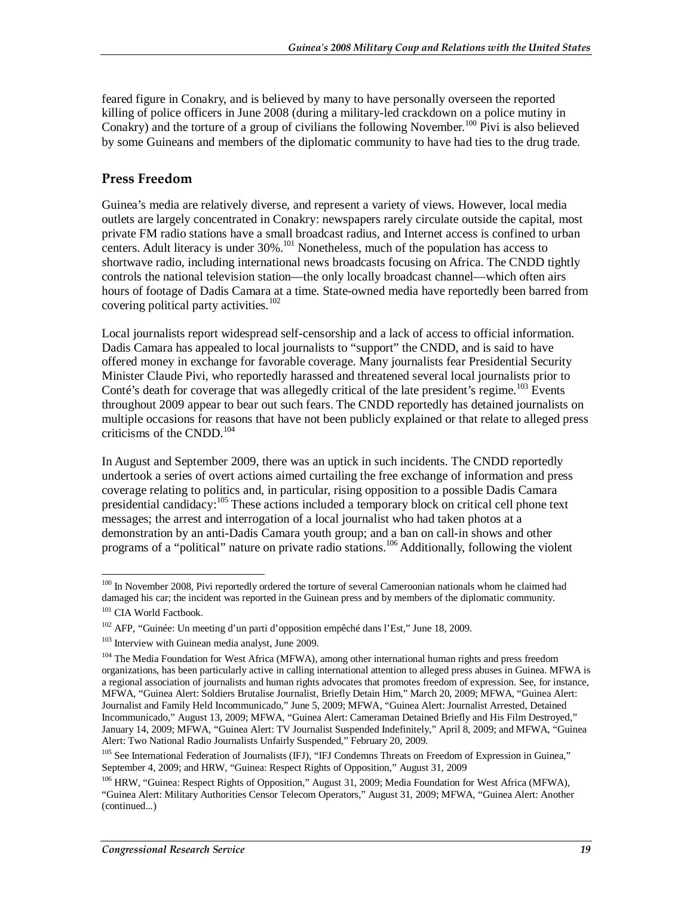feared figure in Conakry, and is believed by many to have personally overseen the reported killing of police officers in June 2008 (during a military-led crackdown on a police mutiny in Conakry) and the torture of a group of civilians the following November.[100] Pivi is also believed by some Guineans and members of the diplomatic community to have had ties to the drug trade.

## Press Freedom

Guinea's media are relatively diverse, and represent a variety of views. However, local media outlets are largely concentrated in Conakry: newspapers rarely circulate outside the capital, most private FM radio stations have a small broadcast radius, and Internet access is confined to urban centers. Adult literacy is under 30%.[101] Nonetheless, much of the population has access to shortwave radio, including international news broadcasts focusing on Africa. The CNDD tightly controls the national television station—the only locally broadcast channel—which often airs hours of footage of Dadis Camara at a time. State-owned media have reportedly been barred from covering political party activities.[102]

Local journalists report widespread self-censorship and a lack of access to official information. Dadis Camara has appealed to local journalists to "support" the CNDD, and is said to have offered money in exchange for favorable coverage. Many journalists fear Presidential Security Minister Claude Pivi, who reportedly harassed and threatened several local journalists prior to Conté's death for coverage that was allegedly critical of the late president's regime.[103] Events throughout 2009 appear to bear out such fears. The CNDD reportedly has detained journalists on multiple occasions for reasons that have not been publicly explained or that relate to alleged press criticisms of the CNDD.[104]

In August and September 2009, there was an uptick in such incidents. The CNDD reportedly undertook a series of overt actions aimed curtailing the free exchange of information and press coverage relating to politics and, in particular, rising opposition to a possible Dadis Camara presidential candidacy:[105] These actions included a temporary block on critical cell phone text messages; the arrest and interrogation of a local journalist who had taken photos at a demonstration by an anti-Dadis Camara youth group; and a ban on call-in shows and other programs of a "political" nature on private radio stations.[106] Additionally, following the violent

---

[100] In November 2008, Pivi reportedly ordered the torture of several Cameroonian nationals whom he claimed had damaged his car; the incident was reported in the Guinean press and by members of the diplomatic community.

[101] CIA World Factbook.

[102] AFP, "Guinée: Un meeting d'un parti d'opposition empêché dans l'Est," June 18, 2009.

[103] Interview with Guinean media analyst, June 2009.

[104] The Media Foundation for West Africa (MFWA), among other international human rights and press freedom organizations, has been particularly active in calling international attention to alleged press abuses in Guinea. MFWA is a regional association of journalists and human rights advocates that promotes freedom of expression. See, for instance, MFWA, "Guinea Alert: Soldiers Brutalise Journalist, Briefly Detain Him," March 20, 2009; MFWA, "Guinea Alert: Journalist and Family Held Incommunicado," June 5, 2009; MFWA, "Guinea Alert: Journalist Arrested, Detained Incommunicado," August 13, 2009; MFWA, "Guinea Alert: Cameraman Detained Briefly and His Film Destroyed," January 14, 2009; MFWA, "Guinea Alert: TV Journalist Suspended Indefinitely," April 8, 2009; and MFWA, "Guinea Alert: Two National Radio Journalists Unfairly Suspended," February 20, 2009.

[105] See International Federation of Journalists (IFJ), "IFJ Condemns Threats on Freedom of Expression in Guinea," September 4, 2009; and HRW, "Guinea: Respect Rights of Opposition," August 31, 2009

[106] HRW, "Guinea: Respect Rights of Opposition," August 31, 2009; Media Foundation for West Africa (MFWA), "Guinea Alert: Military Authorities Censor Telecom Operators," August 31, 2009; MFWA, "Guinea Alert: Another (continued...)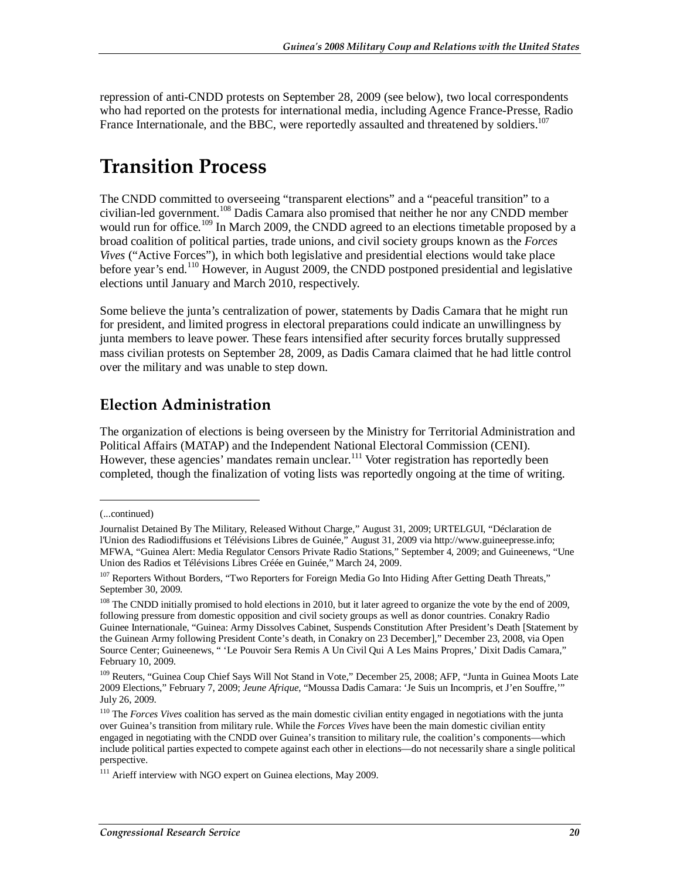repression of anti-CNDD protests on September 28, 2009 (see below), two local correspondents who had reported on the protests for international media, including Agence France-Presse, Radio France Internationale, and the BBC, were reportedly assaulted and threatened by soldiers.[107]

# Transition Process

The CNDD committed to overseeing "transparent elections" and a "peaceful transition" to a civilian-led government.[108] Dadis Camara also promised that neither he nor any CNDD member would run for office.[109] In March 2009, the CNDD agreed to an elections timetable proposed by a broad coalition of political parties, trade unions, and civil society groups known as the *Forces Vives* ("Active Forces"), in which both legislative and presidential elections would take place before year's end.[110] However, in August 2009, the CNDD postponed presidential and legislative elections until January and March 2010, respectively.

Some believe the junta's centralization of power, statements by Dadis Camara that he might run for president, and limited progress in electoral preparations could indicate an unwillingness by junta members to leave power. These fears intensified after security forces brutally suppressed mass civilian protests on September 28, 2009, as Dadis Camara claimed that he had little control over the military and was unable to step down.

## Election Administration

The organization of elections is being overseen by the Ministry for Territorial Administration and Political Affairs (MATAP) and the Independent National Electoral Commission (CENI). However, these agencies' mandates remain unclear.[111] Voter registration has reportedly been completed, though the finalization of voting lists was reportedly ongoing at the time of writing.

---

(...continued)

Journalist Detained By The Military, Released Without Charge," August 31, 2009; URTELGUI, "Déclaration de l'Union des Radiodiffusions et Télévisions Libres de Guinée," August 31, 2009 via http://www.guineepresse.info; MFWA, "Guinea Alert: Media Regulator Censors Private Radio Stations," September 4, 2009; and Guineenews, "Une Union des Radios et Télévisions Libres Créée en Guinée," March 24, 2009.

[107] Reporters Without Borders, "Two Reporters for Foreign Media Go Into Hiding After Getting Death Threats," September 30, 2009.

[108] The CNDD initially promised to hold elections in 2010, but it later agreed to organize the vote by the end of 2009, following pressure from domestic opposition and civil society groups as well as donor countries. Conakry Radio Guinee Internationale, "Guinea: Army Dissolves Cabinet, Suspends Constitution After President's Death [Statement by the Guinean Army following President Conte's death, in Conakry on 23 December]," December 23, 2008, via Open Source Center; Guineenews, " 'Le Pouvoir Sera Remis A Un Civil Qui A Les Mains Propres,' Dixit Dadis Camara," February 10, 2009.

[109] Reuters, "Guinea Coup Chief Says Will Not Stand in Vote," December 25, 2008; AFP, "Junta in Guinea Moots Late 2009 Elections," February 7, 2009; *Jeune Afrique*, "Moussa Dadis Camara: 'Je Suis un Incompris, et J'en Souffre,'" July 26, 2009.

[110] The *Forces Vives* coalition has served as the main domestic civilian entity engaged in negotiations with the junta over Guinea's transition from military rule. While the *Forces Vives* have been the main domestic civilian entity engaged in negotiating with the CNDD over Guinea's transition to military rule, the coalition's components—which include political parties expected to compete against each other in elections—do not necessarily share a single political perspective.

[111] Arieff interview with NGO expert on Guinea elections, May 2009.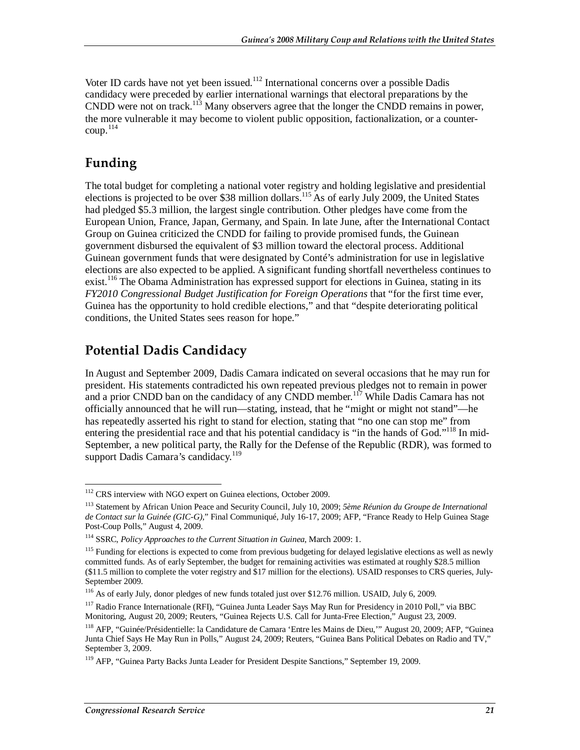Voter ID cards have not yet been issued.[112] International concerns over a possible Dadis candidacy were preceded by earlier international warnings that electoral preparations by the CNDD were not on track.[113] Many observers agree that the longer the CNDD remains in power, the more vulnerable it may become to violent public opposition, factionalization, or a counter-coup.[114]

## Funding

The total budget for completing a national voter registry and holding legislative and presidential elections is projected to be over $38 million dollars.[115] As of early July 2009, the United States had pledged $5.3 million, the largest single contribution. Other pledges have come from the European Union, France, Japan, Germany, and Spain. In late June, after the International Contact Group on Guinea criticized the CNDD for failing to provide promised funds, the Guinean government disbursed the equivalent of $3 million toward the electoral process. Additional Guinean government funds that were designated by Conté's administration for use in legislative elections are also expected to be applied. A significant funding shortfall nevertheless continues to exist.[116] The Obama Administration has expressed support for elections in Guinea, stating in its *FY2010 Congressional Budget Justification for Foreign Operations* that "for the first time ever, Guinea has the opportunity to hold credible elections," and that "despite deteriorating political conditions, the United States sees reason for hope."

## Potential Dadis Candidacy

In August and September 2009, Dadis Camara indicated on several occasions that he may run for president. His statements contradicted his own repeated previous pledges not to remain in power and a prior CNDD ban on the candidacy of any CNDD member.[117] While Dadis Camara has not officially announced that he will run—stating, instead, that he "might or might not stand"—he has repeatedly asserted his right to stand for election, stating that "no one can stop me" from entering the presidential race and that his potential candidacy is "in the hands of God."[118] In mid-September, a new political party, the Rally for the Defense of the Republic (RDR), was formed to support Dadis Camara's candidacy.[119]

---

[112] CRS interview with NGO expert on Guinea elections, October 2009.

[113] Statement by African Union Peace and Security Council, July 10, 2009; *5ème Réunion du Groupe de International de Contact sur la Guinée (GIC-G)*," Final Communiqué, July 16-17, 2009; AFP, "France Ready to Help Guinea Stage Post-Coup Polls," August 4, 2009.

[114] SSRC, *Policy Approaches to the Current Situation in Guinea*, March 2009: 1.

[115] Funding for elections is expected to come from previous budgeting for delayed legislative elections as well as newly committed funds. As of early September, the budget for remaining activities was estimated at roughly $28.5 million ($11.5 million to complete the voter registry and $17 million for the elections). USAID responses to CRS queries, July-September 2009.

[116] As of early July, donor pledges of new funds totaled just over $12.76 million. USAID, July 6, 2009.

[117] Radio France Internationale (RFI), "Guinea Junta Leader Says May Run for Presidency in 2010 Poll," via BBC Monitoring, August 20, 2009; Reuters, "Guinea Rejects U.S. Call for Junta-Free Election," August 23, 2009.

[118] AFP, "Guinée/Présidentielle: la Candidature de Camara 'Entre les Mains de Dieu,'" August 20, 2009; AFP, "Guinea Junta Chief Says He May Run in Polls," August 24, 2009; Reuters, "Guinea Bans Political Debates on Radio and TV," September 3, 2009.

[119] AFP, "Guinea Party Backs Junta Leader for President Despite Sanctions," September 19, 2009.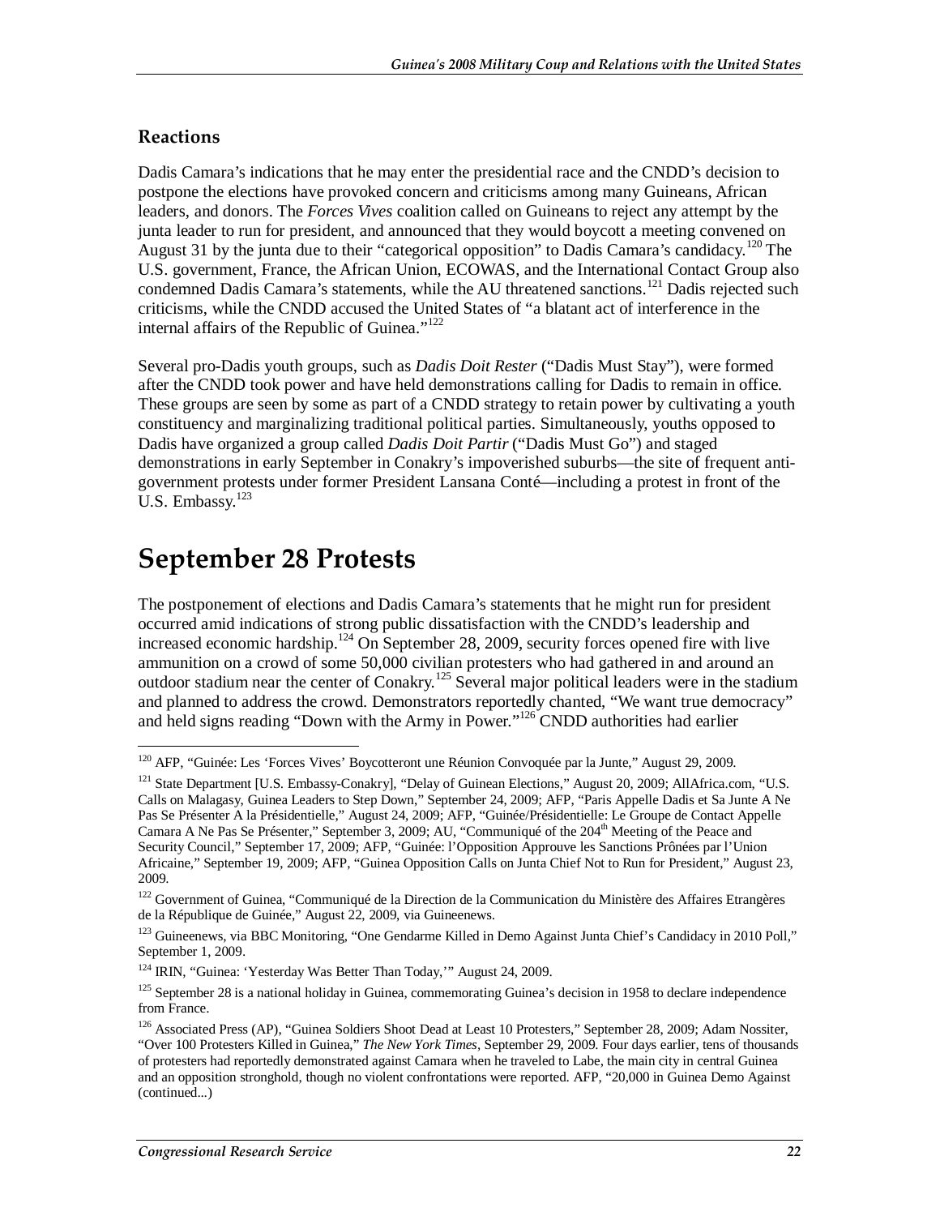### Reactions

Dadis Camara's indications that he may enter the presidential race and the CNDD's decision to postpone the elections have provoked concern and criticisms among many Guineans, African leaders, and donors. The *Forces Vives* coalition called on Guineans to reject any attempt by the junta leader to run for president, and announced that they would boycott a meeting convened on August 31 by the junta due to their "categorical opposition" to Dadis Camara's candidacy.[120] The U.S. government, France, the African Union, ECOWAS, and the International Contact Group also condemned Dadis Camara's statements, while the AU threatened sanctions.[121] Dadis rejected such criticisms, while the CNDD accused the United States of "a blatant act of interference in the internal affairs of the Republic of Guinea."[122]

Several pro-Dadis youth groups, such as *Dadis Doit Rester* ("Dadis Must Stay"), were formed after the CNDD took power and have held demonstrations calling for Dadis to remain in office. These groups are seen by some as part of a CNDD strategy to retain power by cultivating a youth constituency and marginalizing traditional political parties. Simultaneously, youths opposed to Dadis have organized a group called *Dadis Doit Partir* ("Dadis Must Go") and staged demonstrations in early September in Conakry's impoverished suburbs—the site of frequent anti-government protests under former President Lansana Conté—including a protest in front of the U.S. Embassy.[123]

# September 28 Protests

The postponement of elections and Dadis Camara's statements that he might run for president occurred amid indications of strong public dissatisfaction with the CNDD's leadership and increased economic hardship.[124] On September 28, 2009, security forces opened fire with live ammunition on a crowd of some 50,000 civilian protesters who had gathered in and around an outdoor stadium near the center of Conakry.[125] Several major political leaders were in the stadium and planned to address the crowd. Demonstrators reportedly chanted, "We want true democracy" and held signs reading "Down with the Army in Power."[126] CNDD authorities had earlier

---

[120] AFP, "Guinée: Les 'Forces Vives' Boycotteront une Réunion Convoquée par la Junte," August 29, 2009.

[121] State Department [U.S. Embassy-Conakry], "Delay of Guinean Elections," August 20, 2009; AllAfrica.com, "U.S. Calls on Malagasy, Guinea Leaders to Step Down," September 24, 2009; AFP, "Paris Appelle Dadis et Sa Junte A Ne Pas Se Présenter A la Présidentielle," August 24, 2009; AFP, "Guinée/Présidentielle: Le Groupe de Contact Appelle Camara A Ne Pas Se Présenter," September 3, 2009; AU, "Communiqué of the 204th Meeting of the Peace and Security Council," September 17, 2009; AFP, "Guinée: l'Opposition Approuve les Sanctions Prônées par l'Union Africaine," September 19, 2009; AFP, "Guinea Opposition Calls on Junta Chief Not to Run for President," August 23, 2009.

[122] Government of Guinea, "Communiqué de la Direction de la Communication du Ministère des Affaires Etrangères de la République de Guinée," August 22, 2009, via Guineenews.

[123] Guineenews, via BBC Monitoring, "One Gendarme Killed in Demo Against Junta Chief's Candidacy in 2010 Poll," September 1, 2009.

[124] IRIN, "Guinea: 'Yesterday Was Better Than Today,'" August 24, 2009.

[125] September 28 is a national holiday in Guinea, commemorating Guinea's decision in 1958 to declare independence from France.

[126] Associated Press (AP), "Guinea Soldiers Shoot Dead at Least 10 Protesters," September 28, 2009; Adam Nossiter, "Over 100 Protesters Killed in Guinea," *The New York Times*, September 29, 2009. Four days earlier, tens of thousands of protesters had reportedly demonstrated against Camara when he traveled to Labe, the main city in central Guinea and an opposition stronghold, though no violent confrontations were reported. AFP, "20,000 in Guinea Demo Against (continued...)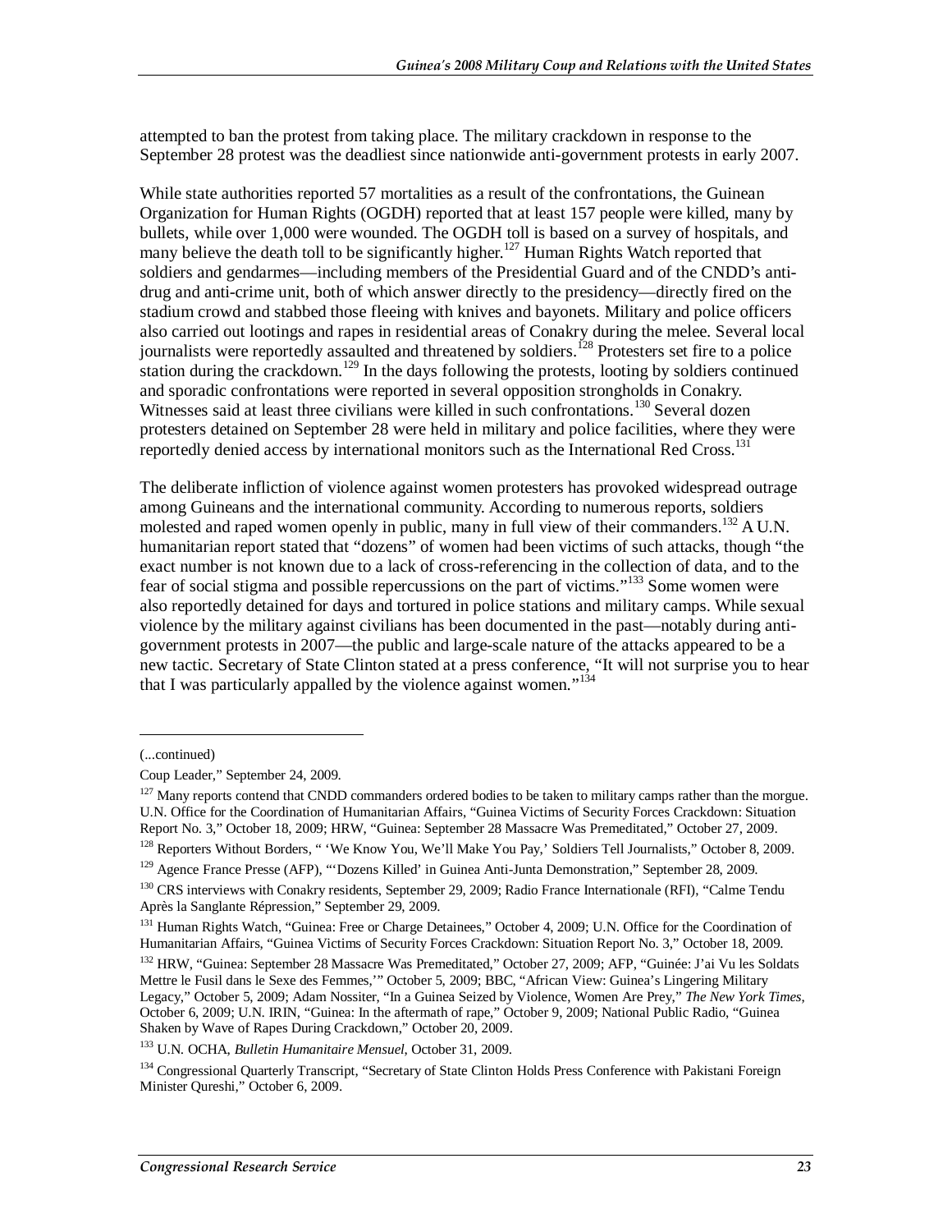attempted to ban the protest from taking place. The military crackdown in response to the September 28 protest was the deadliest since nationwide anti-government protests in early 2007.

While state authorities reported 57 mortalities as a result of the confrontations, the Guinean Organization for Human Rights (OGDH) reported that at least 157 people were killed, many by bullets, while over 1,000 were wounded. The OGDH toll is based on a survey of hospitals, and many believe the death toll to be significantly higher.[127] Human Rights Watch reported that soldiers and gendarmes—including members of the Presidential Guard and of the CNDD's anti-drug and anti-crime unit, both of which answer directly to the presidency—directly fired on the stadium crowd and stabbed those fleeing with knives and bayonets. Military and police officers also carried out lootings and rapes in residential areas of Conakry during the melee. Several local journalists were reportedly assaulted and threatened by soldiers.[128] Protesters set fire to a police station during the crackdown.[129] In the days following the protests, looting by soldiers continued and sporadic confrontations were reported in several opposition strongholds in Conakry. Witnesses said at least three civilians were killed in such confrontations.[130] Several dozen protesters detained on September 28 were held in military and police facilities, where they were reportedly denied access by international monitors such as the International Red Cross.[131]

The deliberate infliction of violence against women protesters has provoked widespread outrage among Guineans and the international community. According to numerous reports, soldiers molested and raped women openly in public, many in full view of their commanders.[132] A U.N. humanitarian report stated that "dozens" of women had been victims of such attacks, though "the exact number is not known due to a lack of cross-referencing in the collection of data, and to the fear of social stigma and possible repercussions on the part of victims."[133] Some women were also reportedly detained for days and tortured in police stations and military camps. While sexual violence by the military against civilians has been documented in the past—notably during anti-government protests in 2007—the public and large-scale nature of the attacks appeared to be a new tactic. Secretary of State Clinton stated at a press conference, "It will not surprise you to hear that I was particularly appalled by the violence against women."[134]

---

(...continued)

Coup Leader," September 24, 2009.

[127] Many reports contend that CNDD commanders ordered bodies to be taken to military camps rather than the morgue. U.N. Office for the Coordination of Humanitarian Affairs, "Guinea Victims of Security Forces Crackdown: Situation Report No. 3," October 18, 2009; HRW, "Guinea: September 28 Massacre Was Premeditated," October 27, 2009.

[128] Reporters Without Borders, " 'We Know You, We'll Make You Pay,' Soldiers Tell Journalists," October 8, 2009.

[129] Agence France Presse (AFP), "'Dozens Killed' in Guinea Anti-Junta Demonstration," September 28, 2009.

[130] CRS interviews with Conakry residents, September 29, 2009; Radio France Internationale (RFI), "Calme Tendu Après la Sanglante Répression," September 29, 2009.

[131] Human Rights Watch, "Guinea: Free or Charge Detainees," October 4, 2009; U.N. Office for the Coordination of Humanitarian Affairs, "Guinea Victims of Security Forces Crackdown: Situation Report No. 3," October 18, 2009.

[132] HRW, "Guinea: September 28 Massacre Was Premeditated," October 27, 2009; AFP, "Guinée: J'ai Vu les Soldats Mettre le Fusil dans le Sexe des Femmes,'" October 5, 2009; BBC, "African View: Guinea's Lingering Military Legacy," October 5, 2009; Adam Nossiter, "In a Guinea Seized by Violence, Women Are Prey," *The New York Times*, October 6, 2009; U.N. IRIN, "Guinea: In the aftermath of rape," October 9, 2009; National Public Radio, "Guinea Shaken by Wave of Rapes During Crackdown," October 20, 2009.

[133] U.N. OCHA, *Bulletin Humanitaire Mensuel*, October 31, 2009.

[134] Congressional Quarterly Transcript, "Secretary of State Clinton Holds Press Conference with Pakistani Foreign Minister Qureshi," October 6, 2009.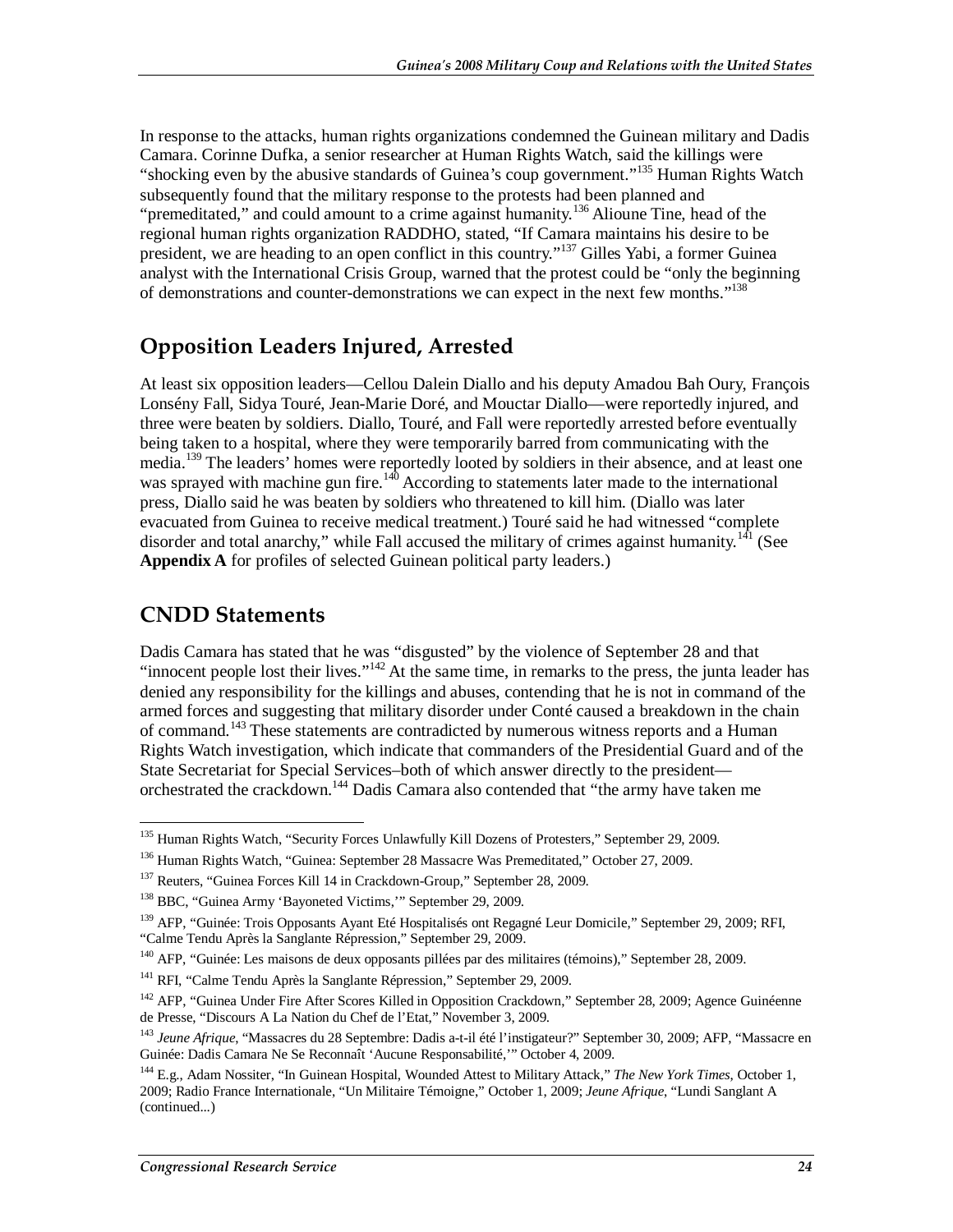In response to the attacks, human rights organizations condemned the Guinean military and Dadis Camara. Corinne Dufka, a senior researcher at Human Rights Watch, said the killings were "shocking even by the abusive standards of Guinea's coup government."[135] Human Rights Watch subsequently found that the military response to the protests had been planned and "premeditated," and could amount to a crime against humanity.[136] Alioune Tine, head of the regional human rights organization RADDHO, stated, "If Camara maintains his desire to be president, we are heading to an open conflict in this country."[137] Gilles Yabi, a former Guinea analyst with the International Crisis Group, warned that the protest could be "only the beginning of demonstrations and counter-demonstrations we can expect in the next few months."[138]

## Opposition Leaders Injured, Arrested

At least six opposition leaders—Cellou Dalein Diallo and his deputy Amadou Bah Oury, François Lonsény Fall, Sidya Touré, Jean-Marie Doré, and Mouctar Diallo—were reportedly injured, and three were beaten by soldiers. Diallo, Touré, and Fall were reportedly arrested before eventually being taken to a hospital, where they were temporarily barred from communicating with the media.[139] The leaders' homes were reportedly looted by soldiers in their absence, and at least one was sprayed with machine gun fire.[140] According to statements later made to the international press, Diallo said he was beaten by soldiers who threatened to kill him. (Diallo was later evacuated from Guinea to receive medical treatment.) Touré said he had witnessed "complete disorder and total anarchy," while Fall accused the military of crimes against humanity.[141] (See **Appendix A** for profiles of selected Guinean political party leaders.)

## CNDD Statements

Dadis Camara has stated that he was "disgusted" by the violence of September 28 and that "innocent people lost their lives."[142] At the same time, in remarks to the press, the junta leader has denied any responsibility for the killings and abuses, contending that he is not in command of the armed forces and suggesting that military disorder under Conté caused a breakdown in the chain of command.[143] These statements are contradicted by numerous witness reports and a Human Rights Watch investigation, which indicate that commanders of the Presidential Guard and of the State Secretariat for Special Services–both of which answer directly to the president—orchestrated the crackdown.[144] Dadis Camara also contended that "the army have taken me

---

[135] Human Rights Watch, "Security Forces Unlawfully Kill Dozens of Protesters," September 29, 2009.

[136] Human Rights Watch, "Guinea: September 28 Massacre Was Premeditated," October 27, 2009.

[137] Reuters, "Guinea Forces Kill 14 in Crackdown-Group," September 28, 2009.

[138] BBC, "Guinea Army 'Bayoneted Victims,'" September 29, 2009.

[139] AFP, "Guinée: Trois Opposants Ayant Eté Hospitalisés ont Regagné Leur Domicile," September 29, 2009; RFI, "Calme Tendu Après la Sanglante Répression," September 29, 2009.

[140] AFP, "Guinée: Les maisons de deux opposants pillées par des militaires (témoins)," September 28, 2009.

[141] RFI, "Calme Tendu Après la Sanglante Répression," September 29, 2009.

[142] AFP, "Guinea Under Fire After Scores Killed in Opposition Crackdown," September 28, 2009; Agence Guinéenne de Presse, "Discours A La Nation du Chef de l'Etat," November 3, 2009.

[143] *Jeune Afrique*, "Massacres du 28 Septembre: Dadis a-t-il été l'instigateur?" September 30, 2009; AFP, "Massacre en Guinée: Dadis Camara Ne Se Reconnaît 'Aucune Responsabilité,'" October 4, 2009.

[144] E.g., Adam Nossiter, "In Guinean Hospital, Wounded Attest to Military Attack," *The New York Times*, October 1, 2009; Radio France Internationale, "Un Militaire Témoigne," October 1, 2009; *Jeune Afrique*, "Lundi Sanglant A (continued...)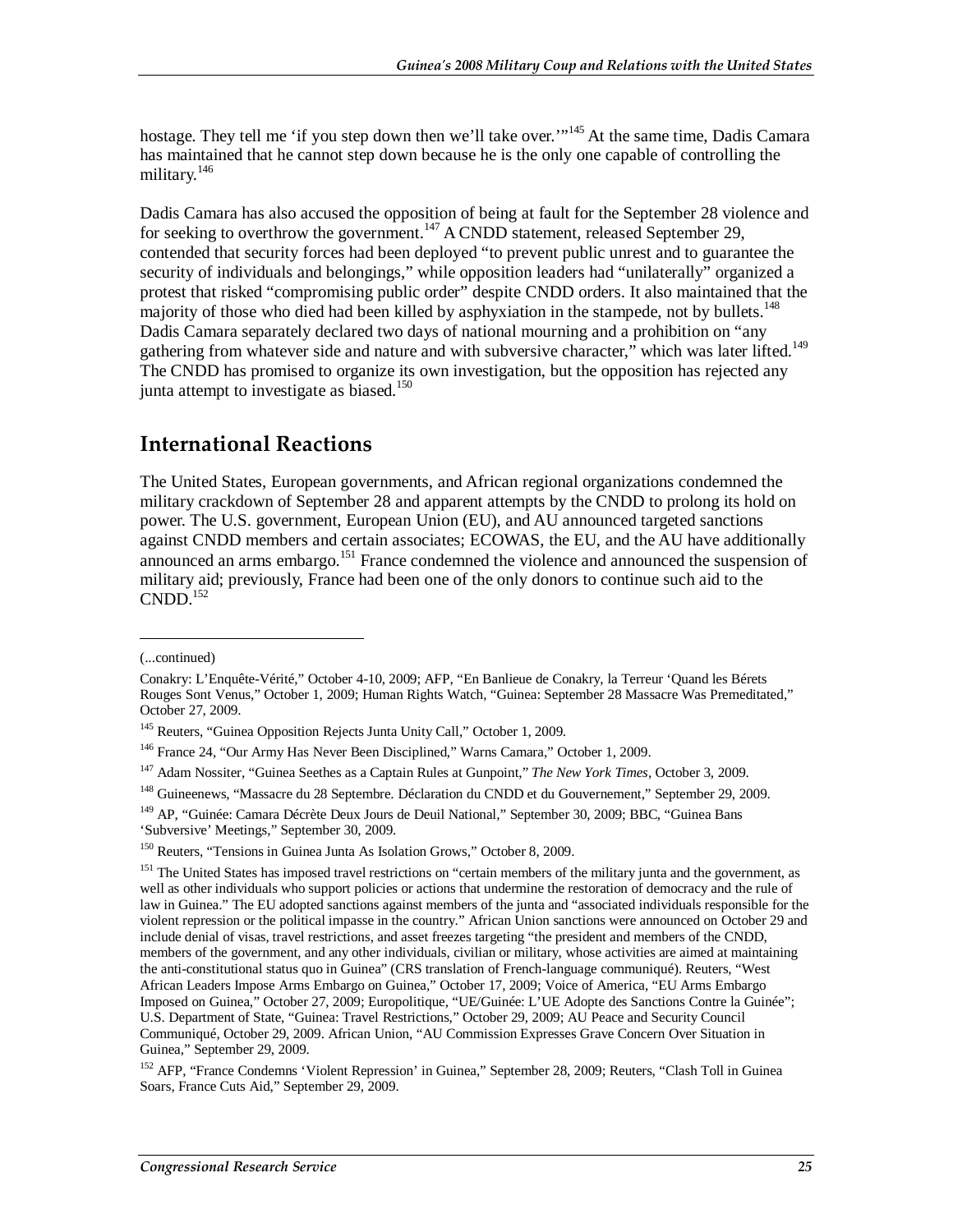hostage. They tell me 'if you step down then we'll take over.'"[145] At the same time, Dadis Camara has maintained that he cannot step down because he is the only one capable of controlling the military.[146]

Dadis Camara has also accused the opposition of being at fault for the September 28 violence and for seeking to overthrow the government.[147] A CNDD statement, released September 29, contended that security forces had been deployed "to prevent public unrest and to guarantee the security of individuals and belongings," while opposition leaders had "unilaterally" organized a protest that risked "compromising public order" despite CNDD orders. It also maintained that the majority of those who died had been killed by asphyxiation in the stampede, not by bullets.[148] Dadis Camara separately declared two days of national mourning and a prohibition on "any gathering from whatever side and nature and with subversive character," which was later lifted.[149] The CNDD has promised to organize its own investigation, but the opposition has rejected any junta attempt to investigate as biased.[150]

## International Reactions

The United States, European governments, and African regional organizations condemned the military crackdown of September 28 and apparent attempts by the CNDD to prolong its hold on power. The U.S. government, European Union (EU), and AU announced targeted sanctions against CNDD members and certain associates; ECOWAS, the EU, and the AU have additionally announced an arms embargo.[151] France condemned the violence and announced the suspension of military aid; previously, France had been one of the only donors to continue such aid to the CNDD.[152]

---

(...continued)

Conakry: L'Enquête-Vérité," October 4-10, 2009; AFP, "En Banlieue de Conakry, la Terreur 'Quand les Bérets Rouges Sont Venus," October 1, 2009; Human Rights Watch, "Guinea: September 28 Massacre Was Premeditated," October 27, 2009.

[145] Reuters, "Guinea Opposition Rejects Junta Unity Call," October 1, 2009.

[146] France 24, "Our Army Has Never Been Disciplined," Warns Camara," October 1, 2009.

[147] Adam Nossiter, "Guinea Seethes as a Captain Rules at Gunpoint," *The New York Times*, October 3, 2009.

[148] Guineenews, "Massacre du 28 Septembre. Déclaration du CNDD et du Gouvernement," September 29, 2009.

[149] AP, "Guinée: Camara Décrète Deux Jours de Deuil National," September 30, 2009; BBC, "Guinea Bans 'Subversive' Meetings," September 30, 2009.

[150] Reuters, "Tensions in Guinea Junta As Isolation Grows," October 8, 2009.

[151] The United States has imposed travel restrictions on "certain members of the military junta and the government, as well as other individuals who support policies or actions that undermine the restoration of democracy and the rule of law in Guinea." The EU adopted sanctions against members of the junta and "associated individuals responsible for the violent repression or the political impasse in the country." African Union sanctions were announced on October 29 and include denial of visas, travel restrictions, and asset freezes targeting "the president and members of the CNDD, members of the government, and any other individuals, civilian or military, whose activities are aimed at maintaining the anti-constitutional status quo in Guinea" (CRS translation of French-language communiqué). Reuters, "West African Leaders Impose Arms Embargo on Guinea," October 17, 2009; Voice of America, "EU Arms Embargo Imposed on Guinea," October 27, 2009; Europolitique, "UE/Guinée: L'UE Adopte des Sanctions Contre la Guinée"; U.S. Department of State, "Guinea: Travel Restrictions," October 29, 2009; AU Peace and Security Council Communiqué, October 29, 2009. African Union, "AU Commission Expresses Grave Concern Over Situation in Guinea," September 29, 2009.

[152] AFP, "France Condemns 'Violent Repression' in Guinea," September 28, 2009; Reuters, "Clash Toll in Guinea Soars, France Cuts Aid," September 29, 2009.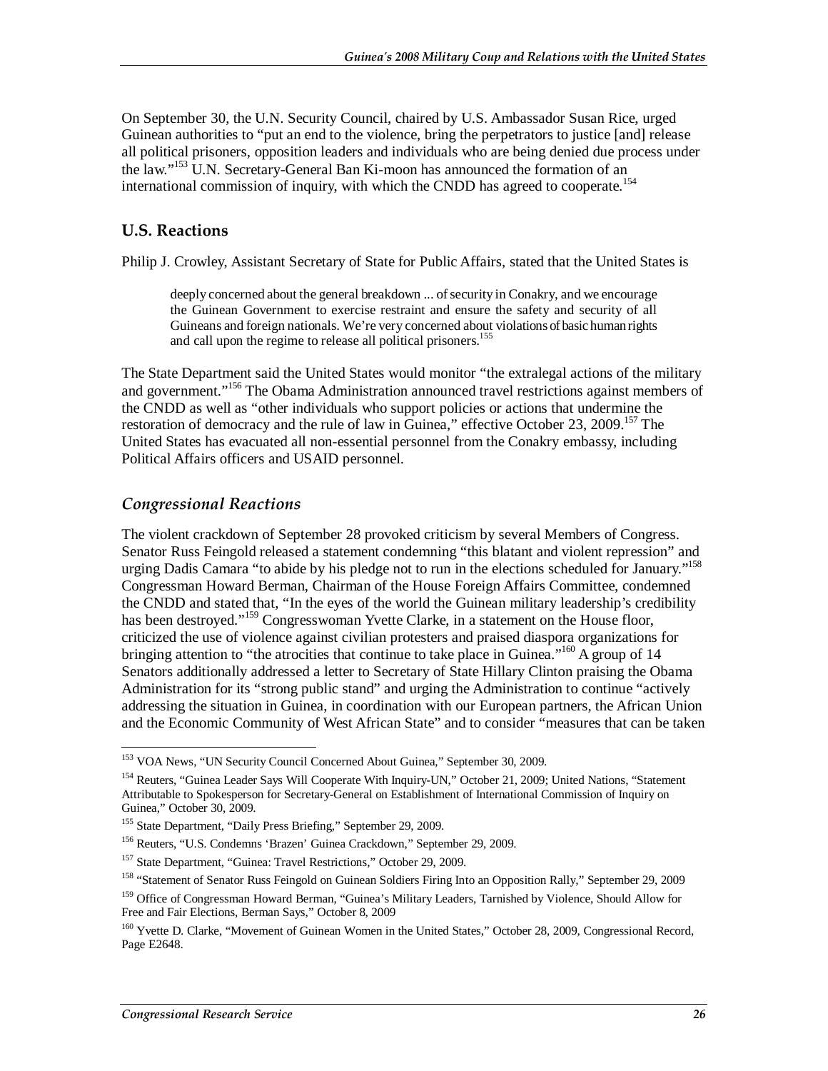On September 30, the U.N. Security Council, chaired by U.S. Ambassador Susan Rice, urged Guinean authorities to "put an end to the violence, bring the perpetrators to justice [and] release all political prisoners, opposition leaders and individuals who are being denied due process under the law."[153] U.N. Secretary-General Ban Ki-moon has announced the formation of an international commission of inquiry, with which the CNDD has agreed to cooperate.[154]

## U.S. Reactions

Philip J. Crowley, Assistant Secretary of State for Public Affairs, stated that the United States is

> deeply concerned about the general breakdown ... of security in Conakry, and we encourage the Guinean Government to exercise restraint and ensure the safety and security of all Guineans and foreign nationals. We're very concerned about violations of basic human rights and call upon the regime to release all political prisoners.[155]

The State Department said the United States would monitor "the extralegal actions of the military and government."[156] The Obama Administration announced travel restrictions against members of the CNDD as well as "other individuals who support policies or actions that undermine the restoration of democracy and the rule of law in Guinea," effective October 23, 2009.[157] The United States has evacuated all non-essential personnel from the Conakry embassy, including Political Affairs officers and USAID personnel.

### *Congressional Reactions*

The violent crackdown of September 28 provoked criticism by several Members of Congress. Senator Russ Feingold released a statement condemning "this blatant and violent repression" and urging Dadis Camara "to abide by his pledge not to run in the elections scheduled for January."[158] Congressman Howard Berman, Chairman of the House Foreign Affairs Committee, condemned the CNDD and stated that, "In the eyes of the world the Guinean military leadership's credibility has been destroyed."[159] Congresswoman Yvette Clarke, in a statement on the House floor, criticized the use of violence against civilian protesters and praised diaspora organizations for bringing attention to "the atrocities that continue to take place in Guinea."[160] A group of 14 Senators additionally addressed a letter to Secretary of State Hillary Clinton praising the Obama Administration for its "strong public stand" and urging the Administration to continue "actively addressing the situation in Guinea, in coordination with our European partners, the African Union and the Economic Community of West African State" and to consider "measures that can be taken

---

[153] VOA News, "UN Security Council Concerned About Guinea," September 30, 2009.

[154] Reuters, "Guinea Leader Says Will Cooperate With Inquiry-UN," October 21, 2009; United Nations, "Statement Attributable to Spokesperson for Secretary-General on Establishment of International Commission of Inquiry on Guinea," October 30, 2009.

[155] State Department, "Daily Press Briefing," September 29, 2009.

[156] Reuters, "U.S. Condemns 'Brazen' Guinea Crackdown," September 29, 2009.

[157] State Department, "Guinea: Travel Restrictions," October 29, 2009.

[158] "Statement of Senator Russ Feingold on Guinean Soldiers Firing Into an Opposition Rally," September 29, 2009

[159] Office of Congressman Howard Berman, "Guinea's Military Leaders, Tarnished by Violence, Should Allow for Free and Fair Elections, Berman Says," October 8, 2009

[160] Yvette D. Clarke, "Movement of Guinean Women in the United States," October 28, 2009, Congressional Record, Page E2648.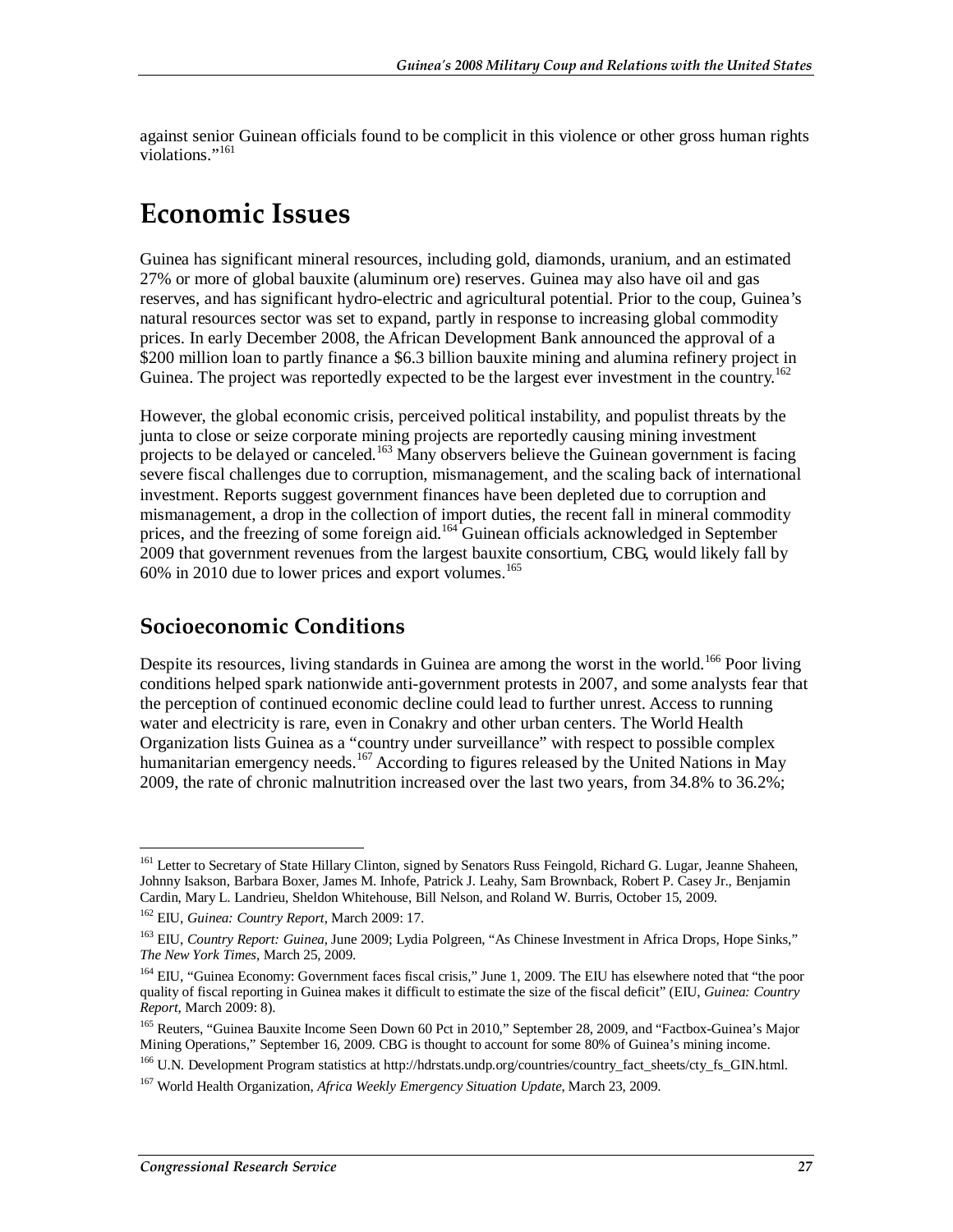against senior Guinean officials found to be complicit in this violence or other gross human rights violations."[161]

# Economic Issues

Guinea has significant mineral resources, including gold, diamonds, uranium, and an estimated 27% or more of global bauxite (aluminum ore) reserves. Guinea may also have oil and gas reserves, and has significant hydro-electric and agricultural potential. Prior to the coup, Guinea's natural resources sector was set to expand, partly in response to increasing global commodity prices. In early December 2008, the African Development Bank announced the approval of a $200 million loan to partly finance a $6.3 billion bauxite mining and alumina refinery project in Guinea. The project was reportedly expected to be the largest ever investment in the country.[162]

However, the global economic crisis, perceived political instability, and populist threats by the junta to close or seize corporate mining projects are reportedly causing mining investment projects to be delayed or canceled.[163] Many observers believe the Guinean government is facing severe fiscal challenges due to corruption, mismanagement, and the scaling back of international investment. Reports suggest government finances have been depleted due to corruption and mismanagement, a drop in the collection of import duties, the recent fall in mineral commodity prices, and the freezing of some foreign aid.[164] Guinean officials acknowledged in September 2009 that government revenues from the largest bauxite consortium, CBG, would likely fall by 60% in 2010 due to lower prices and export volumes.[165]

## Socioeconomic Conditions

Despite its resources, living standards in Guinea are among the worst in the world.[166] Poor living conditions helped spark nationwide anti-government protests in 2007, and some analysts fear that the perception of continued economic decline could lead to further unrest. Access to running water and electricity is rare, even in Conakry and other urban centers. The World Health Organization lists Guinea as a "country under surveillance" with respect to possible complex humanitarian emergency needs.[167] According to figures released by the United Nations in May 2009, the rate of chronic malnutrition increased over the last two years, from 34.8% to 36.2%;

---

[161] Letter to Secretary of State Hillary Clinton, signed by Senators Russ Feingold, Richard G. Lugar, Jeanne Shaheen, Johnny Isakson, Barbara Boxer, James M. Inhofe, Patrick J. Leahy, Sam Brownback, Robert P. Casey Jr., Benjamin Cardin, Mary L. Landrieu, Sheldon Whitehouse, Bill Nelson, and Roland W. Burris, October 15, 2009.

[162] EIU, *Guinea: Country Report*, March 2009: 17.

[163] EIU, *Country Report: Guinea*, June 2009; Lydia Polgreen, "As Chinese Investment in Africa Drops, Hope Sinks," *The New York Times*, March 25, 2009.

[164] EIU, "Guinea Economy: Government faces fiscal crisis," June 1, 2009. The EIU has elsewhere noted that "the poor quality of fiscal reporting in Guinea makes it difficult to estimate the size of the fiscal deficit" (EIU, *Guinea: Country Report*, March 2009: 8).

[165] Reuters, "Guinea Bauxite Income Seen Down 60 Pct in 2010," September 28, 2009, and "Factbox-Guinea's Major Mining Operations," September 16, 2009. CBG is thought to account for some 80% of Guinea's mining income.

[166] U.N. Development Program statistics at http://hdrstats.undp.org/countries/country_fact_sheets/cty_fs_GIN.html.

[167] World Health Organization, *Africa Weekly Emergency Situation Update*, March 23, 2009.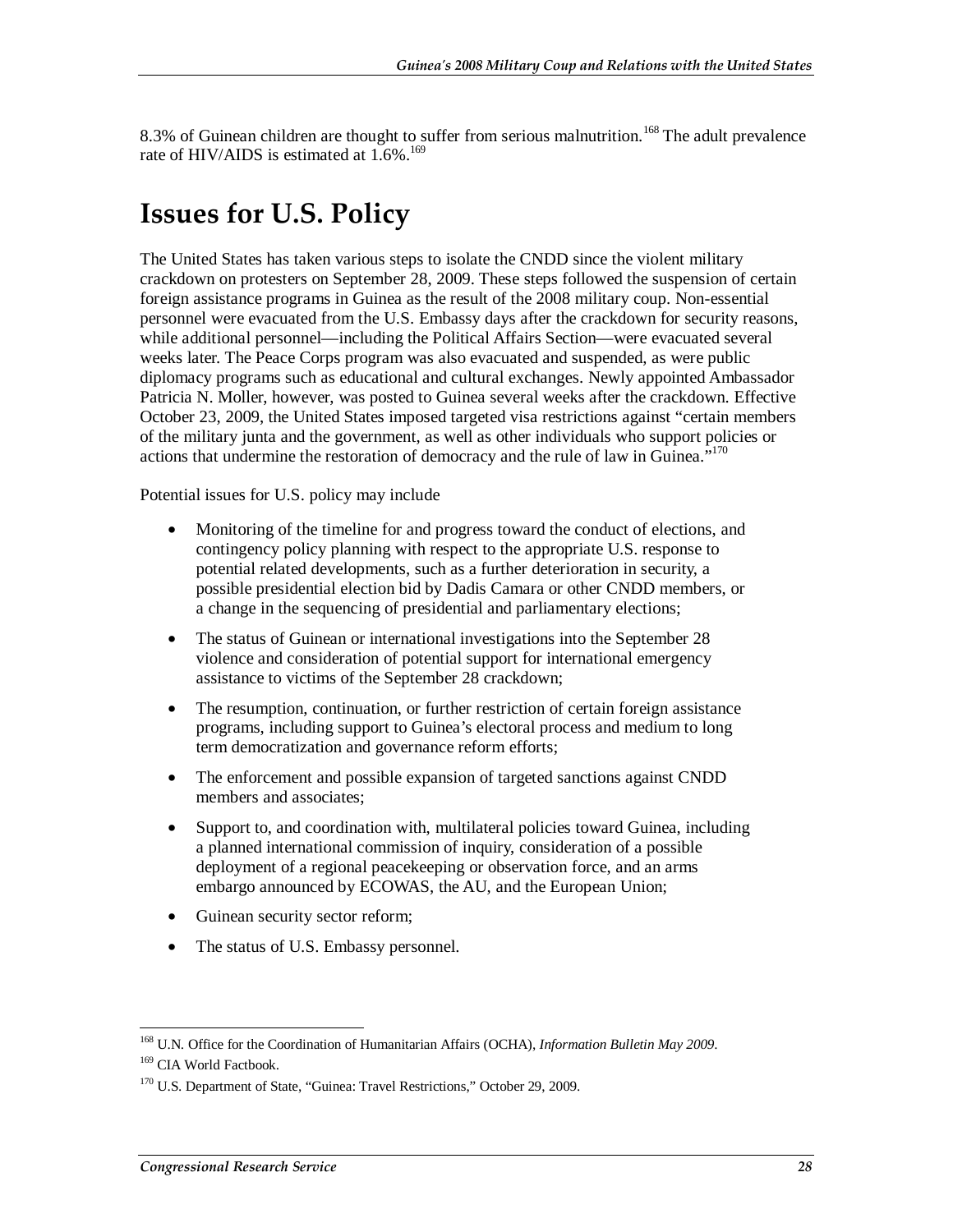8.3% of Guinean children are thought to suffer from serious malnutrition.[168] The adult prevalence rate of HIV/AIDS is estimated at 1.6%.[169]

# Issues for U.S. Policy

The United States has taken various steps to isolate the CNDD since the violent military crackdown on protesters on September 28, 2009. These steps followed the suspension of certain foreign assistance programs in Guinea as the result of the 2008 military coup. Non-essential personnel were evacuated from the U.S. Embassy days after the crackdown for security reasons, while additional personnel—including the Political Affairs Section—were evacuated several weeks later. The Peace Corps program was also evacuated and suspended, as were public diplomacy programs such as educational and cultural exchanges. Newly appointed Ambassador Patricia N. Moller, however, was posted to Guinea several weeks after the crackdown. Effective October 23, 2009, the United States imposed targeted visa restrictions against "certain members of the military junta and the government, as well as other individuals who support policies or actions that undermine the restoration of democracy and the rule of law in Guinea."[170]

Potential issues for U.S. policy may include

- Monitoring of the timeline for and progress toward the conduct of elections, and contingency policy planning with respect to the appropriate U.S. response to potential related developments, such as a further deterioration in security, a possible presidential election bid by Dadis Camara or other CNDD members, or a change in the sequencing of presidential and parliamentary elections;
- The status of Guinean or international investigations into the September 28 violence and consideration of potential support for international emergency assistance to victims of the September 28 crackdown;
- The resumption, continuation, or further restriction of certain foreign assistance programs, including support to Guinea's electoral process and medium to long term democratization and governance reform efforts;
- The enforcement and possible expansion of targeted sanctions against CNDD members and associates;
- Support to, and coordination with, multilateral policies toward Guinea, including a planned international commission of inquiry, consideration of a possible deployment of a regional peacekeeping or observation force, and an arms embargo announced by ECOWAS, the AU, and the European Union;
- Guinean security sector reform;
- The status of U.S. Embassy personnel.

---

[168] U.N. Office for the Coordination of Humanitarian Affairs (OCHA), *Information Bulletin May 2009*.

[169] CIA World Factbook.

[170] U.S. Department of State, "Guinea: Travel Restrictions," October 29, 2009.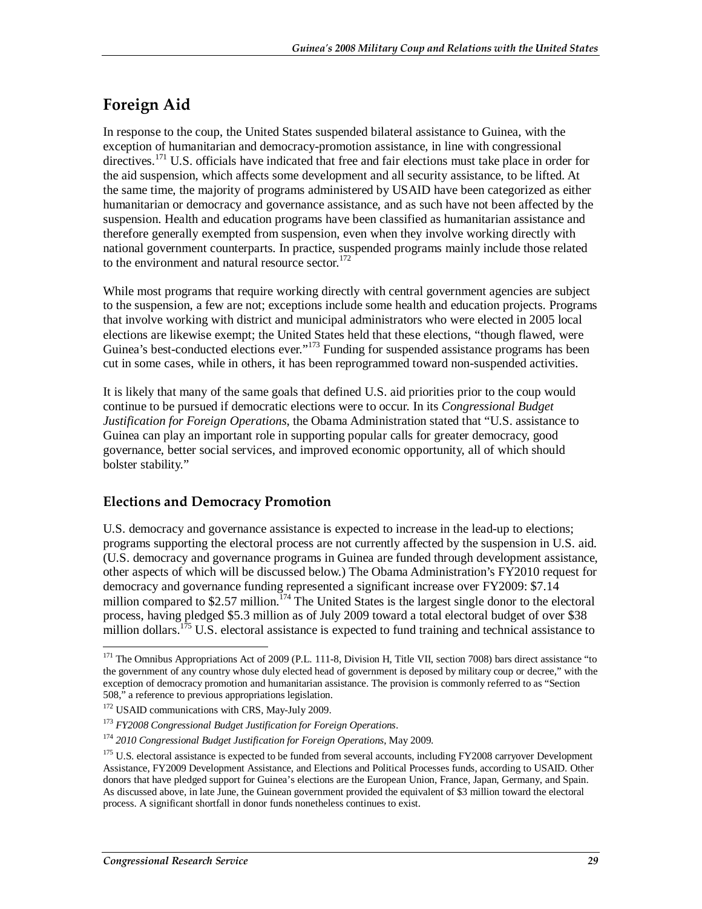## Foreign Aid

In response to the coup, the United States suspended bilateral assistance to Guinea, with the exception of humanitarian and democracy-promotion assistance, in line with congressional directives.[171] U.S. officials have indicated that free and fair elections must take place in order for the aid suspension, which affects some development and all security assistance, to be lifted. At the same time, the majority of programs administered by USAID have been categorized as either humanitarian or democracy and governance assistance, and as such have not been affected by the suspension. Health and education programs have been classified as humanitarian assistance and therefore generally exempted from suspension, even when they involve working directly with national government counterparts. In practice, suspended programs mainly include those related to the environment and natural resource sector.[172]

While most programs that require working directly with central government agencies are subject to the suspension, a few are not; exceptions include some health and education projects. Programs that involve working with district and municipal administrators who were elected in 2005 local elections are likewise exempt; the United States held that these elections, "though flawed, were Guinea's best-conducted elections ever."[173] Funding for suspended assistance programs has been cut in some cases, while in others, it has been reprogrammed toward non-suspended activities.

It is likely that many of the same goals that defined U.S. aid priorities prior to the coup would continue to be pursued if democratic elections were to occur. In its *Congressional Budget Justification for Foreign Operations*, the Obama Administration stated that "U.S. assistance to Guinea can play an important role in supporting popular calls for greater democracy, good governance, better social services, and improved economic opportunity, all of which should bolster stability."

### Elections and Democracy Promotion

U.S. democracy and governance assistance is expected to increase in the lead-up to elections; programs supporting the electoral process are not currently affected by the suspension in U.S. aid. (U.S. democracy and governance programs in Guinea are funded through development assistance, other aspects of which will be discussed below.) The Obama Administration's FY2010 request for democracy and governance funding represented a significant increase over FY2009: $7.14 million compared to $2.57 million.[174] The United States is the largest single donor to the electoral process, having pledged $5.3 million as of July 2009 toward a total electoral budget of over $38 million dollars.[175] U.S. electoral assistance is expected to fund training and technical assistance to

---

[171] The Omnibus Appropriations Act of 2009 (P.L. 111-8, Division H, Title VII, section 7008) bars direct assistance "to the government of any country whose duly elected head of government is deposed by military coup or decree," with the exception of democracy promotion and humanitarian assistance. The provision is commonly referred to as "Section 508," a reference to previous appropriations legislation.

[172] USAID communications with CRS, May-July 2009.

[173] *FY2008 Congressional Budget Justification for Foreign Operations*.

[174] *2010 Congressional Budget Justification for Foreign Operations*, May 2009.

[175] U.S. electoral assistance is expected to be funded from several accounts, including FY2008 carryover Development Assistance, FY2009 Development Assistance, and Elections and Political Processes funds, according to USAID. Other donors that have pledged support for Guinea's elections are the European Union, France, Japan, Germany, and Spain. As discussed above, in late June, the Guinean government provided the equivalent of $3 million toward the electoral process. A significant shortfall in donor funds nonetheless continues to exist.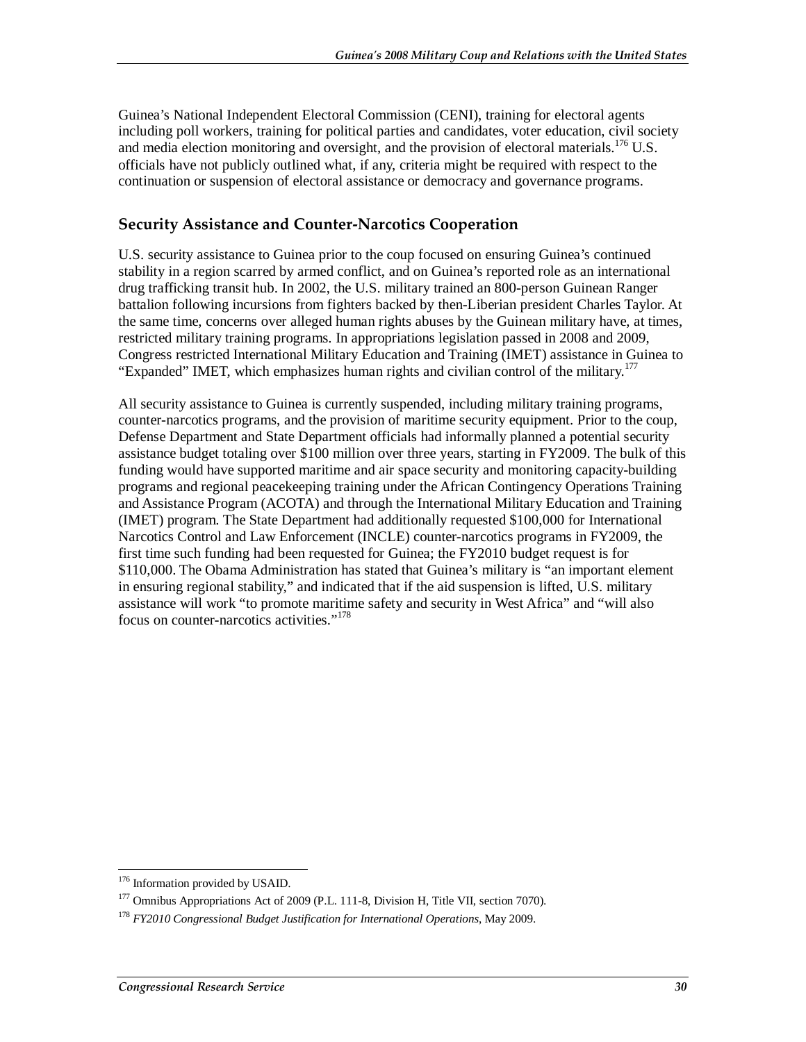Guinea's National Independent Electoral Commission (CENI), training for electoral agents including poll workers, training for political parties and candidates, voter education, civil society and media election monitoring and oversight, and the provision of electoral materials.[176] U.S. officials have not publicly outlined what, if any, criteria might be required with respect to the continuation or suspension of electoral assistance or democracy and governance programs.

## Security Assistance and Counter-Narcotics Cooperation

U.S. security assistance to Guinea prior to the coup focused on ensuring Guinea's continued stability in a region scarred by armed conflict, and on Guinea's reported role as an international drug trafficking transit hub. In 2002, the U.S. military trained an 800-person Guinean Ranger battalion following incursions from fighters backed by then-Liberian president Charles Taylor. At the same time, concerns over alleged human rights abuses by the Guinean military have, at times, restricted military training programs. In appropriations legislation passed in 2008 and 2009, Congress restricted International Military Education and Training (IMET) assistance in Guinea to "Expanded" IMET, which emphasizes human rights and civilian control of the military.[177]

All security assistance to Guinea is currently suspended, including military training programs, counter-narcotics programs, and the provision of maritime security equipment. Prior to the coup, Defense Department and State Department officials had informally planned a potential security assistance budget totaling over $100 million over three years, starting in FY2009. The bulk of this funding would have supported maritime and air space security and monitoring capacity-building programs and regional peacekeeping training under the African Contingency Operations Training and Assistance Program (ACOTA) and through the International Military Education and Training (IMET) program. The State Department had additionally requested $100,000 for International Narcotics Control and Law Enforcement (INCLE) counter-narcotics programs in FY2009, the first time such funding had been requested for Guinea; the FY2010 budget request is for $110,000. The Obama Administration has stated that Guinea's military is "an important element in ensuring regional stability," and indicated that if the aid suspension is lifted, U.S. military assistance will work "to promote maritime safety and security in West Africa" and "will also focus on counter-narcotics activities."[178]

---

[176] Information provided by USAID.

[177] Omnibus Appropriations Act of 2009 (P.L. 111-8, Division H, Title VII, section 7070).

[178] *FY2010 Congressional Budget Justification for International Operations*, May 2009.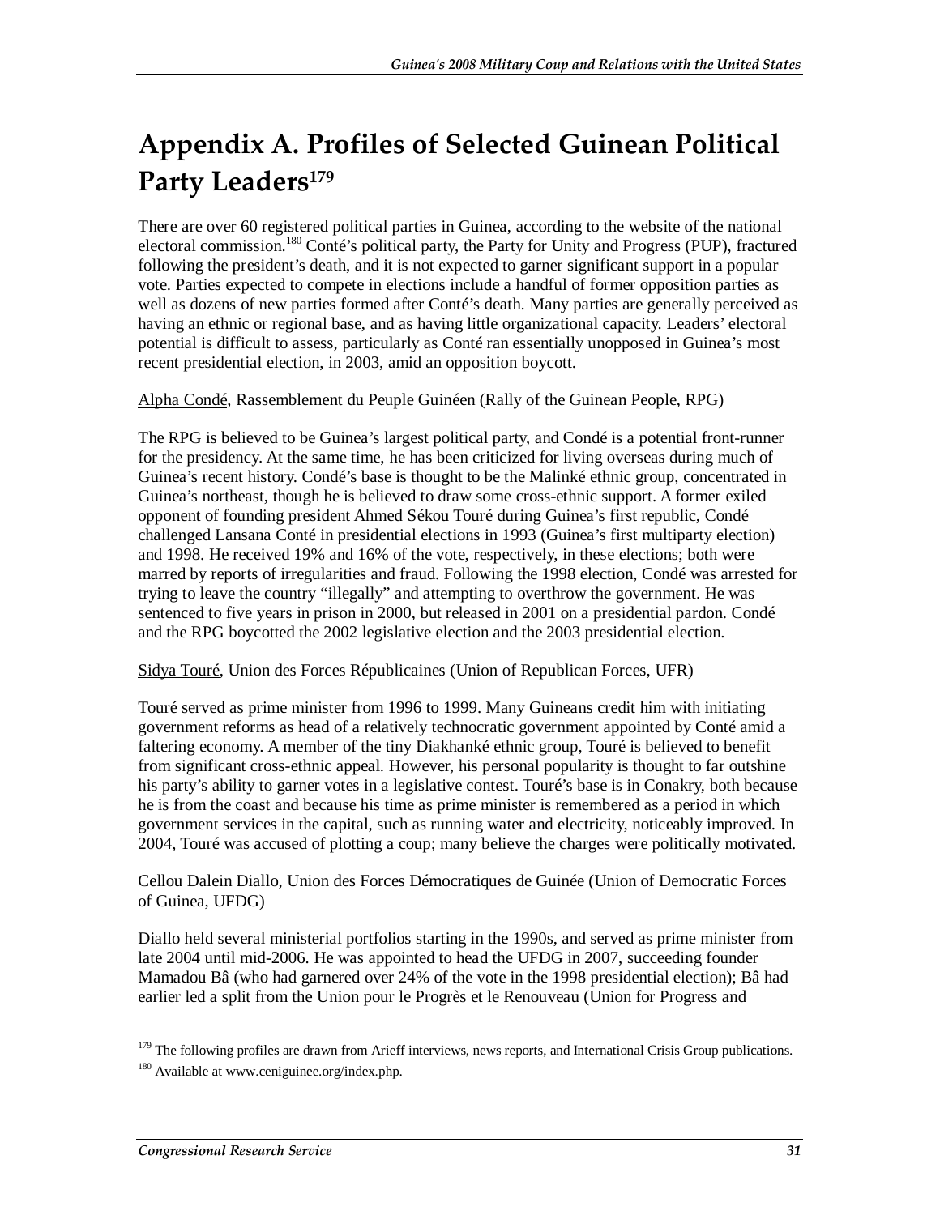# Appendix A. Profiles of Selected Guinean Political Party Leaders[179]

There are over 60 registered political parties in Guinea, according to the website of the national electoral commission.[180] Conté's political party, the Party for Unity and Progress (PUP), fractured following the president's death, and it is not expected to garner significant support in a popular vote. Parties expected to compete in elections include a handful of former opposition parties as well as dozens of new parties formed after Conté's death. Many parties are generally perceived as having an ethnic or regional base, and as having little organizational capacity. Leaders' electoral potential is difficult to assess, particularly as Conté ran essentially unopposed in Guinea's most recent presidential election, in 2003, amid an opposition boycott.

Alpha Condé, Rassemblement du Peuple Guinéen (Rally of the Guinean People, RPG)

The RPG is believed to be Guinea's largest political party, and Condé is a potential front-runner for the presidency. At the same time, he has been criticized for living overseas during much of Guinea's recent history. Condé's base is thought to be the Malinké ethnic group, concentrated in Guinea's northeast, though he is believed to draw some cross-ethnic support. A former exiled opponent of founding president Ahmed Sékou Touré during Guinea's first republic, Condé challenged Lansana Conté in presidential elections in 1993 (Guinea's first multiparty election) and 1998. He received 19% and 16% of the vote, respectively, in these elections; both were marred by reports of irregularities and fraud. Following the 1998 election, Condé was arrested for trying to leave the country "illegally" and attempting to overthrow the government. He was sentenced to five years in prison in 2000, but released in 2001 on a presidential pardon. Condé and the RPG boycotted the 2002 legislative election and the 2003 presidential election.

Sidya Touré, Union des Forces Républicaines (Union of Republican Forces, UFR)

Touré served as prime minister from 1996 to 1999. Many Guineans credit him with initiating government reforms as head of a relatively technocratic government appointed by Conté amid a faltering economy. A member of the tiny Diakhanké ethnic group, Touré is believed to benefit from significant cross-ethnic appeal. However, his personal popularity is thought to far outshine his party's ability to garner votes in a legislative contest. Touré's base is in Conakry, both because he is from the coast and because his time as prime minister is remembered as a period in which government services in the capital, such as running water and electricity, noticeably improved. In 2004, Touré was accused of plotting a coup; many believe the charges were politically motivated.

Cellou Dalein Diallo, Union des Forces Démocratiques de Guinée (Union of Democratic Forces of Guinea, UFDG)

Diallo held several ministerial portfolios starting in the 1990s, and served as prime minister from late 2004 until mid-2006. He was appointed to head the UFDG in 2007, succeeding founder Mamadou Bâ (who had garnered over 24% of the vote in the 1998 presidential election); Bâ had earlier led a split from the Union pour le Progrès et le Renouveau (Union for Progress and

---

[179] The following profiles are drawn from Arieff interviews, news reports, and International Crisis Group publications.

[180] Available at www.ceniguinee.org/index.php.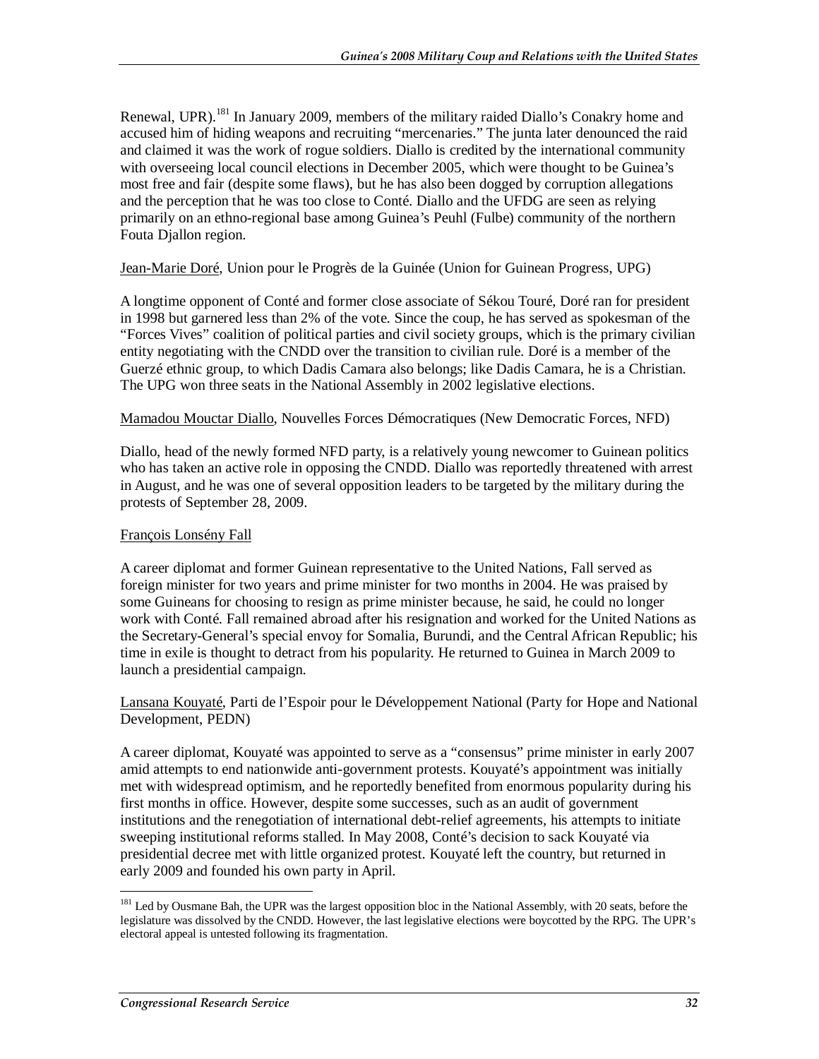Renewal, UPR).[181] In January 2009, members of the military raided Diallo's Conakry home and accused him of hiding weapons and recruiting "mercenaries." The junta later denounced the raid and claimed it was the work of rogue soldiers. Diallo is credited by the international community with overseeing local council elections in December 2005, which were thought to be Guinea's most free and fair (despite some flaws), but he has also been dogged by corruption allegations and the perception that he was too close to Conté. Diallo and the UFDG are seen as relying primarily on an ethno-regional base among Guinea's Peuhl (Fulbe) community of the northern Fouta Djallon region.

Jean-Marie Doré, Union pour le Progrès de la Guinée (Union for Guinean Progress, UPG)

A longtime opponent of Conté and former close associate of Sékou Touré, Doré ran for president in 1998 but garnered less than 2% of the vote. Since the coup, he has served as spokesman of the "Forces Vives" coalition of political parties and civil society groups, which is the primary civilian entity negotiating with the CNDD over the transition to civilian rule. Doré is a member of the Guerzé ethnic group, to which Dadis Camara also belongs; like Dadis Camara, he is a Christian. The UPG won three seats in the National Assembly in 2002 legislative elections.

Mamadou Mouctar Diallo, Nouvelles Forces Démocratiques (New Democratic Forces, NFD)

Diallo, head of the newly formed NFD party, is a relatively young newcomer to Guinean politics who has taken an active role in opposing the CNDD. Diallo was reportedly threatened with arrest in August, and he was one of several opposition leaders to be targeted by the military during the protests of September 28, 2009.

François Lonsény Fall

A career diplomat and former Guinean representative to the United Nations, Fall served as foreign minister for two years and prime minister for two months in 2004. He was praised by some Guineans for choosing to resign as prime minister because, he said, he could no longer work with Conté. Fall remained abroad after his resignation and worked for the United Nations as the Secretary-General's special envoy for Somalia, Burundi, and the Central African Republic; his time in exile is thought to detract from his popularity. He returned to Guinea in March 2009 to launch a presidential campaign.

Lansana Kouyaté, Parti de l'Espoir pour le Développement National (Party for Hope and National Development, PEDN)

A career diplomat, Kouyaté was appointed to serve as a "consensus" prime minister in early 2007 amid attempts to end nationwide anti-government protests. Kouyaté's appointment was initially met with widespread optimism, and he reportedly benefited from enormous popularity during his first months in office. However, despite some successes, such as an audit of government institutions and the renegotiation of international debt-relief agreements, his attempts to initiate sweeping institutional reforms stalled. In May 2008, Conté's decision to sack Kouyaté via presidential decree met with little organized protest. Kouyaté left the country, but returned in early 2009 and founded his own party in April.

---

[181] Led by Ousmane Bah, the UPR was the largest opposition bloc in the National Assembly, with 20 seats, before the legislature was dissolved by the CNDD. However, the last legislative elections were boycotted by the RPG. The UPR's electoral appeal is untested following its fragmentation.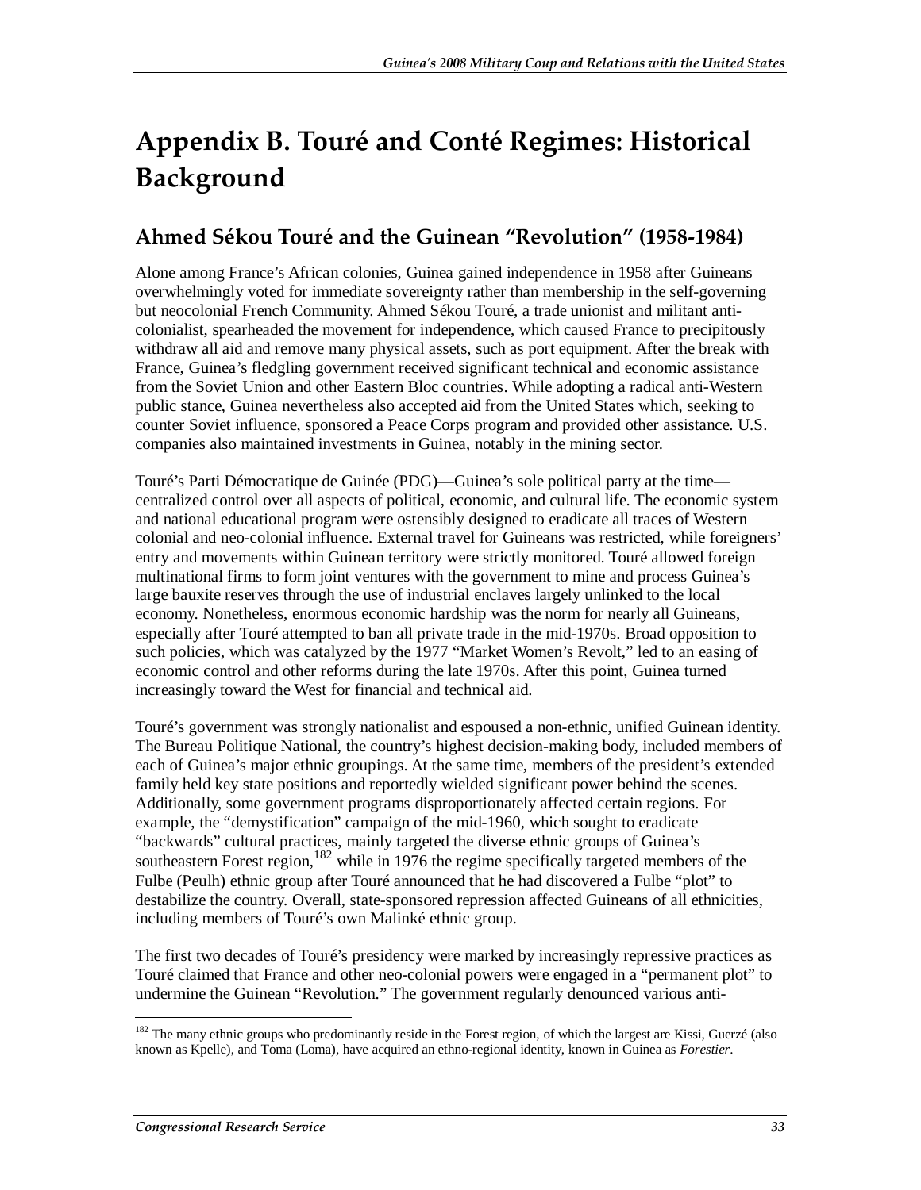# Appendix B. Touré and Conté Regimes: Historical Background

## Ahmed Sékou Touré and the Guinean "Revolution" (1958-1984)

Alone among France's African colonies, Guinea gained independence in 1958 after Guineans overwhelmingly voted for immediate sovereignty rather than membership in the self-governing but neocolonial French Community. Ahmed Sékou Touré, a trade unionist and militant anti-colonialist, spearheaded the movement for independence, which caused France to precipitously withdraw all aid and remove many physical assets, such as port equipment. After the break with France, Guinea's fledgling government received significant technical and economic assistance from the Soviet Union and other Eastern Bloc countries. While adopting a radical anti-Western public stance, Guinea nevertheless also accepted aid from the United States which, seeking to counter Soviet influence, sponsored a Peace Corps program and provided other assistance. U.S. companies also maintained investments in Guinea, notably in the mining sector.

Touré's Parti Démocratique de Guinée (PDG)—Guinea's sole political party at the time—centralized control over all aspects of political, economic, and cultural life. The economic system and national educational program were ostensibly designed to eradicate all traces of Western colonial and neo-colonial influence. External travel for Guineans was restricted, while foreigners' entry and movements within Guinean territory were strictly monitored. Touré allowed foreign multinational firms to form joint ventures with the government to mine and process Guinea's large bauxite reserves through the use of industrial enclaves largely unlinked to the local economy. Nonetheless, enormous economic hardship was the norm for nearly all Guineans, especially after Touré attempted to ban all private trade in the mid-1970s. Broad opposition to such policies, which was catalyzed by the 1977 "Market Women's Revolt," led to an easing of economic control and other reforms during the late 1970s. After this point, Guinea turned increasingly toward the West for financial and technical aid.

Touré's government was strongly nationalist and espoused a non-ethnic, unified Guinean identity. The Bureau Politique National, the country's highest decision-making body, included members of each of Guinea's major ethnic groupings. At the same time, members of the president's extended family held key state positions and reportedly wielded significant power behind the scenes. Additionally, some government programs disproportionately affected certain regions. For example, the "demystification" campaign of the mid-1960, which sought to eradicate "backwards" cultural practices, mainly targeted the diverse ethnic groups of Guinea's southeastern Forest region,[182] while in 1976 the regime specifically targeted members of the Fulbe (Peulh) ethnic group after Touré announced that he had discovered a Fulbe "plot" to destabilize the country. Overall, state-sponsored repression affected Guineans of all ethnicities, including members of Touré's own Malinké ethnic group.

The first two decades of Touré's presidency were marked by increasingly repressive practices as Touré claimed that France and other neo-colonial powers were engaged in a "permanent plot" to undermine the Guinean "Revolution." The government regularly denounced various anti-

---

[182] The many ethnic groups who predominantly reside in the Forest region, of which the largest are Kissi, Guerzé (also known as Kpelle), and Toma (Loma), have acquired an ethno-regional identity, known in Guinea as *Forestier*.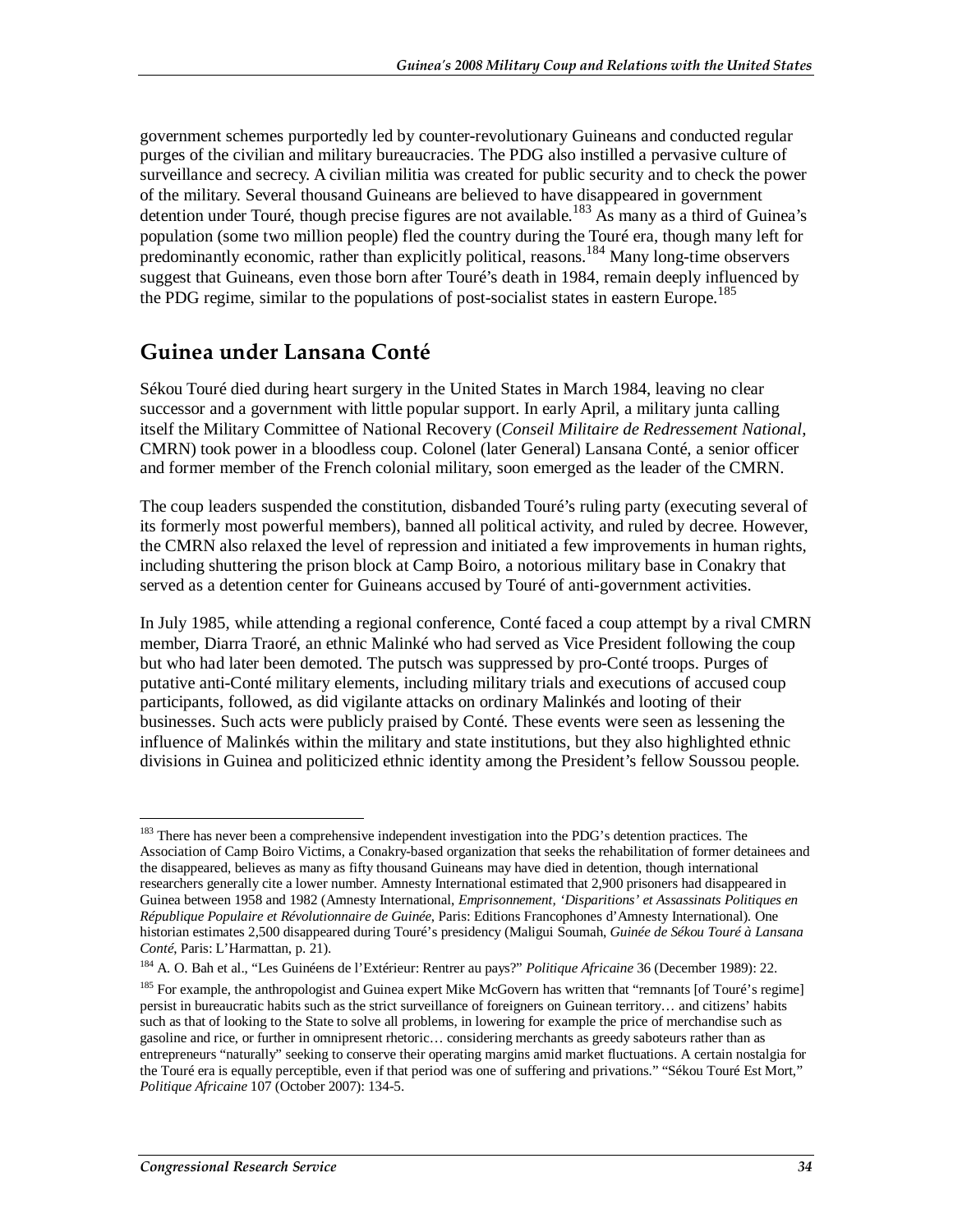government schemes purportedly led by counter-revolutionary Guineans and conducted regular purges of the civilian and military bureaucracies. The PDG also instilled a pervasive culture of surveillance and secrecy. A civilian militia was created for public security and to check the power of the military. Several thousand Guineans are believed to have disappeared in government detention under Touré, though precise figures are not available.[183] As many as a third of Guinea's population (some two million people) fled the country during the Touré era, though many left for predominantly economic, rather than explicitly political, reasons.[184] Many long-time observers suggest that Guineans, even those born after Touré's death in 1984, remain deeply influenced by the PDG regime, similar to the populations of post-socialist states in eastern Europe.[185]

## Guinea under Lansana Conté

Sékou Touré died during heart surgery in the United States in March 1984, leaving no clear successor and a government with little popular support. In early April, a military junta calling itself the Military Committee of National Recovery (*Conseil Militaire de Redressement National*, CMRN) took power in a bloodless coup. Colonel (later General) Lansana Conté, a senior officer and former member of the French colonial military, soon emerged as the leader of the CMRN.

The coup leaders suspended the constitution, disbanded Touré's ruling party (executing several of its formerly most powerful members), banned all political activity, and ruled by decree. However, the CMRN also relaxed the level of repression and initiated a few improvements in human rights, including shuttering the prison block at Camp Boiro, a notorious military base in Conakry that served as a detention center for Guineans accused by Touré of anti-government activities.

In July 1985, while attending a regional conference, Conté faced a coup attempt by a rival CMRN member, Diarra Traoré, an ethnic Malinké who had served as Vice President following the coup but who had later been demoted. The putsch was suppressed by pro-Conté troops. Purges of putative anti-Conté military elements, including military trials and executions of accused coup participants, followed, as did vigilante attacks on ordinary Malinkés and looting of their businesses. Such acts were publicly praised by Conté. These events were seen as lessening the influence of Malinkés within the military and state institutions, but they also highlighted ethnic divisions in Guinea and politicized ethnic identity among the President's fellow Soussou people.

---

[183] There has never been a comprehensive independent investigation into the PDG's detention practices. The Association of Camp Boiro Victims, a Conakry-based organization that seeks the rehabilitation of former detainees and the disappeared, believes as many as fifty thousand Guineans may have died in detention, though international researchers generally cite a lower number. Amnesty International estimated that 2,900 prisoners had disappeared in Guinea between 1958 and 1982 (Amnesty International, *Emprisonnement, 'Disparitions' et Assassinats Politiques en République Populaire et Révolutionnaire de Guinée*, Paris: Editions Francophones d'Amnesty International). One historian estimates 2,500 disappeared during Touré's presidency (Maligui Soumah, *Guinée de Sékou Touré à Lansana Conté*, Paris: L'Harmattan, p. 21).

[184] A. O. Bah et al., "Les Guinéens de l'Extérieur: Rentrer au pays?" *Politique Africaine* 36 (December 1989): 22.

[185] For example, the anthropologist and Guinea expert Mike McGovern has written that "remnants [of Touré's regime] persist in bureaucratic habits such as the strict surveillance of foreigners on Guinean territory… and citizens' habits such as that of looking to the State to solve all problems, in lowering for example the price of merchandise such as gasoline and rice, or further in omnipresent rhetoric… considering merchants as greedy saboteurs rather than as entrepreneurs "naturally" seeking to conserve their operating margins amid market fluctuations. A certain nostalgia for the Touré era is equally perceptible, even if that period was one of suffering and privations." "Sékou Touré Est Mort," *Politique Africaine* 107 (October 2007): 134-5.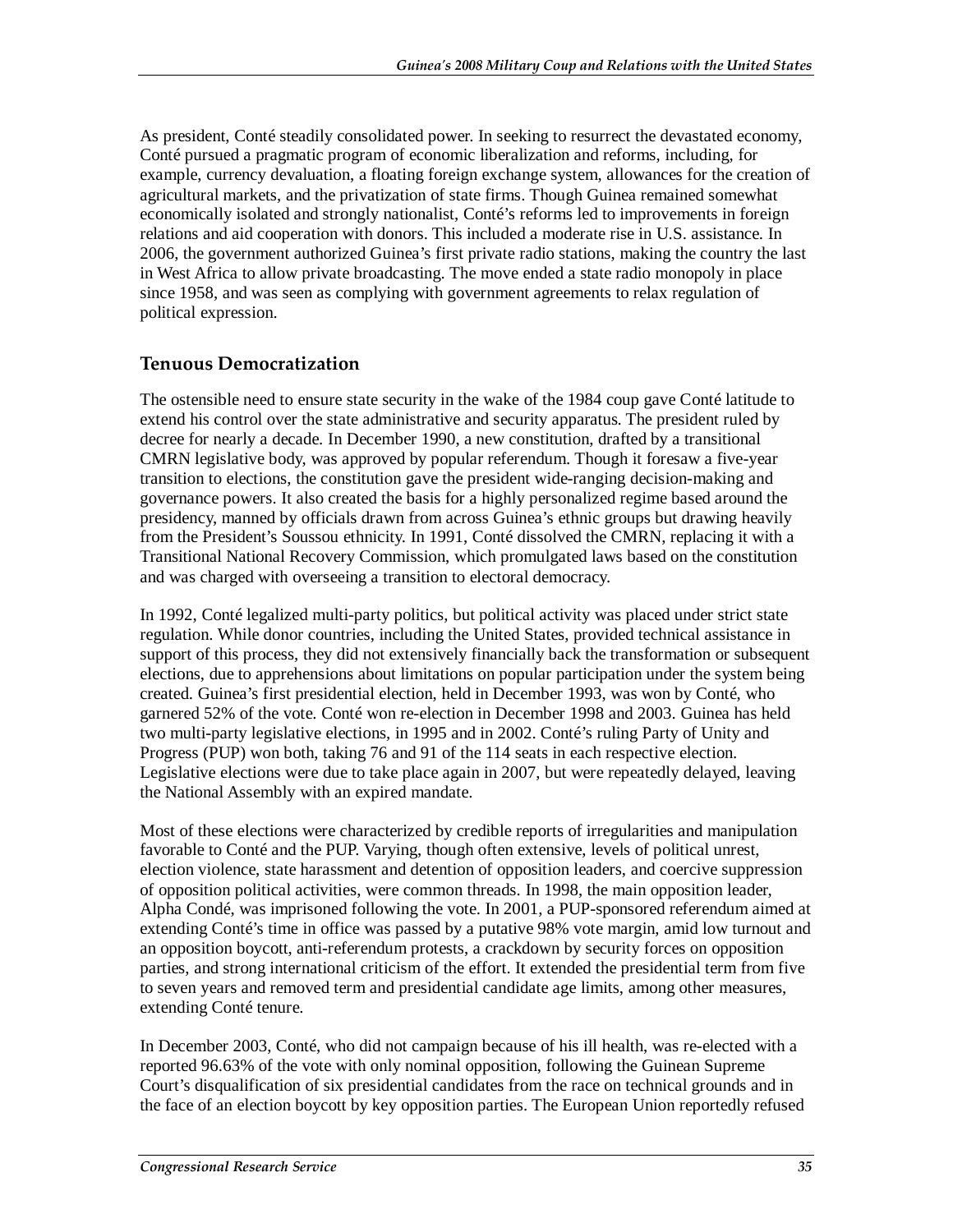As president, Conté steadily consolidated power. In seeking to resurrect the devastated economy, Conté pursued a pragmatic program of economic liberalization and reforms, including, for example, currency devaluation, a floating foreign exchange system, allowances for the creation of agricultural markets, and the privatization of state firms. Though Guinea remained somewhat economically isolated and strongly nationalist, Conté's reforms led to improvements in foreign relations and aid cooperation with donors. This included a moderate rise in U.S. assistance. In 2006, the government authorized Guinea's first private radio stations, making the country the last in West Africa to allow private broadcasting. The move ended a state radio monopoly in place since 1958, and was seen as complying with government agreements to relax regulation of political expression.

## Tenuous Democratization

The ostensible need to ensure state security in the wake of the 1984 coup gave Conté latitude to extend his control over the state administrative and security apparatus. The president ruled by decree for nearly a decade. In December 1990, a new constitution, drafted by a transitional CMRN legislative body, was approved by popular referendum. Though it foresaw a five-year transition to elections, the constitution gave the president wide-ranging decision-making and governance powers. It also created the basis for a highly personalized regime based around the presidency, manned by officials drawn from across Guinea's ethnic groups but drawing heavily from the President's Soussou ethnicity. In 1991, Conté dissolved the CMRN, replacing it with a Transitional National Recovery Commission, which promulgated laws based on the constitution and was charged with overseeing a transition to electoral democracy.

In 1992, Conté legalized multi-party politics, but political activity was placed under strict state regulation. While donor countries, including the United States, provided technical assistance in support of this process, they did not extensively financially back the transformation or subsequent elections, due to apprehensions about limitations on popular participation under the system being created. Guinea's first presidential election, held in December 1993, was won by Conté, who garnered 52% of the vote. Conté won re-election in December 1998 and 2003. Guinea has held two multi-party legislative elections, in 1995 and in 2002. Conté's ruling Party of Unity and Progress (PUP) won both, taking 76 and 91 of the 114 seats in each respective election. Legislative elections were due to take place again in 2007, but were repeatedly delayed, leaving the National Assembly with an expired mandate.

Most of these elections were characterized by credible reports of irregularities and manipulation favorable to Conté and the PUP. Varying, though often extensive, levels of political unrest, election violence, state harassment and detention of opposition leaders, and coercive suppression of opposition political activities, were common threads. In 1998, the main opposition leader, Alpha Condé, was imprisoned following the vote. In 2001, a PUP-sponsored referendum aimed at extending Conté's time in office was passed by a putative 98% vote margin, amid low turnout and an opposition boycott, anti-referendum protests, a crackdown by security forces on opposition parties, and strong international criticism of the effort. It extended the presidential term from five to seven years and removed term and presidential candidate age limits, among other measures, extending Conté tenure.

In December 2003, Conté, who did not campaign because of his ill health, was re-elected with a reported 96.63% of the vote with only nominal opposition, following the Guinean Supreme Court's disqualification of six presidential candidates from the race on technical grounds and in the face of an election boycott by key opposition parties. The European Union reportedly refused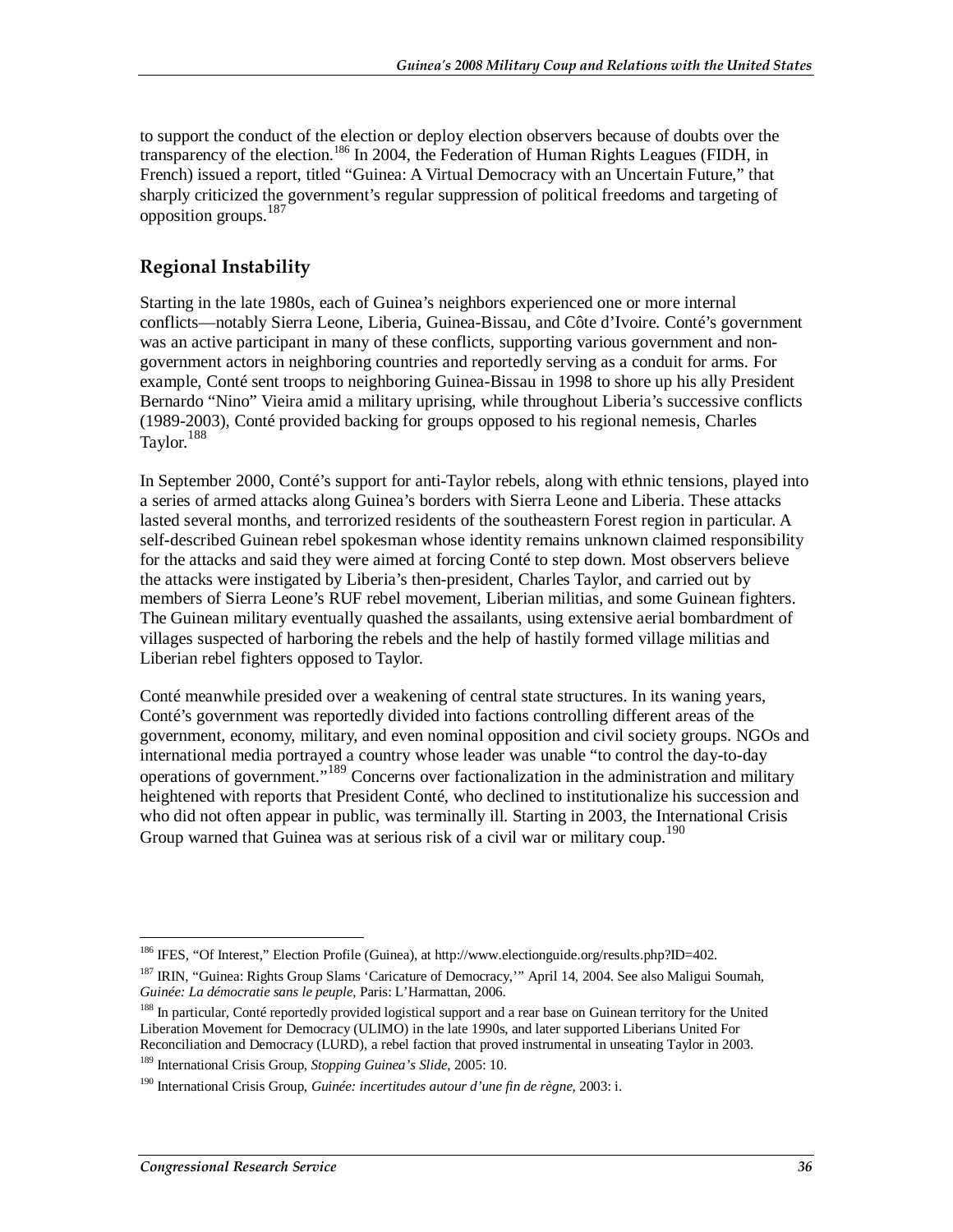to support the conduct of the election or deploy election observers because of doubts over the transparency of the election.[186] In 2004, the Federation of Human Rights Leagues (FIDH, in French) issued a report, titled "Guinea: A Virtual Democracy with an Uncertain Future," that sharply criticized the government's regular suppression of political freedoms and targeting of opposition groups.[187]

## Regional Instability

Starting in the late 1980s, each of Guinea's neighbors experienced one or more internal conflicts—notably Sierra Leone, Liberia, Guinea-Bissau, and Côte d'Ivoire. Conté's government was an active participant in many of these conflicts, supporting various government and non-government actors in neighboring countries and reportedly serving as a conduit for arms. For example, Conté sent troops to neighboring Guinea-Bissau in 1998 to shore up his ally President Bernardo "Nino" Vieira amid a military uprising, while throughout Liberia's successive conflicts (1989-2003), Conté provided backing for groups opposed to his regional nemesis, Charles Taylor.[188]

In September 2000, Conté's support for anti-Taylor rebels, along with ethnic tensions, played into a series of armed attacks along Guinea's borders with Sierra Leone and Liberia. These attacks lasted several months, and terrorized residents of the southeastern Forest region in particular. A self-described Guinean rebel spokesman whose identity remains unknown claimed responsibility for the attacks and said they were aimed at forcing Conté to step down. Most observers believe the attacks were instigated by Liberia's then-president, Charles Taylor, and carried out by members of Sierra Leone's RUF rebel movement, Liberian militias, and some Guinean fighters. The Guinean military eventually quashed the assailants, using extensive aerial bombardment of villages suspected of harboring the rebels and the help of hastily formed village militias and Liberian rebel fighters opposed to Taylor.

Conté meanwhile presided over a weakening of central state structures. In its waning years, Conté's government was reportedly divided into factions controlling different areas of the government, economy, military, and even nominal opposition and civil society groups. NGOs and international media portrayed a country whose leader was unable "to control the day-to-day operations of government."[189] Concerns over factionalization in the administration and military heightened with reports that President Conté, who declined to institutionalize his succession and who did not often appear in public, was terminally ill. Starting in 2003, the International Crisis Group warned that Guinea was at serious risk of a civil war or military coup.[190]

---

[186] IFES, "Of Interest," Election Profile (Guinea), at http://www.electionguide.org/results.php?ID=402.

[187] IRIN, "Guinea: Rights Group Slams 'Caricature of Democracy,'" April 14, 2004. See also Maligui Soumah, *Guinée: La démocratie sans le peuple*, Paris: L'Harmattan, 2006.

[188] In particular, Conté reportedly provided logistical support and a rear base on Guinean territory for the United Liberation Movement for Democracy (ULIMO) in the late 1990s, and later supported Liberians United For Reconciliation and Democracy (LURD), a rebel faction that proved instrumental in unseating Taylor in 2003.

[189] International Crisis Group, *Stopping Guinea's Slide*, 2005: 10.

[190] International Crisis Group, *Guinée: incertitudes autour d'une fin de règne*, 2003: i.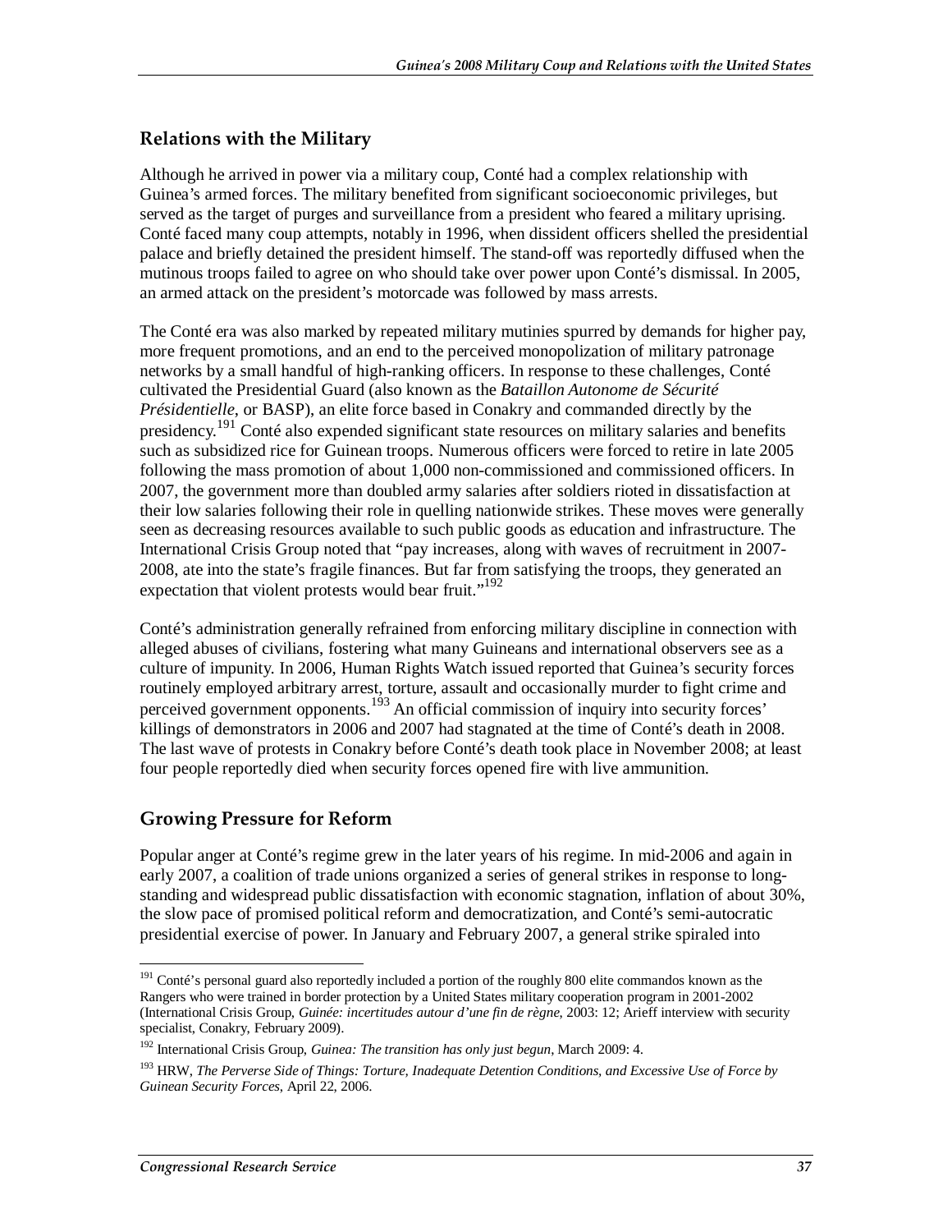## Relations with the Military

Although he arrived in power via a military coup, Conté had a complex relationship with Guinea's armed forces. The military benefited from significant socioeconomic privileges, but served as the target of purges and surveillance from a president who feared a military uprising. Conté faced many coup attempts, notably in 1996, when dissident officers shelled the presidential palace and briefly detained the president himself. The stand-off was reportedly diffused when the mutinous troops failed to agree on who should take over power upon Conté's dismissal. In 2005, an armed attack on the president's motorcade was followed by mass arrests.

The Conté era was also marked by repeated military mutinies spurred by demands for higher pay, more frequent promotions, and an end to the perceived monopolization of military patronage networks by a small handful of high-ranking officers. In response to these challenges, Conté cultivated the Presidential Guard (also known as the *Bataillon Autonome de Sécurité Présidentielle*, or BASP), an elite force based in Conakry and commanded directly by the presidency.[191] Conté also expended significant state resources on military salaries and benefits such as subsidized rice for Guinean troops. Numerous officers were forced to retire in late 2005 following the mass promotion of about 1,000 non-commissioned and commissioned officers. In 2007, the government more than doubled army salaries after soldiers rioted in dissatisfaction at their low salaries following their role in quelling nationwide strikes. These moves were generally seen as decreasing resources available to such public goods as education and infrastructure. The International Crisis Group noted that "pay increases, along with waves of recruitment in 2007-2008, ate into the state's fragile finances. But far from satisfying the troops, they generated an expectation that violent protests would bear fruit."[192]

Conté's administration generally refrained from enforcing military discipline in connection with alleged abuses of civilians, fostering what many Guineans and international observers see as a culture of impunity. In 2006, Human Rights Watch issued reported that Guinea's security forces routinely employed arbitrary arrest, torture, assault and occasionally murder to fight crime and perceived government opponents.[193] An official commission of inquiry into security forces' killings of demonstrators in 2006 and 2007 had stagnated at the time of Conté's death in 2008. The last wave of protests in Conakry before Conté's death took place in November 2008; at least four people reportedly died when security forces opened fire with live ammunition.

## Growing Pressure for Reform

Popular anger at Conté's regime grew in the later years of his regime. In mid-2006 and again in early 2007, a coalition of trade unions organized a series of general strikes in response to long-standing and widespread public dissatisfaction with economic stagnation, inflation of about 30%, the slow pace of promised political reform and democratization, and Conté's semi-autocratic presidential exercise of power. In January and February 2007, a general strike spiraled into

---

[191] Conté's personal guard also reportedly included a portion of the roughly 800 elite commandos known as the Rangers who were trained in border protection by a United States military cooperation program in 2001-2002 (International Crisis Group, *Guinée: incertitudes autour d'une fin de règne*, 2003: 12; Arieff interview with security specialist, Conakry, February 2009).

[192] International Crisis Group, *Guinea: The transition has only just begun*, March 2009: 4.

[193] HRW, *The Perverse Side of Things: Torture, Inadequate Detention Conditions, and Excessive Use of Force by Guinean Security Forces*, April 22, 2006.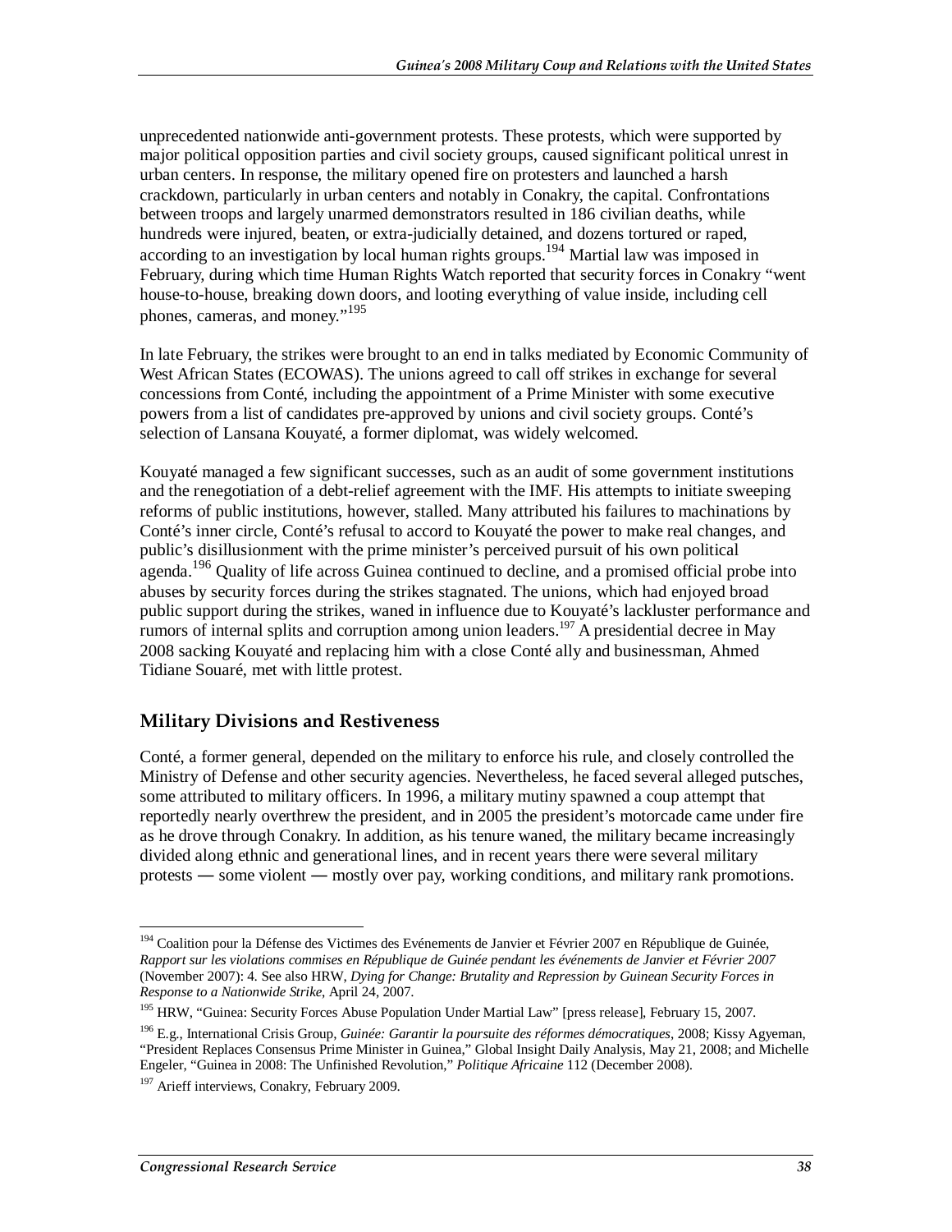unprecedented nationwide anti-government protests. These protests, which were supported by major political opposition parties and civil society groups, caused significant political unrest in urban centers. In response, the military opened fire on protesters and launched a harsh crackdown, particularly in urban centers and notably in Conakry, the capital. Confrontations between troops and largely unarmed demonstrators resulted in 186 civilian deaths, while hundreds were injured, beaten, or extra-judicially detained, and dozens tortured or raped, according to an investigation by local human rights groups.[194] Martial law was imposed in February, during which time Human Rights Watch reported that security forces in Conakry "went house-to-house, breaking down doors, and looting everything of value inside, including cell phones, cameras, and money."[195]

In late February, the strikes were brought to an end in talks mediated by Economic Community of West African States (ECOWAS). The unions agreed to call off strikes in exchange for several concessions from Conté, including the appointment of a Prime Minister with some executive powers from a list of candidates pre-approved by unions and civil society groups. Conté's selection of Lansana Kouyaté, a former diplomat, was widely welcomed.

Kouyaté managed a few significant successes, such as an audit of some government institutions and the renegotiation of a debt-relief agreement with the IMF. His attempts to initiate sweeping reforms of public institutions, however, stalled. Many attributed his failures to machinations by Conté's inner circle, Conté's refusal to accord to Kouyaté the power to make real changes, and public's disillusionment with the prime minister's perceived pursuit of his own political agenda.[196] Quality of life across Guinea continued to decline, and a promised official probe into abuses by security forces during the strikes stagnated. The unions, which had enjoyed broad public support during the strikes, waned in influence due to Kouyaté's lackluster performance and rumors of internal splits and corruption among union leaders.[197] A presidential decree in May 2008 sacking Kouyaté and replacing him with a close Conté ally and businessman, Ahmed Tidiane Souaré, met with little protest.

## Military Divisions and Restiveness

Conté, a former general, depended on the military to enforce his rule, and closely controlled the Ministry of Defense and other security agencies. Nevertheless, he faced several alleged putsches, some attributed to military officers. In 1996, a military mutiny spawned a coup attempt that reportedly nearly overthrew the president, and in 2005 the president's motorcade came under fire as he drove through Conakry. In addition, as his tenure waned, the military became increasingly divided along ethnic and generational lines, and in recent years there were several military protests — some violent — mostly over pay, working conditions, and military rank promotions.

---

[194] Coalition pour la Défense des Victimes des Evénements de Janvier et Février 2007 en République de Guinée, *Rapport sur les violations commises en République de Guinée pendant les événements de Janvier et Février 2007* (November 2007): 4. See also HRW, *Dying for Change: Brutality and Repression by Guinean Security Forces in Response to a Nationwide Strike*, April 24, 2007.

[195] HRW, "Guinea: Security Forces Abuse Population Under Martial Law" [press release], February 15, 2007.

[196] E.g., International Crisis Group, *Guinée: Garantir la poursuite des réformes démocratiques*, 2008; Kissy Agyeman, "President Replaces Consensus Prime Minister in Guinea," Global Insight Daily Analysis, May 21, 2008; and Michelle Engeler, "Guinea in 2008: The Unfinished Revolution," *Politique Africaine* 112 (December 2008).

[197] Arieff interviews, Conakry, February 2009.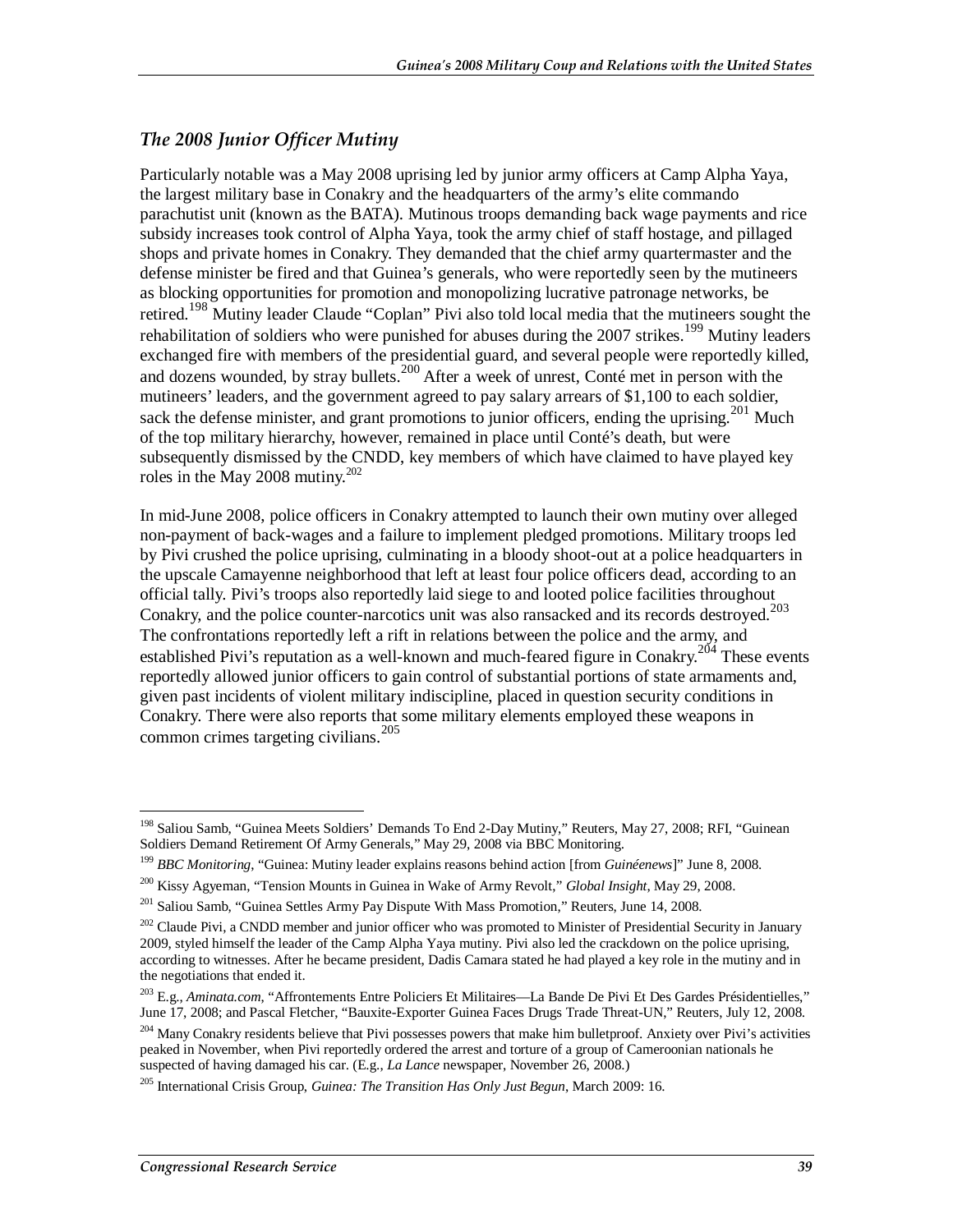### *The 2008 Junior Officer Mutiny*

Particularly notable was a May 2008 uprising led by junior army officers at Camp Alpha Yaya, the largest military base in Conakry and the headquarters of the army's elite commando parachutist unit (known as the BATA). Mutinous troops demanding back wage payments and rice subsidy increases took control of Alpha Yaya, took the army chief of staff hostage, and pillaged shops and private homes in Conakry. They demanded that the chief army quartermaster and the defense minister be fired and that Guinea's generals, who were reportedly seen by the mutineers as blocking opportunities for promotion and monopolizing lucrative patronage networks, be retired.[198] Mutiny leader Claude "Coplan" Pivi also told local media that the mutineers sought the rehabilitation of soldiers who were punished for abuses during the 2007 strikes.[199] Mutiny leaders exchanged fire with members of the presidential guard, and several people were reportedly killed, and dozens wounded, by stray bullets.[200] After a week of unrest, Conté met in person with the mutineers' leaders, and the government agreed to pay salary arrears of $1,100 to each soldier, sack the defense minister, and grant promotions to junior officers, ending the uprising.[201] Much of the top military hierarchy, however, remained in place until Conté's death, but were subsequently dismissed by the CNDD, key members of which have claimed to have played key roles in the May 2008 mutiny.[202]

In mid-June 2008, police officers in Conakry attempted to launch their own mutiny over alleged non-payment of back-wages and a failure to implement pledged promotions. Military troops led by Pivi crushed the police uprising, culminating in a bloody shoot-out at a police headquarters in the upscale Camayenne neighborhood that left at least four police officers dead, according to an official tally. Pivi's troops also reportedly laid siege to and looted police facilities throughout Conakry, and the police counter-narcotics unit was also ransacked and its records destroyed.[203] The confrontations reportedly left a rift in relations between the police and the army, and established Pivi's reputation as a well-known and much-feared figure in Conakry.[204] These events reportedly allowed junior officers to gain control of substantial portions of state armaments and, given past incidents of violent military indiscipline, placed in question security conditions in Conakry. There were also reports that some military elements employed these weapons in common crimes targeting civilians.[205]

---

[198] Saliou Samb, "Guinea Meets Soldiers' Demands To End 2-Day Mutiny," Reuters, May 27, 2008; RFI, "Guinean Soldiers Demand Retirement Of Army Generals," May 29, 2008 via BBC Monitoring.

[199] *BBC Monitoring*, "Guinea: Mutiny leader explains reasons behind action [from *Guinéenews*]" June 8, 2008.

[200] Kissy Agyeman, "Tension Mounts in Guinea in Wake of Army Revolt," *Global Insight*, May 29, 2008.

[201] Saliou Samb, "Guinea Settles Army Pay Dispute With Mass Promotion," Reuters, June 14, 2008.

[202] Claude Pivi, a CNDD member and junior officer who was promoted to Minister of Presidential Security in January 2009, styled himself the leader of the Camp Alpha Yaya mutiny. Pivi also led the crackdown on the police uprising, according to witnesses. After he became president, Dadis Camara stated he had played a key role in the mutiny and in the negotiations that ended it.

[203] E.g., *Aminata.com*, "Affrontements Entre Policiers Et Militaires—La Bande De Pivi Et Des Gardes Présidentielles," June 17, 2008; and Pascal Fletcher, "Bauxite-Exporter Guinea Faces Drugs Trade Threat-UN," Reuters, July 12, 2008.

[204] Many Conakry residents believe that Pivi possesses powers that make him bulletproof. Anxiety over Pivi's activities peaked in November, when Pivi reportedly ordered the arrest and torture of a group of Cameroonian nationals he suspected of having damaged his car. (E.g., *La Lance* newspaper, November 26, 2008.)

[205] International Crisis Group, *Guinea: The Transition Has Only Just Begun*, March 2009: 16.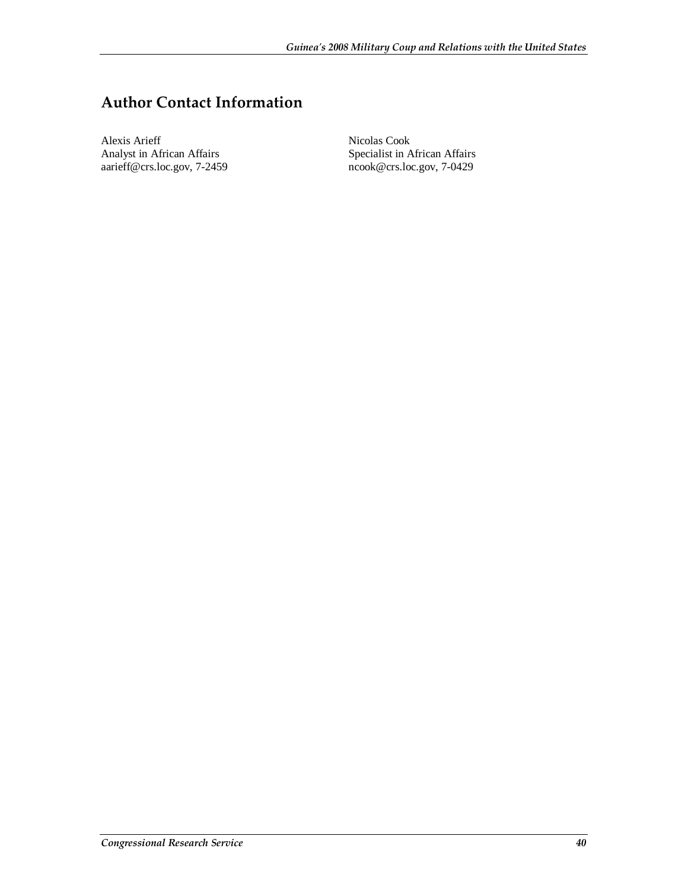## Author Contact Information

Alexis Arieff
Analyst in African Affairs
aarieff@crs.loc.gov, 7-2459

Nicolas Cook
Specialist in African Affairs
ncook@crs.loc.gov, 7-0429